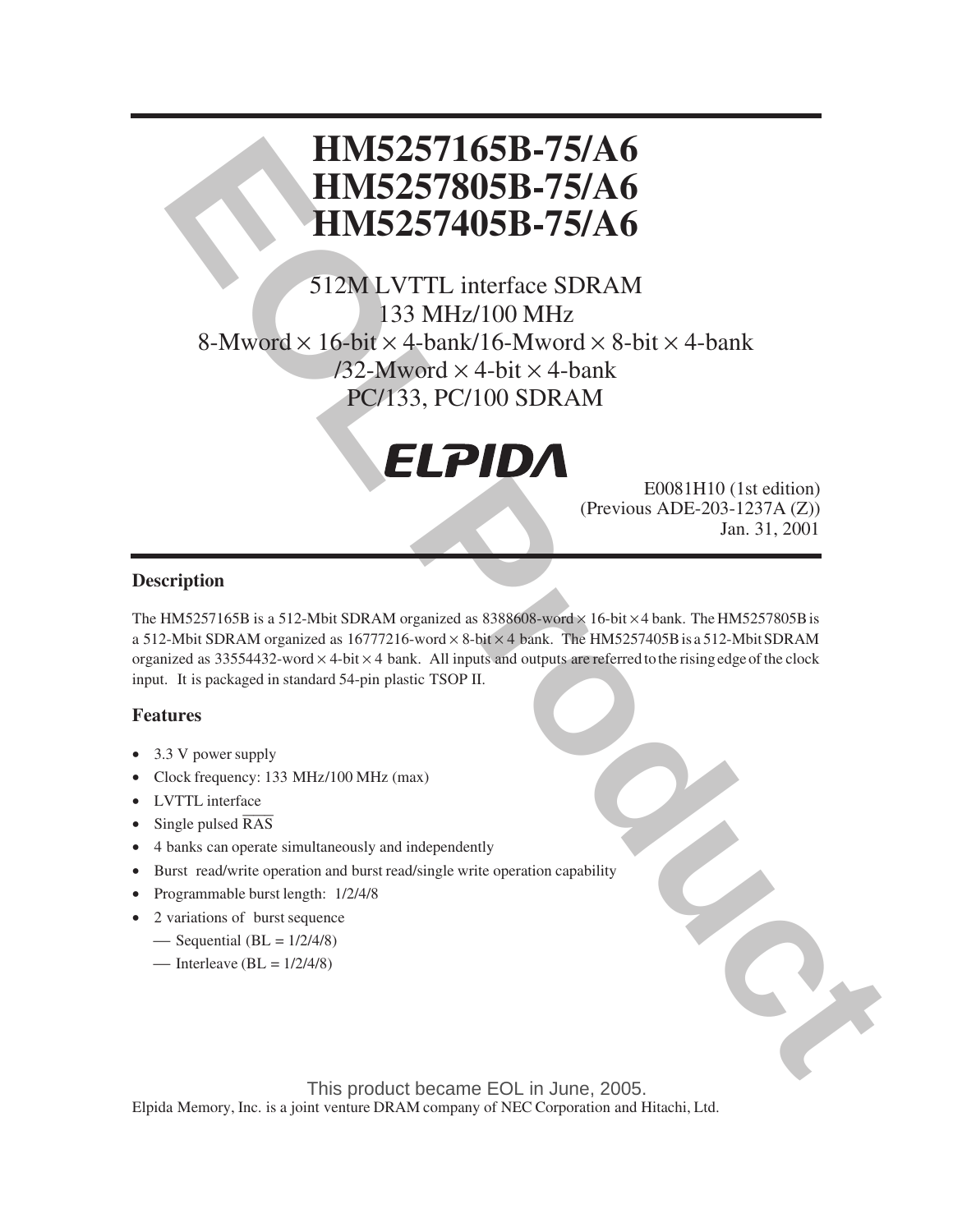# HM5257165B-75/A6
# HM5257805B-75/A6
# HM5257405B-75/A6

512M LVTTL interface SDRAM
133 MHz/100 MHz
8-Mword × 16-bit × 4-bank/16-Mword × 8-bit × 4-bank
/32-Mword × 4-bit × 4-bank
PC/133, PC/100 SDRAM

ELPIDA

E0081H10 (1st edition)
(Previous ADE-203-1237A (Z))
Jan. 31, 2001

EOL Product

## Description

The HM5257165B is a 512-Mbit SDRAM organized as 8388608-word × 16-bit × 4 bank. The HM5257805B is a 512-Mbit SDRAM organized as 16777216-word × 8-bit × 4 bank. The HM5257405B is a 512-Mbit SDRAM organized as 33554432-word × 4-bit × 4 bank. All inputs and outputs are referred to the rising edge of the clock input. It is packaged in standard 54-pin plastic TSOP II.

## Features

- 3.3 V power supply
- Clock frequency: 133 MHz/100 MHz (max)
- LVTTL interface
- Single pulsed $\overline{RAS}$
- 4 banks can operate simultaneously and independently
- Burst read/write operation and burst read/single write operation capability
- Programmable burst length: 1/2/4/8
- 2 variations of burst sequence
  - Sequential (BL = 1/2/4/8)
  - Interleave (BL = 1/2/4/8)

This product became EOL in June, 2005.

Elpida Memory, Inc. is a joint venture DRAM company of NEC Corporation and Hitachi, Ltd.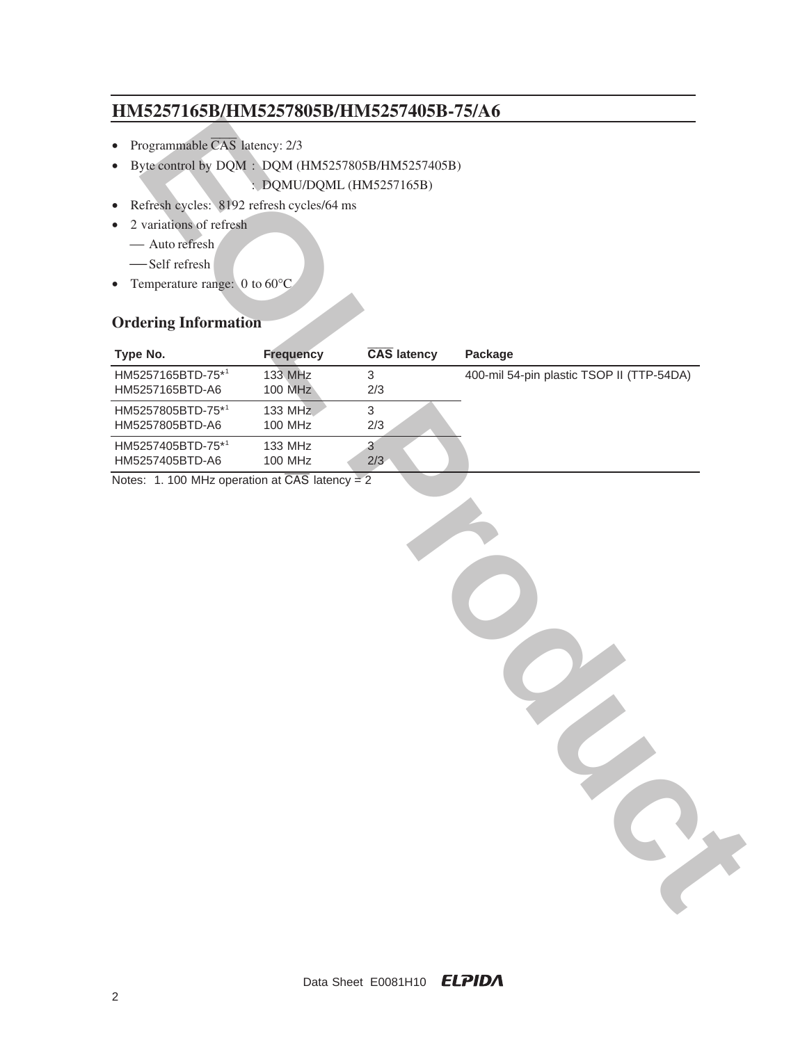## HM5257165B/HM5257805B/HM5257405B-75/A6

- Programmable $\overline{\text{CAS}}$ latency: 2/3
- Byte control by DQM : DQM (HM5257805B/HM5257405B)
  : DQMU/DQML (HM5257165B)
- Refresh cycles: 8192 refresh cycles/64 ms
- 2 variations of refresh
  - Auto refresh
  - Self refresh
- Temperature range: 0 to 60°C

## Ordering Information

| Type No. | Frequency | $\overline{\text{CAS}}$ latency | Package |
|---|---|---|---|
| HM5257165BTD-75*[1]<br>HM5257165BTD-A6 | 133 MHz<br>100 MHz | 3<br>2/3 | 400-mil 54-pin plastic TSOP II (TTP-54DA) |
| HM5257805BTD-75*[1]<br>HM5257805BTD-A6 | 133 MHz<br>100 MHz | 3<br>2/3 | |
| HM5257405BTD-75*[1]<br>HM5257405BTD-A6 | 133 MHz<br>100 MHz | 3<br>2/3 | |

Notes: 1. 100 MHz operation at $\overline{\text{CAS}}$ latency = 2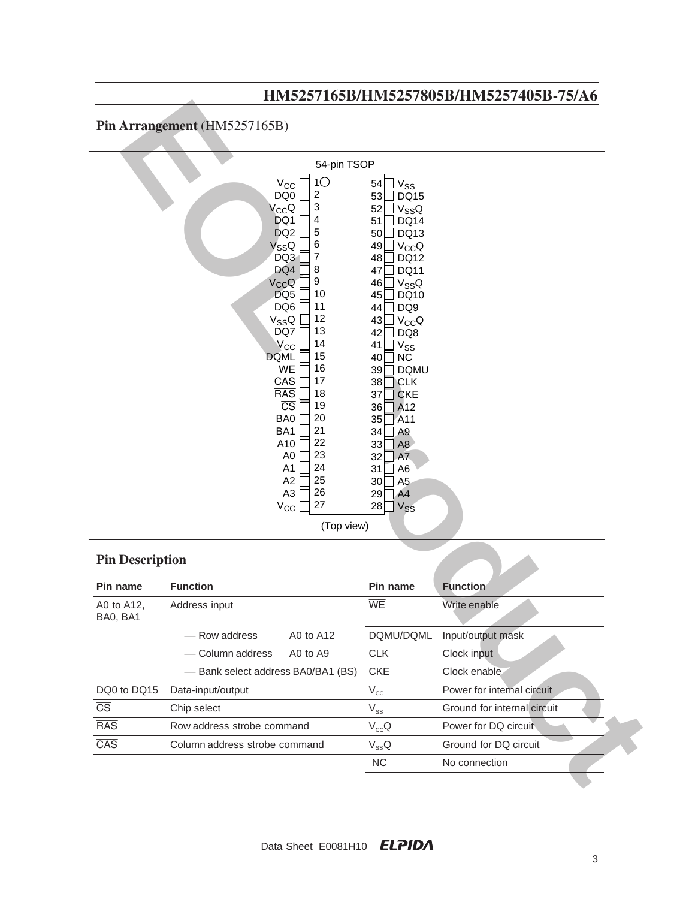## Pin Arrangement (HM5257165B)

54-pin TSOP

| Pin name | Pin | Pin | Pin name |
|---|---|---|---|
| $V_{CC}$ | 1 | 54 | $V_{SS}$ |
| DQ0 | 2 | 53 | DQ15 |
| $V_{CC}Q$ | 3 | 52 | $V_{SS}Q$ |
| DQ1 | 4 | 51 | DQ14 |
| DQ2 | 5 | 50 | DQ13 |
| $V_{SS}Q$ | 6 | 49 | $V_{CC}Q$ |
| DQ3 | 7 | 48 | DQ12 |
| DQ4 | 8 | 47 | DQ11 |
| $V_{CC}Q$ | 9 | 46 | $V_{SS}Q$ |
| DQ5 | 10 | 45 | DQ10 |
| DQ6 | 11 | 44 | DQ9 |
| $V_{SS}Q$ | 12 | 43 | $V_{CC}Q$ |
| DQ7 | 13 | 42 | DQ8 |
| $V_{CC}$ | 14 | 41 | $V_{SS}$ |
| DQML | 15 | 40 | NC |
| $\overline{WE}$ | 16 | 39 | DQMU |
| $\overline{CAS}$ | 17 | 38 | CLK |
| $\overline{RAS}$ | 18 | 37 | CKE |
| $\overline{CS}$ | 19 | 36 | A12 |
| BA0 | 20 | 35 | A11 |
| BA1 | 21 | 34 | A9 |
| A10 | 22 | 33 | A8 |
| A0 | 23 | 32 | A7 |
| A1 | 24 | 31 | A6 |
| A2 | 25 | 30 | A5 |
| A3 | 26 | 29 | A4 |
| $V_{CC}$ | 27 | 28 | $V_{SS}$ |

(Top view)

## Pin Description

| Pin name | Function | | Pin name | Function |
|---|---|---|---|---|
| A0 to A12, BA0, BA1 | Address input | | $\overline{WE}$ | Write enable |
| | — Row address | A0 to A12 | DQMU/DQML | Input/output mask |
| | — Column address | A0 to A9 | CLK | Clock input |
| | — Bank select address BA0/BA1 (BS) | | CKE | Clock enable |
| DQ0 to DQ15 | Data-input/output | | $V_{CC}$ | Power for internal circuit |
| $\overline{CS}$ | Chip select | | $V_{SS}$ | Ground for internal circuit |
| $\overline{RAS}$ | Row address strobe command | | $V_{CC}Q$ | Power for DQ circuit |
| $\overline{CAS}$ | Column address strobe command | | $V_{SS}Q$ | Ground for DQ circuit |
| | | | NC | No connection |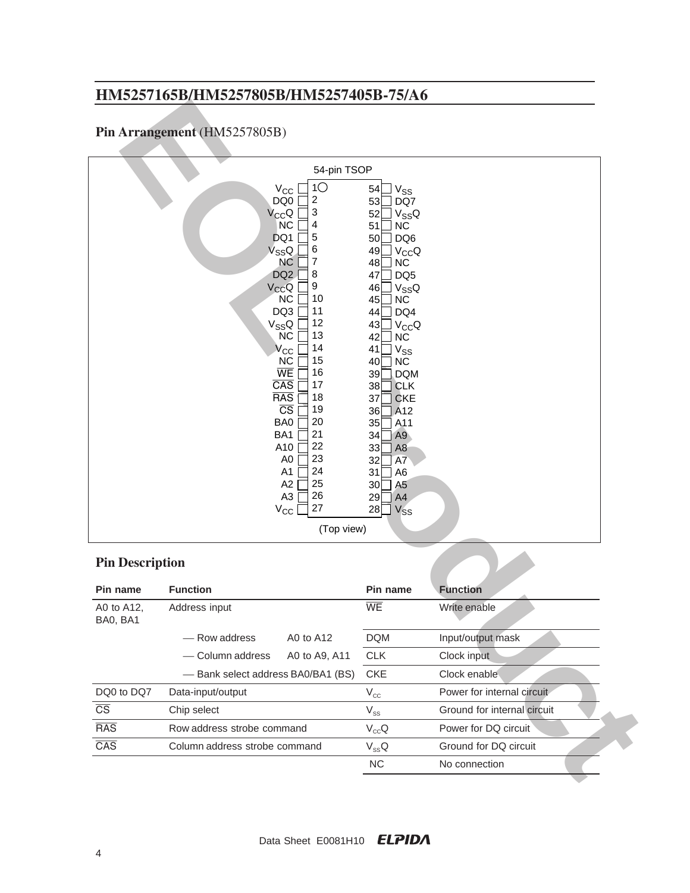## Pin Arrangement (HM5257805B)

54-pin TSOP

| Pin name | Pin | Pin | Pin name |
|---|---|---|---|
| $V_{CC}$ | 1 | 54 | $V_{SS}$ |
| DQ0 | 2 | 53 | DQ7 |
| $V_{CC}Q$ | 3 | 52 | $V_{SS}Q$ |
| NC | 4 | 51 | NC |
| DQ1 | 5 | 50 | DQ6 |
| $V_{SS}Q$ | 6 | 49 | $V_{CC}Q$ |
| NC | 7 | 48 | NC |
| DQ2 | 8 | 47 | DQ5 |
| $V_{CC}Q$ | 9 | 46 | $V_{SS}Q$ |
| NC | 10 | 45 | NC |
| DQ3 | 11 | 44 | DQ4 |
| $V_{SS}Q$ | 12 | 43 | $V_{CC}Q$ |
| NC | 13 | 42 | NC |
| $V_{CC}$ | 14 | 41 | $V_{SS}$ |
| NC | 15 | 40 | NC |
| $\overline{WE}$ | 16 | 39 | DQM |
| $\overline{CAS}$ | 17 | 38 | CLK |
| $\overline{RAS}$ | 18 | 37 | CKE |
| $\overline{CS}$ | 19 | 36 | A12 |
| BA0 | 20 | 35 | A11 |
| BA1 | 21 | 34 | A9 |
| A10 | 22 | 33 | A8 |
| A0 | 23 | 32 | A7 |
| A1 | 24 | 31 | A6 |
| A2 | 25 | 30 | A5 |
| A3 | 26 | 29 | A4 |
| $V_{CC}$ | 27 | 28 | $V_{SS}$ |

(Top view)

## Pin Description

| Pin name | Function | | Pin name | Function |
|---|---|---|---|---|
| A0 to A12, BA0, BA1 | Address input | | $\overline{WE}$ | Write enable |
| | — Row address | A0 to A12 | DQM | Input/output mask |
| | — Column address | A0 to A9, A11 | CLK | Clock input |
| | — Bank select address BA0/BA1 (BS) | | CKE | Clock enable |
| DQ0 to DQ7 | Data-input/output | | $V_{CC}$ | Power for internal circuit |
| $\overline{CS}$ | Chip select | | $V_{SS}$ | Ground for internal circuit |
| $\overline{RAS}$ | Row address strobe command | | $V_{CC}Q$ | Power for DQ circuit |
| $\overline{CAS}$ | Column address strobe command | | $V_{SS}Q$ | Ground for DQ circuit |
| | | | NC | No connection |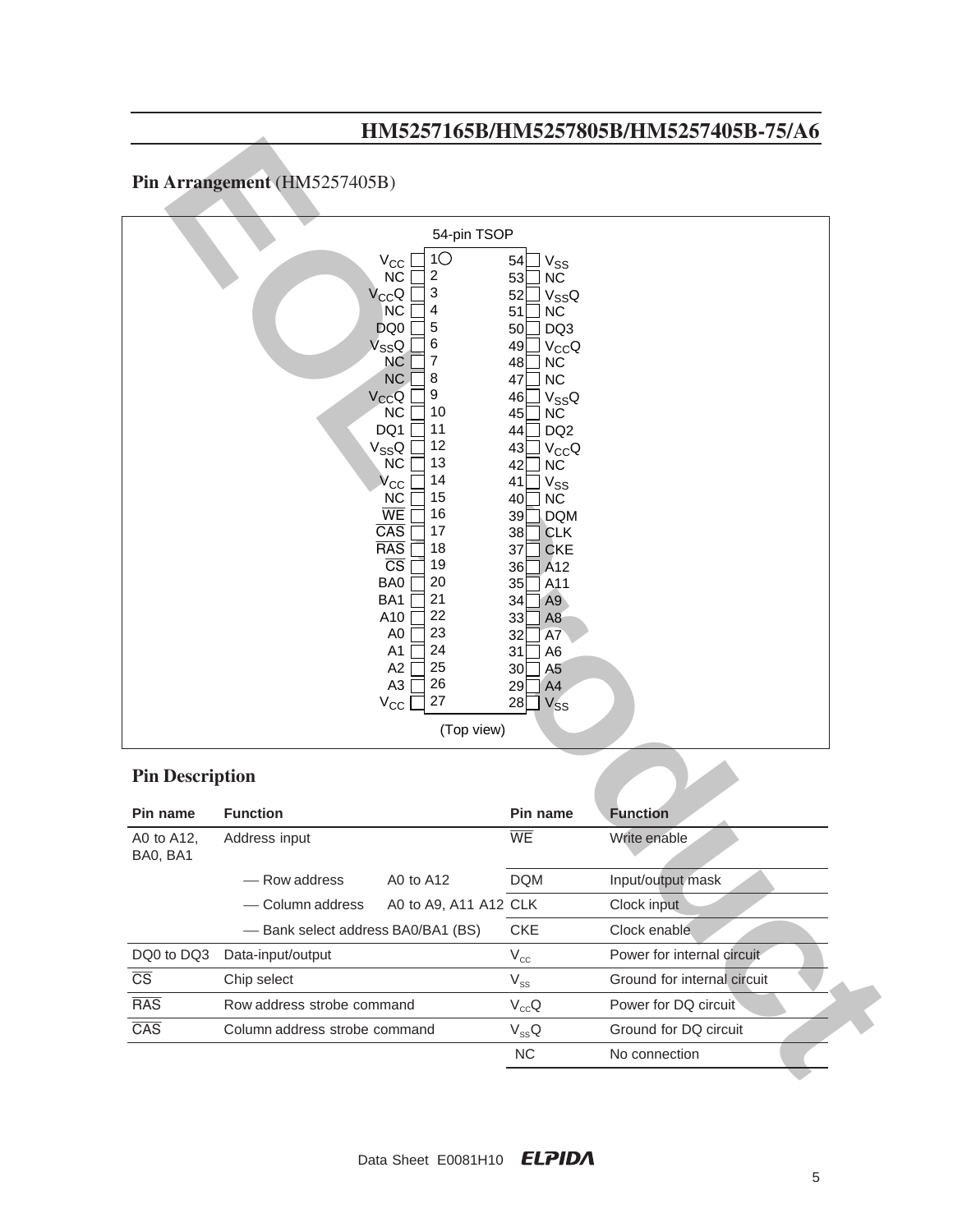## Pin Arrangement (HM5257405B)

54-pin TSOP

| Pin name | Pin No. | Pin No. | Pin name |
|---|---|---|---|
| $V_{CC}$ | 1 | 54 | $V_{SS}$ |
| NC | 2 | 53 | NC |
| $V_{CC}Q$ | 3 | 52 | $V_{SS}Q$ |
| NC | 4 | 51 | NC |
| DQ0 | 5 | 50 | DQ3 |
| $V_{SS}Q$ | 6 | 49 | $V_{CC}Q$ |
| NC | 7 | 48 | NC |
| NC | 8 | 47 | NC |
| $V_{CC}Q$ | 9 | 46 | $V_{SS}Q$ |
| NC | 10 | 45 | NC |
| DQ1 | 11 | 44 | DQ2 |
| $V_{SS}Q$ | 12 | 43 | $V_{CC}Q$ |
| NC | 13 | 42 | NC |
| $V_{CC}$ | 14 | 41 | $V_{SS}$ |
| NC | 15 | 40 | NC |
| $\overline{WE}$ | 16 | 39 | DQM |
| $\overline{CAS}$ | 17 | 38 | CLK |
| $\overline{RAS}$ | 18 | 37 | CKE |
| $\overline{CS}$ | 19 | 36 | A12 |
| BA0 | 20 | 35 | A11 |
| BA1 | 21 | 34 | A9 |
| A10 | 22 | 33 | A8 |
| A0 | 23 | 32 | A7 |
| A1 | 24 | 31 | A6 |
| A2 | 25 | 30 | A5 |
| A3 | 26 | 29 | A4 |
| $V_{CC}$ | 27 | 28 | $V_{SS}$ |

(Top view)

## Pin Description

| Pin name | Function | | Pin name | Function |
|---|---|---|---|---|
| A0 to A12, BA0, BA1 | Address input | | $\overline{WE}$ | Write enable |
| | — Row address | A0 to A12 | DQM | Input/output mask |
| | — Column address | A0 to A9, A11 A12 | CLK | Clock input |
| | — Bank select address BA0/BA1 (BS) | | CKE | Clock enable |
| DQ0 to DQ3 | Data-input/output | | $V_{CC}$ | Power for internal circuit |
| $\overline{CS}$ | Chip select | | $V_{SS}$ | Ground for internal circuit |
| $\overline{RAS}$ | Row address strobe command | | $V_{CC}Q$ | Power for DQ circuit |
| $\overline{CAS}$ | Column address strobe command | | $V_{SS}Q$ | Ground for DQ circuit |
| | | | NC | No connection |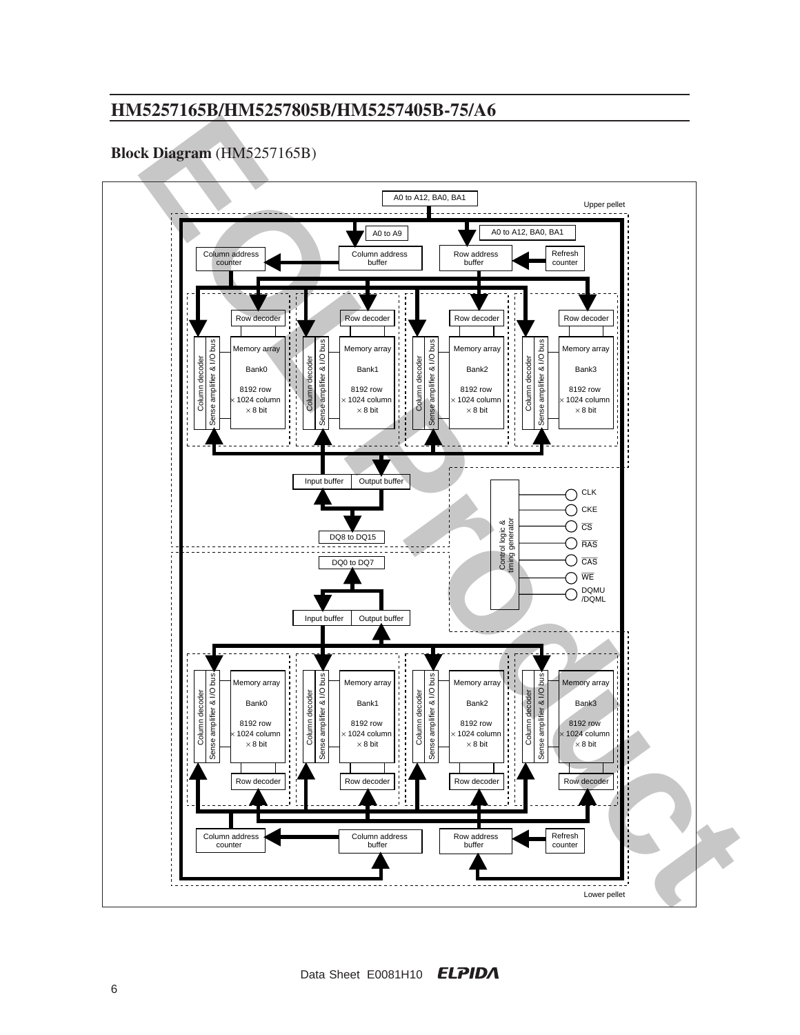## Block Diagram (HM5257165B)

A0 to A12, BA0, BA1

Upper pellet

A0 to A9

A0 to A12, BA0, BA1

Column address counter

Column address buffer

Row address buffer

Refresh counter

Row decoder | Row decoder | Row decoder | Row decoder

Column decoder / Sense amplifier & I/O bus — Memory array Bank0 8192 row × 1024 column × 8 bit

Column decoder / Sense amplifier & I/O bus — Memory array Bank1 8192 row × 1024 column × 8 bit

Column decoder / Sense amplifier & I/O bus — Memory array Bank2 8192 row × 1024 column × 8 bit

Column decoder / Sense amplifier & I/O bus — Memory array Bank3 8192 row × 1024 column × 8 bit

Input buffer | Output buffer

DQ8 to DQ15

Control logic & timing generator

CLK, CKE, $\overline{CS}$, $\overline{RAS}$, $\overline{CAS}$, $\overline{WE}$, DQMU /DQML

DQ0 to DQ7

Input buffer | Output buffer

Column decoder / Sense amplifier & I/O bus — Memory array Bank0 8192 row × 1024 column × 8 bit

Column decoder / Sense amplifier & I/O bus — Memory array Bank1 8192 row × 1024 column × 8 bit

Column decoder / Sense amplifier & I/O bus — Memory array Bank2 8192 row × 1024 column × 8 bit

Column decoder / Sense amplifier & I/O bus — Memory array Bank3 8192 row × 1024 column × 8 bit

Row decoder | Row decoder | Row decoder | Row decoder

Column address counter

Column address buffer

Row address buffer

Refresh counter

Lower pellet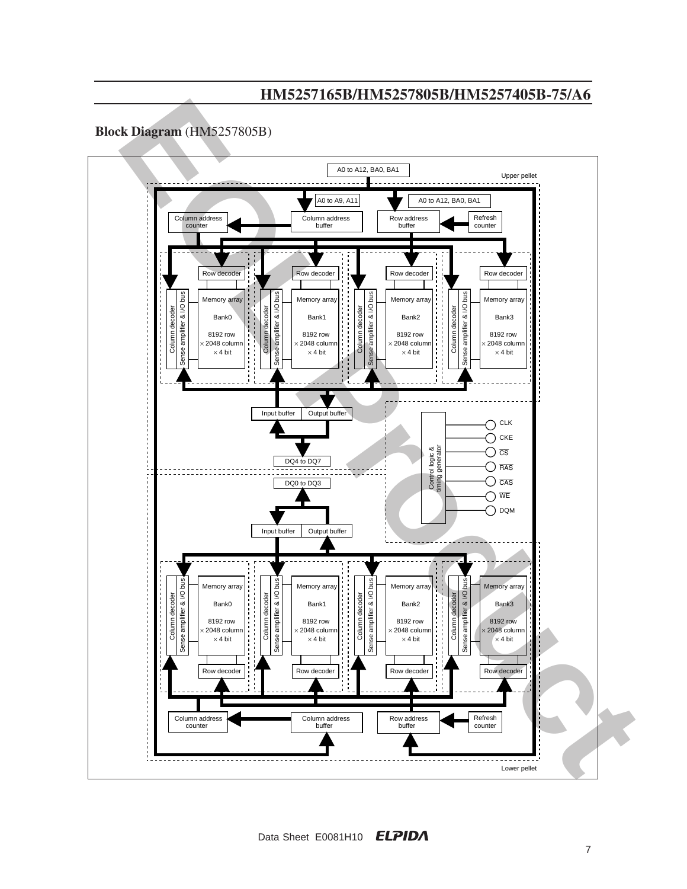## Block Diagram (HM5257805B)

A0 to A12, BA0, BA1

Upper pellet

A0 to A9, A11

A0 to A12, BA0, BA1

Column address counter

Column address buffer

Row address buffer

Refresh counter

Row decoder

Column decoder

Sense amplifier & I/O bus

Memory array

Bank0

8192 row × 2048 column × 4 bit

Bank1

8192 row × 2048 column × 4 bit

Bank2

8192 row × 2048 column × 4 bit

Bank3

8192 row × 2048 column × 4 bit

Input buffer

Output buffer

DQ4 to DQ7

Control logic & timing generator

CLK

CKE

$\overline{CS}$

$\overline{RAS}$

$\overline{CAS}$

$\overline{WE}$

DQM

DQ0 to DQ3

Input buffer

Output buffer

Memory array

Bank0

8192 row × 2048 column × 4 bit

Bank1

8192 row × 2048 column × 4 bit

Bank2

8192 row × 2048 column × 4 bit

Bank3

8192 row × 2048 column × 4 bit

Row decoder

Column address counter

Column address buffer

Row address buffer

Refresh counter

Lower pellet

Data Sheet E0081H10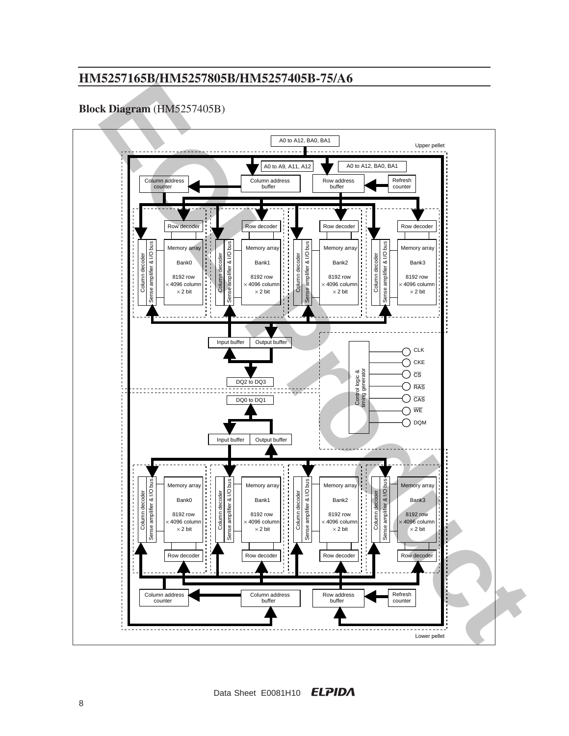## Block Diagram (HM5257405B)

A0 to A12, BA0, BA1

Upper pellet

A0 to A9, A11, A12

A0 to A12, BA0, BA1

Column address counter

Column address buffer

Row address buffer

Refresh counter

Row decoder

Column decoder

Sense amplifier & I/O bus

Memory array

Bank0

8192 row × 4096 column × 2 bit

Bank1

8192 row × 4096 column × 2 bit

Bank2

8192 row × 4096 column × 2 bit

Bank3

8192 row × 4096 column × 2 bit

Input buffer

Output buffer

DQ2 to DQ3

Control logic & timing generator

CLK

CKE

$\overline{CS}$

$\overline{RAS}$

$\overline{CAS}$

$\overline{WE}$

DQM

DQ0 to DQ1

Input buffer

Output buffer

Column decoder

Sense amplifier & I/O bus

Memory array

Bank0

8192 row × 4096 column × 2 bit

Bank1

8192 row × 4096 column × 2 bit

Bank2

8192 row × 4096 column × 2 bit

Bank3

8192 row × 4096 column × 2 bit

Row decoder

Column address counter

Column address buffer

Row address buffer

Refresh counter

Lower pellet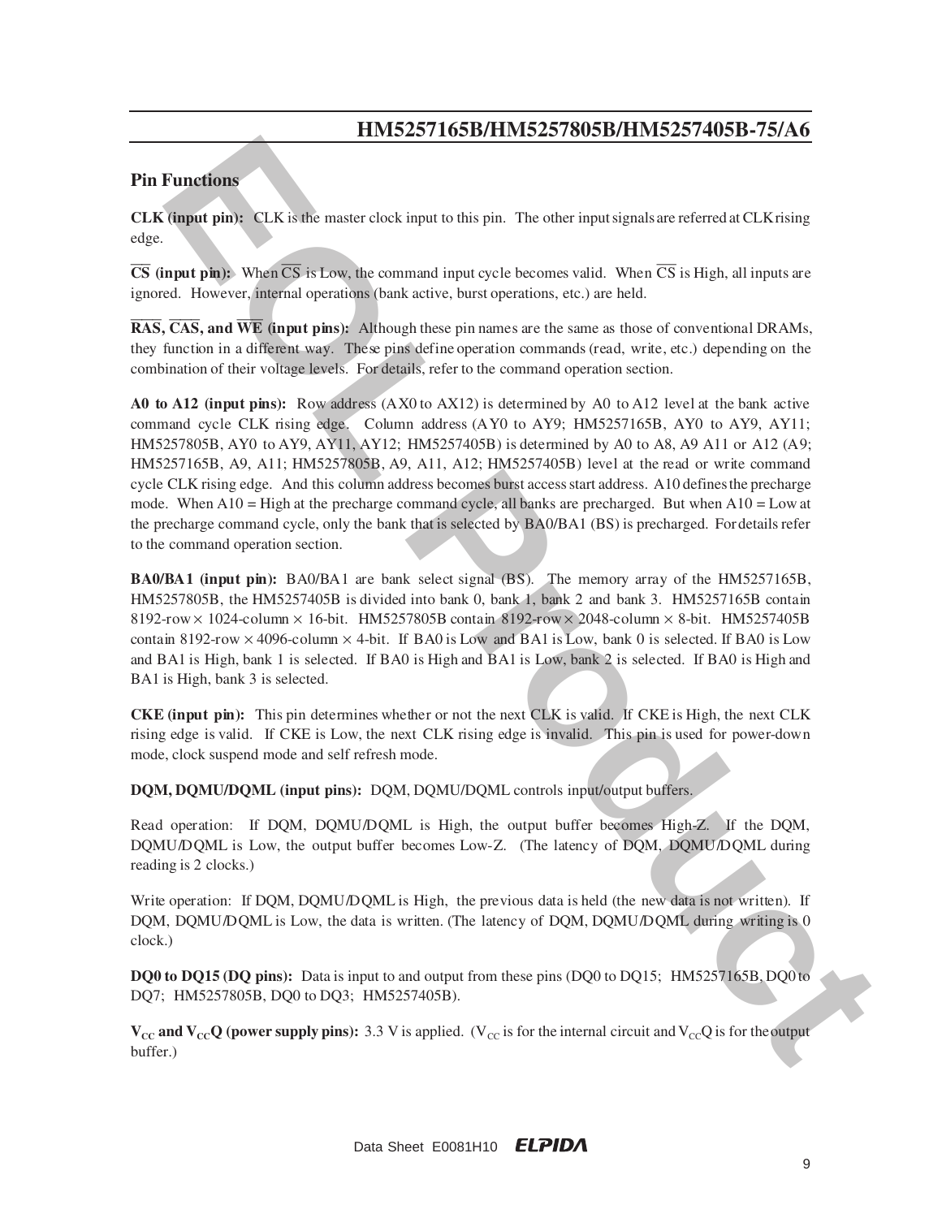## Pin Functions

**CLK (input pin):** CLK is the master clock input to this pin. The other input signals are referred at CLK rising edge.

**$\overline{CS}$ (input pin):** When $\overline{CS}$ is Low, the command input cycle becomes valid. When $\overline{CS}$ is High, all inputs are ignored. However, internal operations (bank active, burst operations, etc.) are held.

**$\overline{RAS}$, $\overline{CAS}$, and $\overline{WE}$ (input pins):** Although these pin names are the same as those of conventional DRAMs, they function in a different way. These pins define operation commands (read, write, etc.) depending on the combination of their voltage levels. For details, refer to the command operation section.

**A0 to A12 (input pins):** Row address (AX0 to AX12) is determined by A0 to A12 level at the bank active command cycle CLK rising edge. Column address (AY0 to AY9; HM5257165B, AY0 to AY9, AY11; HM5257805B, AY0 to AY9, AY11, AY12; HM5257405B) is determined by A0 to A8, A9 A11 or A12 (A9; HM5257165B, A9, A11; HM5257805B, A9, A11, A12; HM5257405B) level at the read or write command cycle CLK rising edge. And this column address becomes burst access start address. A10 defines the precharge mode. When A10 = High at the precharge command cycle, all banks are precharged. But when A10 = Low at the precharge command cycle, only the bank that is selected by BA0/BA1 (BS) is precharged. For details refer to the command operation section.

**BA0/BA1 (input pin):** BA0/BA1 are bank select signal (BS). The memory array of the HM5257165B, HM5257805B, the HM5257405B is divided into bank 0, bank 1, bank 2 and bank 3. HM5257165B contain 8192-row × 1024-column × 16-bit. HM5257805B contain 8192-row × 2048-column × 8-bit. HM5257405B contain 8192-row × 4096-column × 4-bit. If BA0 is Low and BA1 is Low, bank 0 is selected. If BA0 is Low and BA1 is High, bank 1 is selected. If BA0 is High and BA1 is Low, bank 2 is selected. If BA0 is High and BA1 is High, bank 3 is selected.

**CKE (input pin):** This pin determines whether or not the next CLK is valid. If CKE is High, the next CLK rising edge is valid. If CKE is Low, the next CLK rising edge is invalid. This pin is used for power-down mode, clock suspend mode and self refresh mode.

**DQM, DQMU/DQML (input pins):** DQM, DQMU/DQML controls input/output buffers.

Read operation: If DQM, DQMU/DQML is High, the output buffer becomes High-Z. If the DQM, DQMU/DQML is Low, the output buffer becomes Low-Z. (The latency of DQM, DQMU/DQML during reading is 2 clocks.)

Write operation: If DQM, DQMU/DQML is High, the previous data is held (the new data is not written). If DQM, DQMU/DQML is Low, the data is written. (The latency of DQM, DQMU/DQML during writing is 0 clock.)

**DQ0 to DQ15 (DQ pins):** Data is input to and output from these pins (DQ0 to DQ15; HM5257165B, DQ0 to DQ7; HM5257805B, DQ0 to DQ3; HM5257405B).

**$V_{CC}$ and $V_{CC}Q$ (power supply pins):** 3.3 V is applied. ($V_{CC}$ is for the internal circuit and $V_{CC}Q$ is for the output buffer.)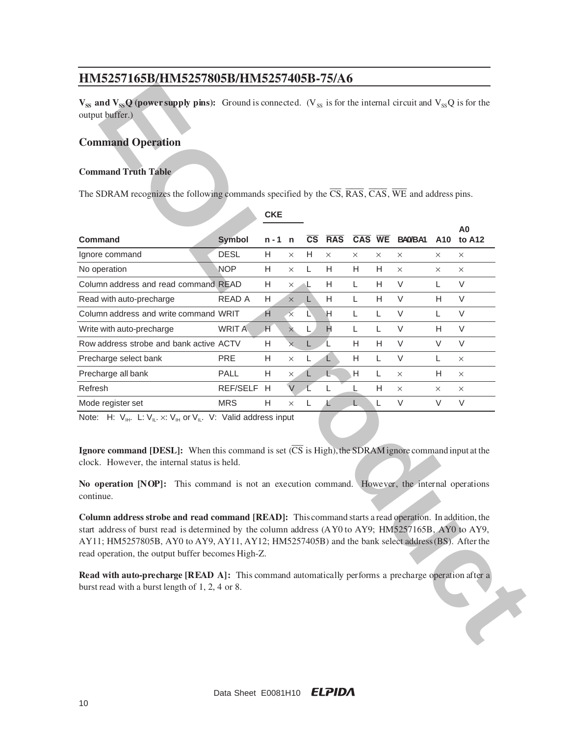**$V_{SS}$ and $V_{SS}Q$ (power supply pins):** Ground is connected. ($V_{SS}$ is for the internal circuit and $V_{SS}Q$ is for the output buffer.)

## Command Operation

### Command Truth Table

The SDRAM recognizes the following commands specified by the $\overline{CS}$, $\overline{RAS}$, $\overline{CAS}$, $\overline{WE}$ and address pins.

| Command | Symbol | CKE n - 1 | CKE n | $\overline{CS}$ | $\overline{RAS}$ | $\overline{CAS}$ | $\overline{WE}$ | BA0/BA1 | A10 | A0 to A12 |
|---|---|---|---|---|---|---|---|---|---|---|
| Ignore command | DESL | H | × | H | × | × | × | × | × | × |
| No operation | NOP | H | × | L | H | H | H | × | × | × |
| Column address and read command | READ | H | × | L | H | L | H | V | L | V |
| Read with auto-precharge | READ A | H | × | L | H | L | H | V | H | V |
| Column address and write command | WRIT | H | × | L | H | L | L | V | L | V |
| Write with auto-precharge | WRIT A | H | × | L | H | L | L | V | H | V |
| Row address strobe and bank active | ACTV | H | × | L | L | H | H | V | V | V |
| Precharge select bank | PRE | H | × | L | L | H | L | V | L | × |
| Precharge all bank | PALL | H | × | L | L | H | L | × | H | × |
| Refresh | REF/SELF | H | V | L | L | L | H | × | × | × |
| Mode register set | MRS | H | × | L | L | L | L | V | V | V |

Note: H: $V_{IH}$. L: $V_{IL}$. ×: $V_{IH}$ or $V_{IL}$. V: Valid address input

**Ignore command [DESL]:** When this command is set ($\overline{CS}$ is High), the SDRAM ignore command input at the clock. However, the internal status is held.

**No operation [NOP]:** This command is not an execution command. However, the internal operations continue.

**Column address strobe and read command [READ]:** This command starts a read operation. In addition, the start address of burst read is determined by the column address (AY0 to AY9; HM5257165B, AY0 to AY9, AY11; HM5257805B, AY0 to AY9, AY11, AY12; HM5257405B) and the bank select address (BS). After the read operation, the output buffer becomes High-Z.

**Read with auto-precharge [READ A]:** This command automatically performs a precharge operation after a burst read with a burst length of 1, 2, 4 or 8.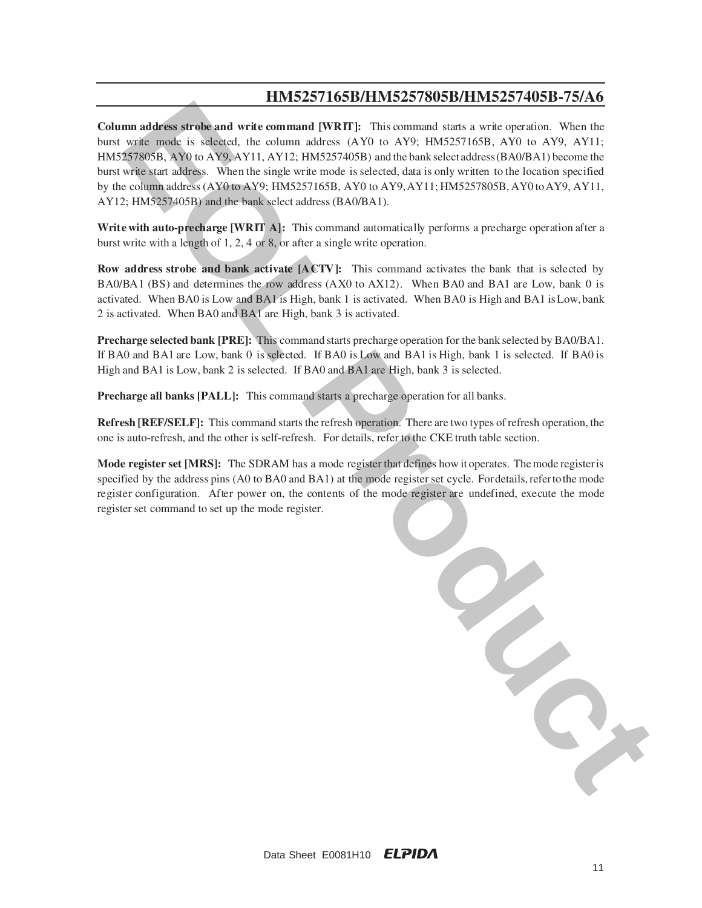**Column address strobe and write command [WRIT]:** This command starts a write operation. When the burst write mode is selected, the column address (AY0 to AY9; HM5257165B, AY0 to AY9, AY11; HM5257805B, AY0 to AY9, AY11, AY12; HM5257405B) and the bank select address (BA0/BA1) become the burst write start address. When the single write mode is selected, data is only written to the location specified by the column address (AY0 to AY9; HM5257165B, AY0 to AY9, AY11; HM5257805B, AY0 to AY9, AY11, AY12; HM5257405B) and the bank select address (BA0/BA1).

**Write with auto-precharge [WRIT A]:** This command automatically performs a precharge operation after a burst write with a length of 1, 2, 4 or 8, or after a single write operation.

**Row address strobe and bank activate [ACTV]:** This command activates the bank that is selected by BA0/BA1 (BS) and determines the row address (AX0 to AX12). When BA0 and BA1 are Low, bank 0 is activated. When BA0 is Low and BA1 is High, bank 1 is activated. When BA0 is High and BA1 is Low, bank 2 is activated. When BA0 and BA1 are High, bank 3 is activated.

**Precharge selected bank [PRE]:** This command starts precharge operation for the bank selected by BA0/BA1. If BA0 and BA1 are Low, bank 0 is selected. If BA0 is Low and BA1 is High, bank 1 is selected. If BA0 is High and BA1 is Low, bank 2 is selected. If BA0 and BA1 are High, bank 3 is selected.

**Precharge all banks [PALL]:** This command starts a precharge operation for all banks.

**Refresh [REF/SELF]:** This command starts the refresh operation. There are two types of refresh operation, the one is auto-refresh, and the other is self-refresh. For details, refer to the CKE truth table section.

**Mode register set [MRS]:** The SDRAM has a mode register that defines how it operates. The mode register is specified by the address pins (A0 to BA0 and BA1) at the mode register set cycle. For details, refer to the mode register configuration. After power on, the contents of the mode register are undefined, execute the mode register set command to set up the mode register.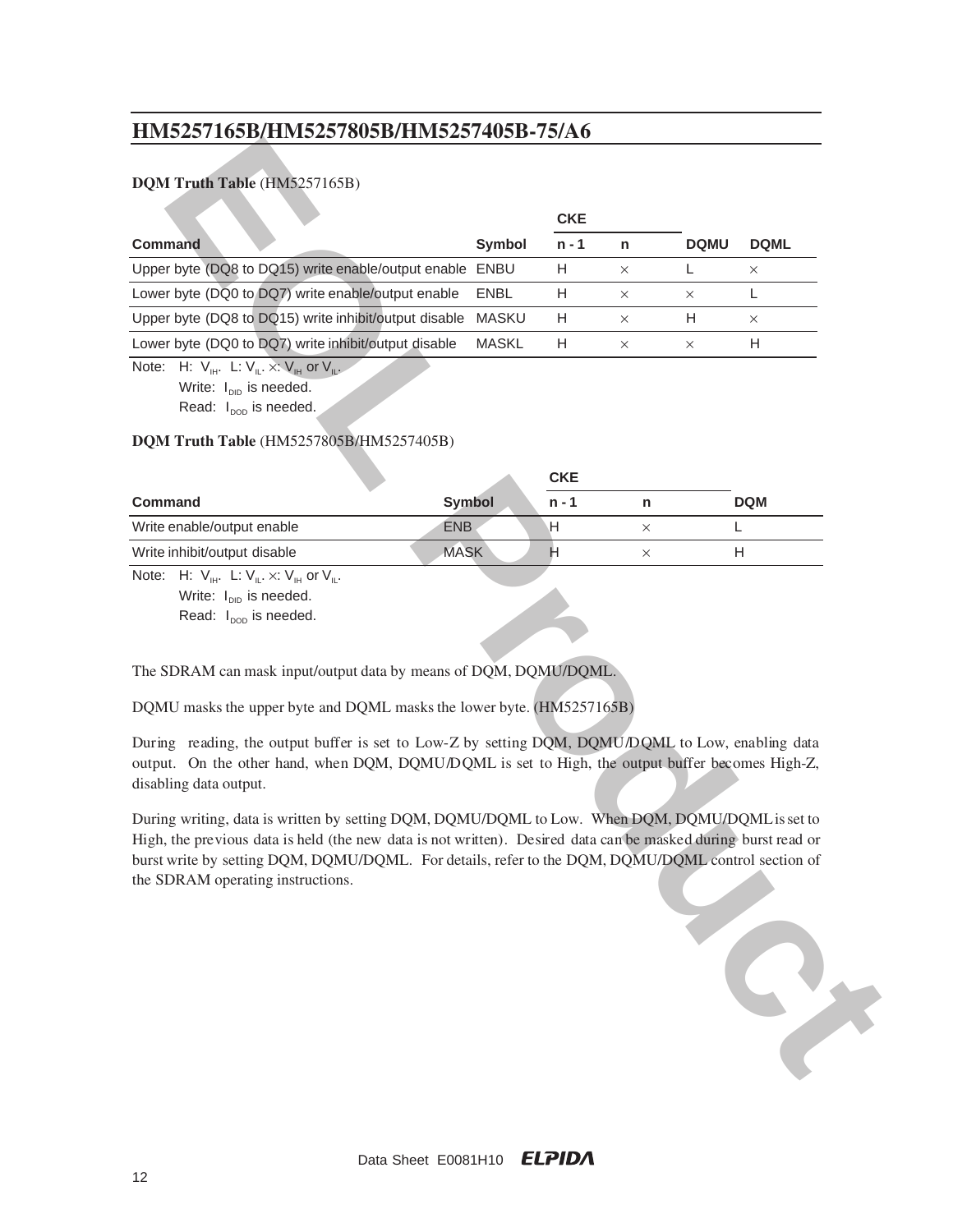**DQM Truth Table** (HM5257165B)

| Command | Symbol | CKE n - 1 | CKE n | DQMU | DQML |
|---|---|---|---|---|---|
| Upper byte (DQ8 to DQ15) write enable/output enable | ENBU | H | × | L | × |
| Lower byte (DQ0 to DQ7) write enable/output enable | ENBL | H | × | × | L |
| Upper byte (DQ8 to DQ15) write inhibit/output disable | MASKU | H | × | H | × |
| Lower byte (DQ0 to DQ7) write inhibit/output disable | MASKL | H | × | × | H |

Note: H: $V_{IH}$. L: $V_{IL}$. ×: $V_{IH}$ or $V_{IL}$.
Write: $I_{DID}$ is needed.
Read: $I_{DOD}$ is needed.

**DQM Truth Table** (HM5257805B/HM5257405B)

| Command | Symbol | CKE n - 1 | CKE n | DQM |
|---|---|---|---|---|
| Write enable/output enable | ENB | H | × | L |
| Write inhibit/output disable | MASK | H | × | H |

Note: H: $V_{IH}$. L: $V_{IL}$. ×: $V_{IH}$ or $V_{IL}$.
Write: $I_{DID}$ is needed.
Read: $I_{DOD}$ is needed.

The SDRAM can mask input/output data by means of DQM, DQMU/DQML.

DQMU masks the upper byte and DQML masks the lower byte. (HM5257165B)

During reading, the output buffer is set to Low-Z by setting DQM, DQMU/DQML to Low, enabling data output. On the other hand, when DQM, DQMU/DQML is set to High, the output buffer becomes High-Z, disabling data output.

During writing, data is written by setting DQM, DQMU/DQML to Low. When DQM, DQMU/DQML is set to High, the previous data is held (the new data is not written). Desired data can be masked during burst read or burst write by setting DQM, DQMU/DQML. For details, refer to the DQM, DQMU/DQML control section of the SDRAM operating instructions.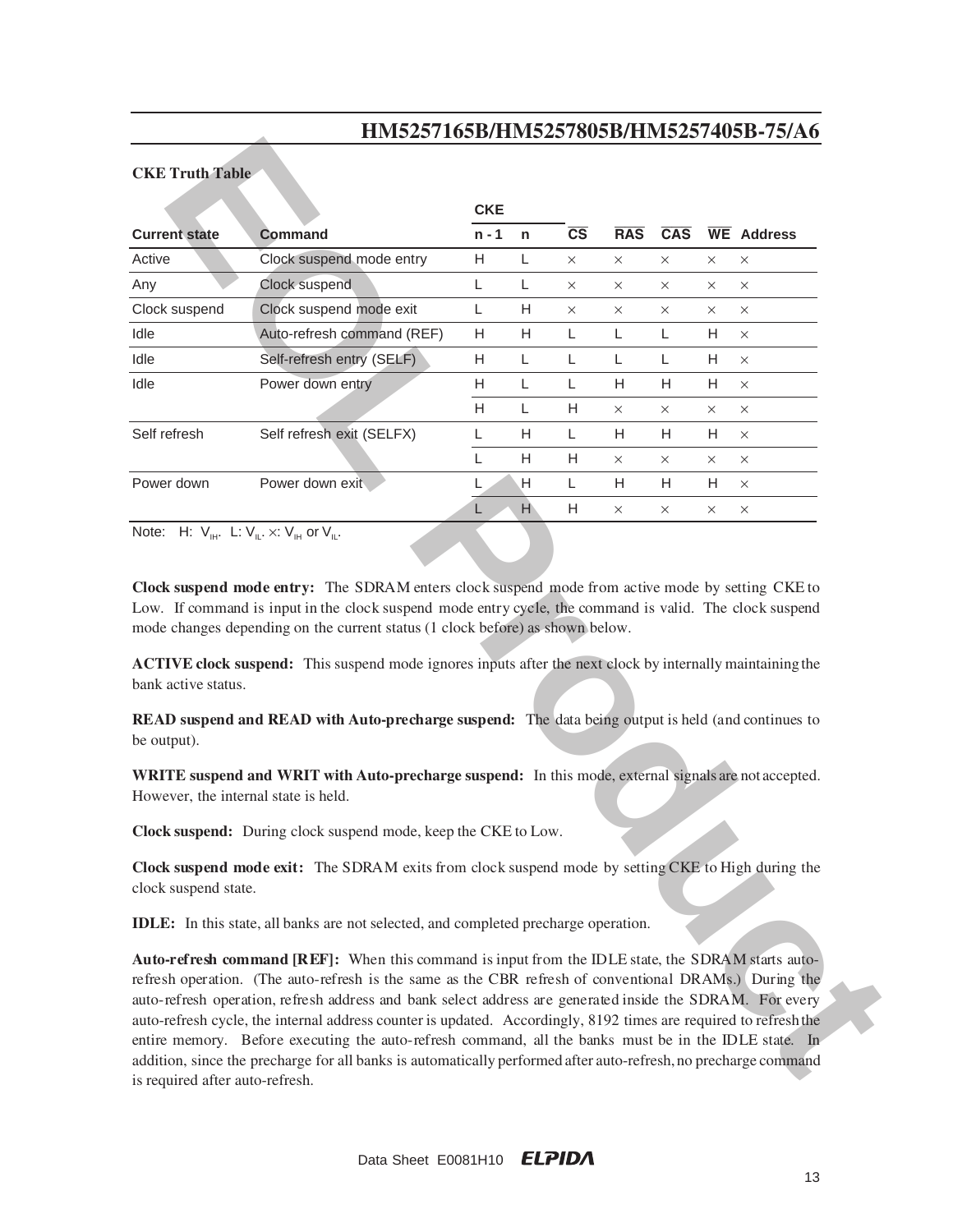### CKE Truth Table

| Current state | Command | CKE n - 1 | CKE n | $\overline{CS}$ | $\overline{RAS}$ | $\overline{CAS}$ | $\overline{WE}$ | Address |
|---|---|---|---|---|---|---|---|---|
| Active | Clock suspend mode entry | H | L | × | × | × | × | × |
| Any | Clock suspend | L | L | × | × | × | × | × |
| Clock suspend | Clock suspend mode exit | L | H | × | × | × | × | × |
| Idle | Auto-refresh command (REF) | H | H | L | L | L | H | × |
| Idle | Self-refresh entry (SELF) | H | L | L | L | L | H | × |
| Idle | Power down entry | H | L | L | H | H | H | × |
| | | H | L | H | × | × | × | × |
| Self refresh | Self refresh exit (SELFX) | L | H | L | H | H | H | × |
| | | L | H | H | × | × | × | × |
| Power down | Power down exit | L | H | L | H | H | H | × |
| | | L | H | H | × | × | × | × |

Note: H: $V_{IH}$. L: $V_{IL}$. ×: $V_{IH}$ or $V_{IL}$.

**Clock suspend mode entry:** The SDRAM enters clock suspend mode from active mode by setting CKE to Low. If command is input in the clock suspend mode entry cycle, the command is valid. The clock suspend mode changes depending on the current status (1 clock before) as shown below.

**ACTIVE clock suspend:** This suspend mode ignores inputs after the next clock by internally maintaining the bank active status.

**READ suspend and READ with Auto-precharge suspend:** The data being output is held (and continues to be output).

**WRITE suspend and WRIT with Auto-precharge suspend:** In this mode, external signals are not accepted. However, the internal state is held.

**Clock suspend:** During clock suspend mode, keep the CKE to Low.

**Clock suspend mode exit:** The SDRAM exits from clock suspend mode by setting CKE to High during the clock suspend state.

**IDLE:** In this state, all banks are not selected, and completed precharge operation.

**Auto-refresh command [REF]:** When this command is input from the IDLE state, the SDRAM starts auto-refresh operation. (The auto-refresh is the same as the CBR refresh of conventional DRAMs.) During the auto-refresh operation, refresh address and bank select address are generated inside the SDRAM. For every auto-refresh cycle, the internal address counter is updated. Accordingly, 8192 times are required to refresh the entire memory. Before executing the auto-refresh command, all the banks must be in the IDLE state. In addition, since the precharge for all banks is automatically performed after auto-refresh, no precharge command is required after auto-refresh.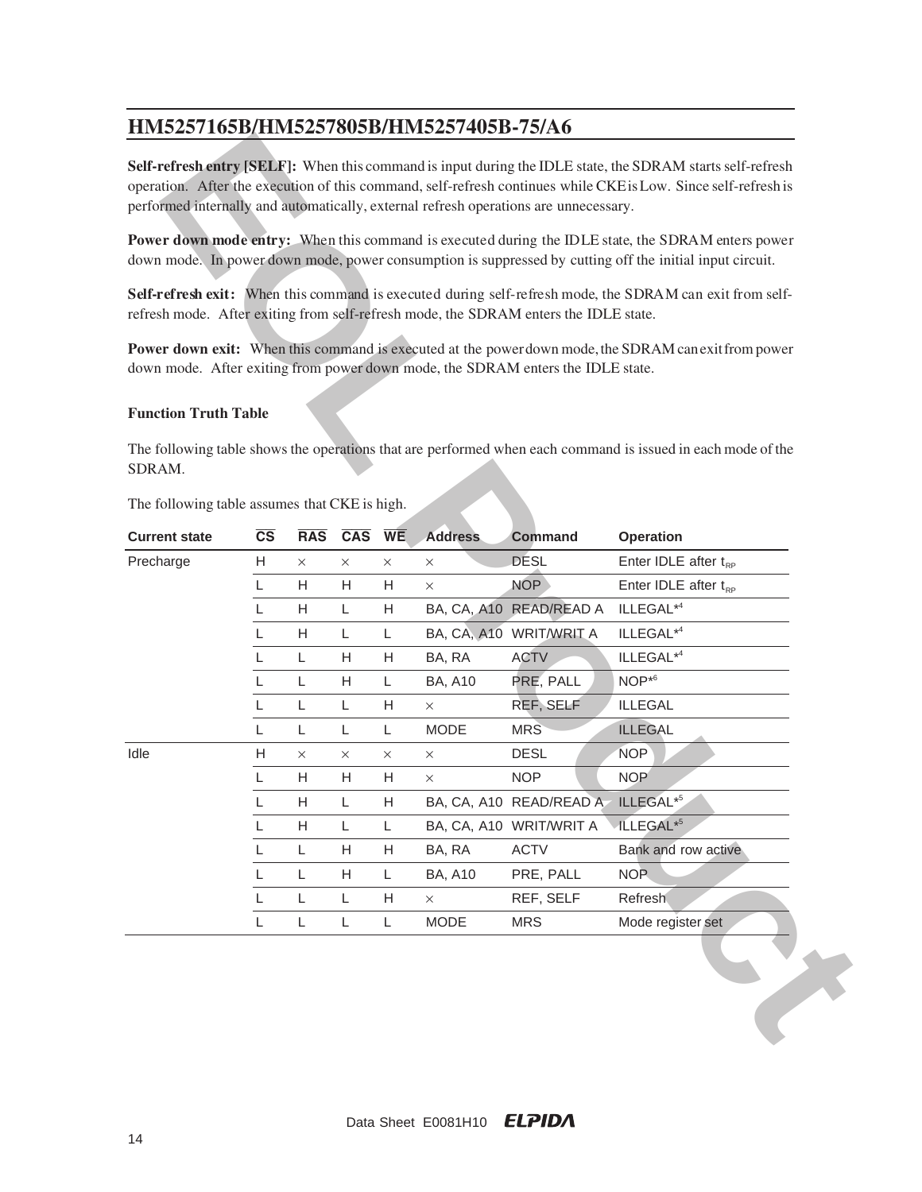**Self-refresh entry [SELF]:** When this command is input during the IDLE state, the SDRAM starts self-refresh operation. After the execution of this command, self-refresh continues while CKE is Low. Since self-refresh is performed internally and automatically, external refresh operations are unnecessary.

**Power down mode entry:** When this command is executed during the IDLE state, the SDRAM enters power down mode. In power down mode, power consumption is suppressed by cutting off the initial input circuit.

**Self-refresh exit:** When this command is executed during self-refresh mode, the SDRAM can exit from self-refresh mode. After exiting from self-refresh mode, the SDRAM enters the IDLE state.

**Power down exit:** When this command is executed at the power down mode, the SDRAM can exit from power down mode. After exiting from power down mode, the SDRAM enters the IDLE state.

**Function Truth Table**

The following table shows the operations that are performed when each command is issued in each mode of the SDRAM.

The following table assumes that CKE is high.

| Current state | $\overline{CS}$ | $\overline{RAS}$ | $\overline{CAS}$ | $\overline{WE}$ | Address | Command | Operation |
|---|---|---|---|---|---|---|---|
| Precharge | H | × | × | × | × | DESL | Enter IDLE after $t_{RP}$ |
| | L | H | H | H | × | NOP | Enter IDLE after $t_{RP}$ |
| | L | H | L | H | BA, CA, A10 | READ/READ A | ILLEGAL*4 |
| | L | H | L | L | BA, CA, A10 | WRIT/WRIT A | ILLEGAL*4 |
| | L | L | H | H | BA, RA | ACTV | ILLEGAL*4 |
| | L | L | H | L | BA, A10 | PRE, PALL | NOP*6 |
| | L | L | L | H | × | REF, SELF | ILLEGAL |
| | L | L | L | L | MODE | MRS | ILLEGAL |
| Idle | H | × | × | × | × | DESL | NOP |
| | L | H | H | H | × | NOP | NOP |
| | L | H | L | H | BA, CA, A10 | READ/READ A | ILLEGAL*5 |
| | L | H | L | L | BA, CA, A10 | WRIT/WRIT A | ILLEGAL*5 |
| | L | L | H | H | BA, RA | ACTV | Bank and row active |
| | L | L | H | L | BA, A10 | PRE, PALL | NOP |
| | L | L | L | H | × | REF, SELF | Refresh |
| | L | L | L | L | MODE | MRS | Mode register set |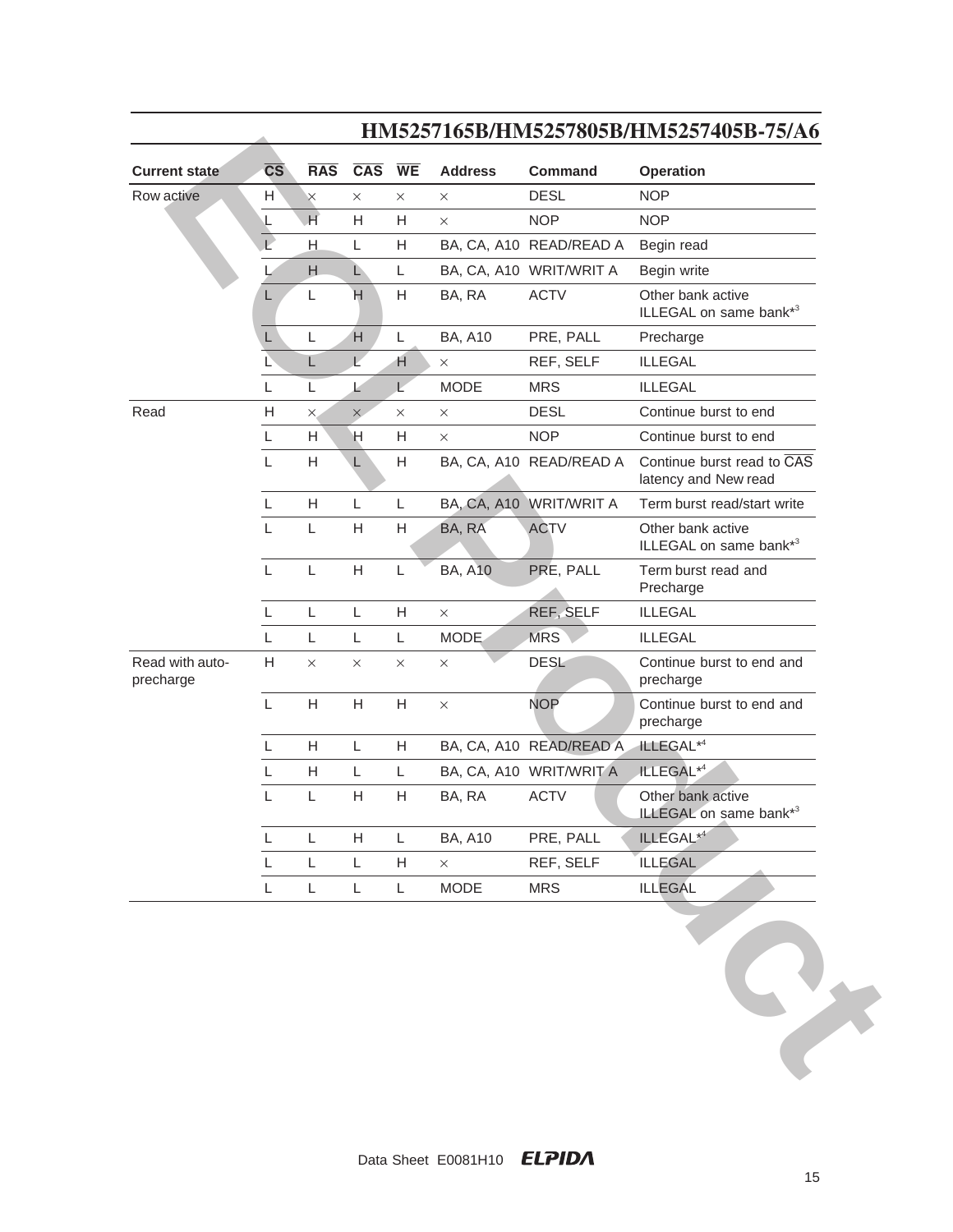| Current state | $\overline{CS}$ | $\overline{RAS}$ | $\overline{CAS}$ | $\overline{WE}$ | Address | Command | Operation |
|---|---|---|---|---|---|---|---|
| Row active | H | × | × | × | × | DESL | NOP |
| | L | H | H | H | × | NOP | NOP |
| | L | H | L | H | BA, CA, A10 | READ/READ A | Begin read |
| | L | H | L | L | BA, CA, A10 | WRIT/WRIT A | Begin write |
| | L | L | H | H | BA, RA | ACTV | Other bank active ILLEGAL on same bank*3 |
| | L | L | H | L | BA, A10 | PRE, PALL | Precharge |
| | L | L | L | H | × | REF, SELF | ILLEGAL |
| | L | L | L | L | MODE | MRS | ILLEGAL |
| Read | H | × | × | × | × | DESL | Continue burst to end |
| | L | H | H | H | × | NOP | Continue burst to end |
| | L | H | L | H | BA, CA, A10 | READ/READ A | Continue burst read to $\overline{CAS}$ latency and New read |
| | L | H | L | L | BA, CA, A10 | WRIT/WRIT A | Term burst read/start write |
| | L | L | H | H | BA, RA | ACTV | Other bank active ILLEGAL on same bank*3 |
| | L | L | H | L | BA, A10 | PRE, PALL | Term burst read and Precharge |
| | L | L | L | H | × | REF, SELF | ILLEGAL |
| | L | L | L | L | MODE | MRS | ILLEGAL |
| Read with auto-precharge | H | × | × | × | × | DESL | Continue burst to end and precharge |
| | L | H | H | H | × | NOP | Continue burst to end and precharge |
| | L | H | L | H | BA, CA, A10 | READ/READ A | ILLEGAL*4 |
| | L | H | L | L | BA, CA, A10 | WRIT/WRIT A | ILLEGAL*4 |
| | L | L | H | H | BA, RA | ACTV | Other bank active ILLEGAL on same bank*3 |
| | L | L | H | L | BA, A10 | PRE, PALL | ILLEGAL*4 |
| | L | L | L | H | × | REF, SELF | ILLEGAL |
| | L | L | L | L | MODE | MRS | ILLEGAL |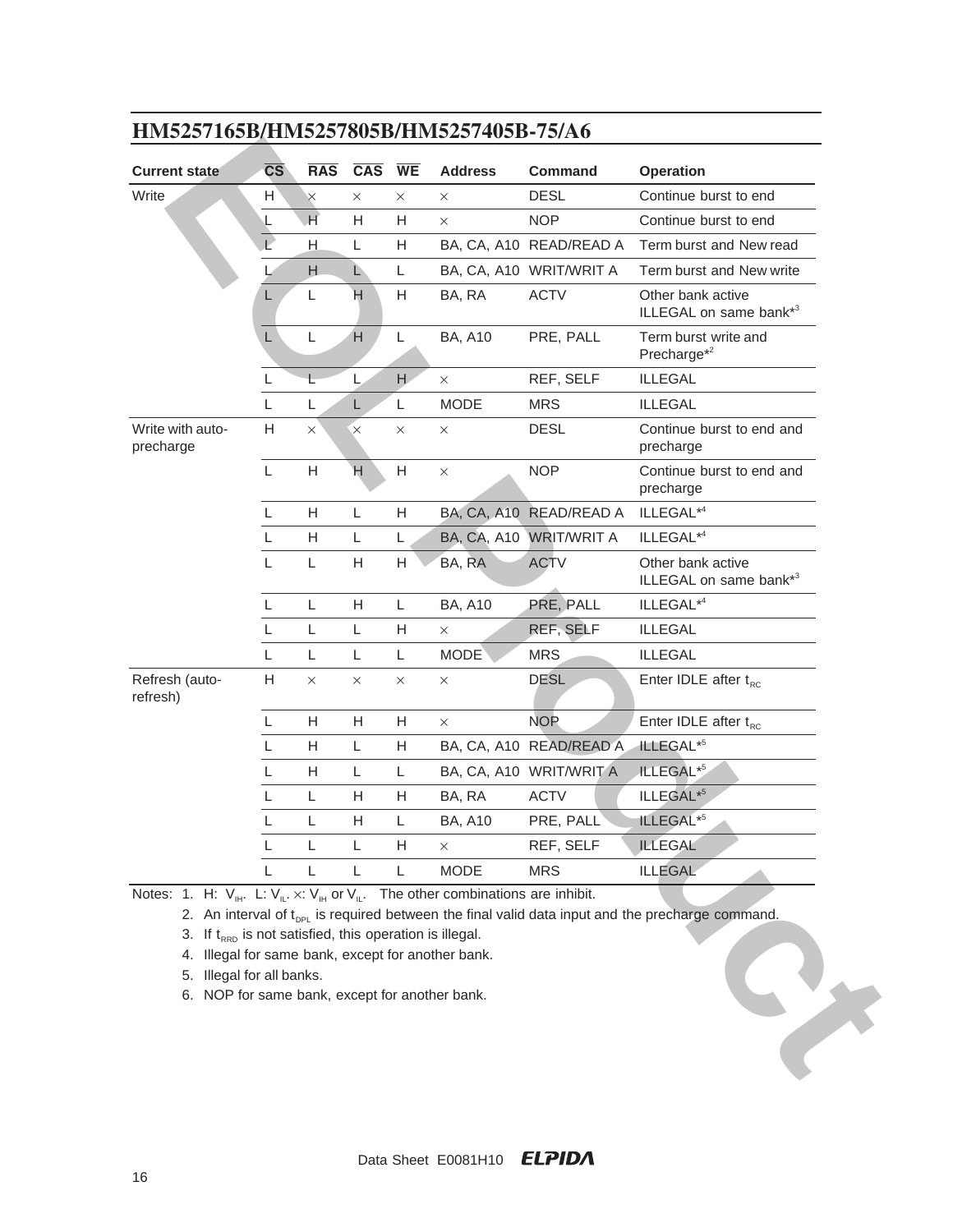| Current state | $\overline{CS}$ | $\overline{RAS}$ | $\overline{CAS}$ | $\overline{WE}$ | Address | Command | Operation |
|---|---|---|---|---|---|---|---|
| Write | H | × | × | × | × | DESL | Continue burst to end |
| | L | H | H | H | × | NOP | Continue burst to end |
| | L | H | L | H | BA, CA, A10 | READ/READ A | Term burst and New read |
| | L | H | L | L | BA, CA, A10 | WRIT/WRIT A | Term burst and New write |
| | L | L | H | H | BA, RA | ACTV | Other bank active ILLEGAL on same bank*3 |
| | L | L | H | L | BA, A10 | PRE, PALL | Term burst write and Precharge*2 |
| | L | L | L | H | × | REF, SELF | ILLEGAL |
| | L | L | L | L | MODE | MRS | ILLEGAL |
| Write with auto-precharge | H | × | × | × | × | DESL | Continue burst to end and precharge |
| | L | H | H | H | × | NOP | Continue burst to end and precharge |
| | L | H | L | H | BA, CA, A10 | READ/READ A | ILLEGAL*4 |
| | L | H | L | L | BA, CA, A10 | WRIT/WRIT A | ILLEGAL*4 |
| | L | L | H | H | BA, RA | ACTV | Other bank active ILLEGAL on same bank*3 |
| | L | L | H | L | BA, A10 | PRE, PALL | ILLEGAL*4 |
| | L | L | L | H | × | REF, SELF | ILLEGAL |
| | L | L | L | L | MODE | MRS | ILLEGAL |
| Refresh (auto-refresh) | H | × | × | × | × | DESL | Enter IDLE after $t_{RC}$ |
| | L | H | H | H | × | NOP | Enter IDLE after $t_{RC}$ |
| | L | H | L | H | BA, CA, A10 | READ/READ A | ILLEGAL*5 |
| | L | H | L | L | BA, CA, A10 | WRIT/WRIT A | ILLEGAL*5 |
| | L | L | H | H | BA, RA | ACTV | ILLEGAL*5 |
| | L | L | H | L | BA, A10 | PRE, PALL | ILLEGAL*5 |
| | L | L | L | H | × | REF, SELF | ILLEGAL |
| | L | L | L | L | MODE | MRS | ILLEGAL |

Notes:
1. H: $V_{IH}$. L: $V_{IL}$. ×: $V_{IH}$ or $V_{IL}$. The other combinations are inhibit.
2. An interval of $t_{DPL}$ is required between the final valid data input and the precharge command.
3. If $t_{RRD}$ is not satisfied, this operation is illegal.
4. Illegal for same bank, except for another bank.
5. Illegal for all banks.
6. NOP for same bank, except for another bank.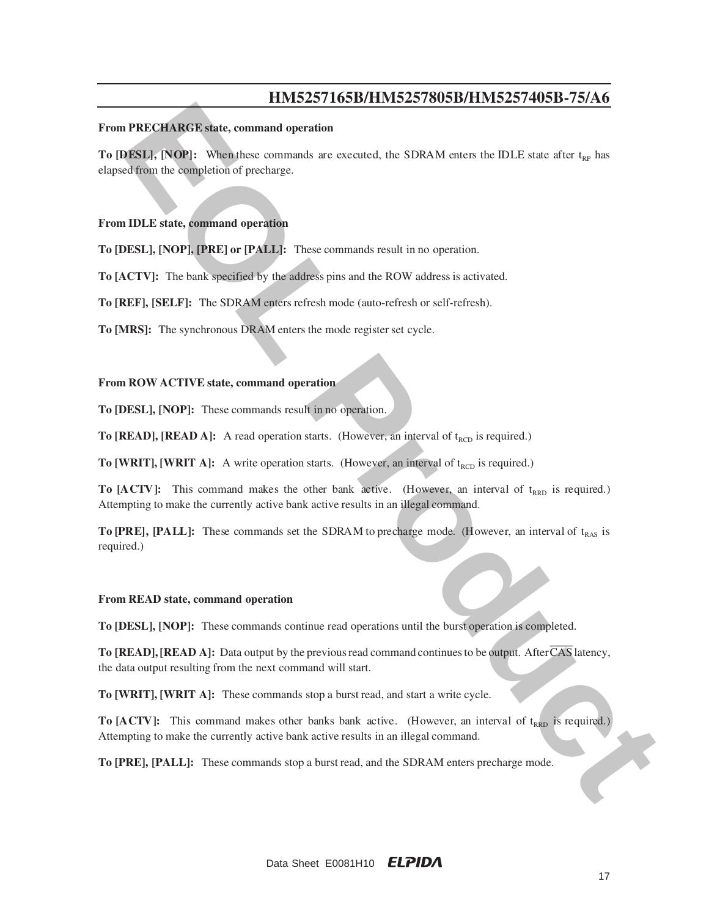**From PRECHARGE state, command operation**

**To [DESL], [NOP]:** When these commands are executed, the SDRAM enters the IDLE state after $t_{RP}$ has elapsed from the completion of precharge.

**From IDLE state, command operation**

**To [DESL], [NOP], [PRE] or [PALL]:** These commands result in no operation.

**To [ACTV]:** The bank specified by the address pins and the ROW address is activated.

**To [REF], [SELF]:** The SDRAM enters refresh mode (auto-refresh or self-refresh).

**To [MRS]:** The synchronous DRAM enters the mode register set cycle.

**From ROW ACTIVE state, command operation**

**To [DESL], [NOP]:** These commands result in no operation.

**To [READ], [READ A]:** A read operation starts. (However, an interval of $t_{RCD}$ is required.)

**To [WRIT], [WRIT A]:** A write operation starts. (However, an interval of $t_{RCD}$ is required.)

**To [ACTV]:** This command makes the other bank active. (However, an interval of $t_{RRD}$ is required.) Attempting to make the currently active bank active results in an illegal command.

**To [PRE], [PALL]:** These commands set the SDRAM to precharge mode. (However, an interval of $t_{RAS}$ is required.)

**From READ state, command operation**

**To [DESL], [NOP]:** These commands continue read operations until the burst operation is completed.

**To [READ], [READ A]:** Data output by the previous read command continues to be output. After $\overline{CAS}$ latency, the data output resulting from the next command will start.

**To [WRIT], [WRIT A]:** These commands stop a burst read, and start a write cycle.

**To [ACTV]:** This command makes other banks bank active. (However, an interval of $t_{RRD}$ is required.) Attempting to make the currently active bank active results in an illegal command.

**To [PRE], [PALL]:** These commands stop a burst read, and the SDRAM enters precharge mode.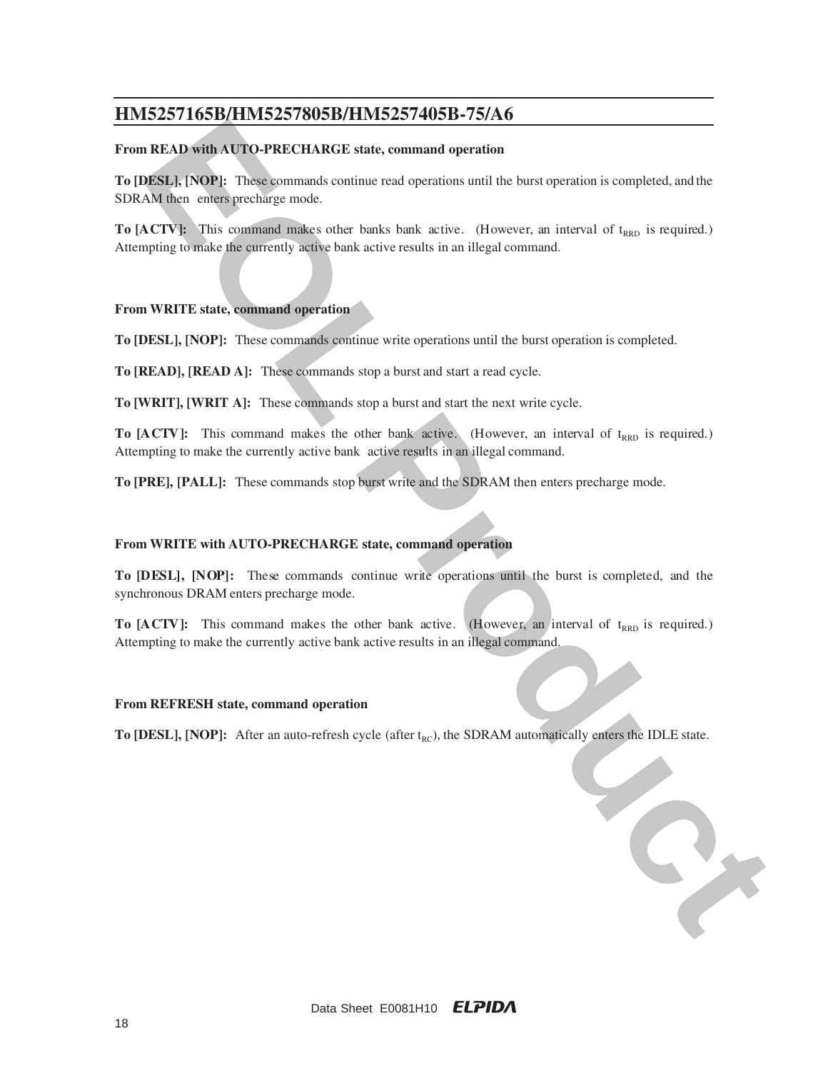**From READ with AUTO-PRECHARGE state, command operation**

**To [DESL], [NOP]:** These commands continue read operations until the burst operation is completed, and the SDRAM then enters precharge mode.

**To [ACTV]:** This command makes other banks bank active. (However, an interval of $t_{RRD}$ is required.) Attempting to make the currently active bank active results in an illegal command.

**From WRITE state, command operation**

**To [DESL], [NOP]:** These commands continue write operations until the burst operation is completed.

**To [READ], [READ A]:** These commands stop a burst and start a read cycle.

**To [WRIT], [WRIT A]:** These commands stop a burst and start the next write cycle.

**To [ACTV]:** This command makes the other bank active. (However, an interval of $t_{RRD}$ is required.) Attempting to make the currently active bank active results in an illegal command.

**To [PRE], [PALL]:** These commands stop burst write and the SDRAM then enters precharge mode.

**From WRITE with AUTO-PRECHARGE state, command operation**

**To [DESL], [NOP]:** These commands continue write operations until the burst is completed, and the synchronous DRAM enters precharge mode.

**To [ACTV]:** This command makes the other bank active. (However, an interval of $t_{RRD}$ is required.) Attempting to make the currently active bank active results in an illegal command.

**From REFRESH state, command operation**

**To [DESL], [NOP]:** After an auto-refresh cycle (after $t_{RC}$), the SDRAM automatically enters the IDLE state.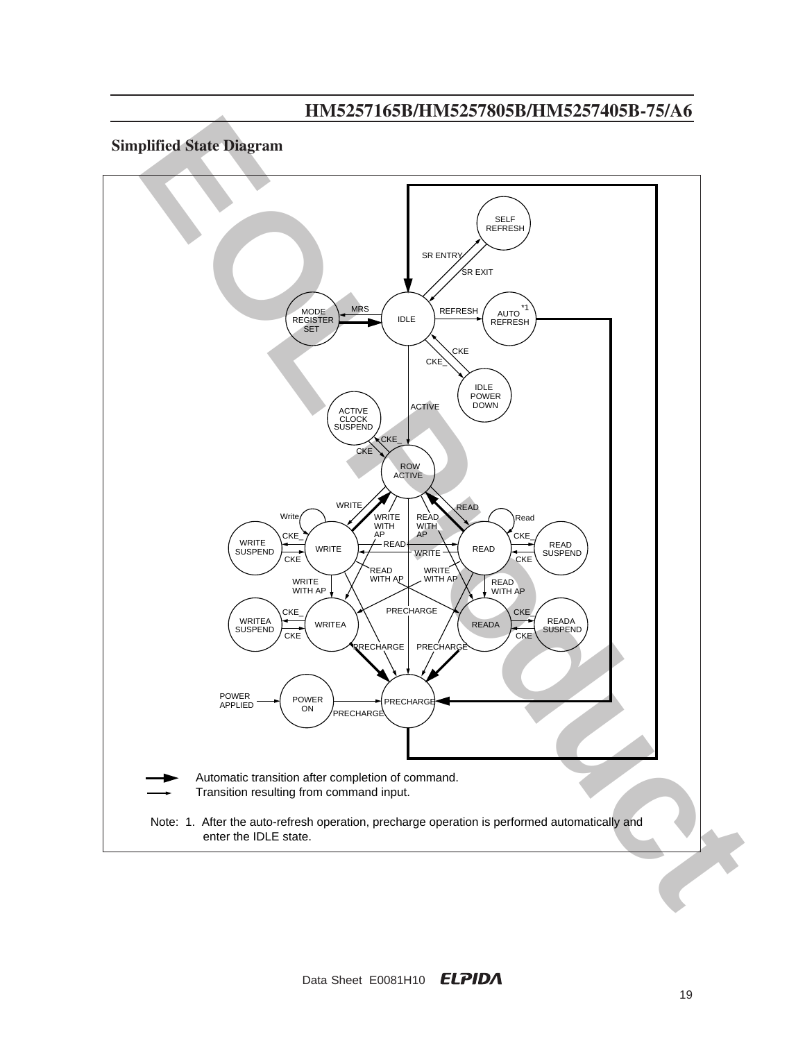## Simplified State Diagram

SELF REFRESH

SR ENTRY

SR EXIT

MODE REGISTER SET

MRS

IDLE

REFRESH

AUTO REFRESH *1

CKE

CKE_

IDLE POWER DOWN

ACTIVE CLOCK SUSPEND

ACTIVE

CKE_

CKE

ROW ACTIVE

WRITE

READ

Write

WRITE WITH AP

READ WITH AP

Read

CKE_

CKE_

WRITE SUSPEND

WRITE

READ

WRITE

READ

READ SUSPEND

CKE

CKE

READ WITH AP

WRITE WITH AP

WRITE WITH AP

READ WITH AP

PRECHARGE

CKE_

CKE_

WRITEA SUSPEND

WRITEA

READA

READA SUSPEND

CKE

CKE

PRECHARGE

PRECHARGE

POWER APPLIED

POWER ON

PRECHARGE

PRECHARGE

Automatic transition after completion of command.

Transition resulting from command input.

Note: 1. After the auto-refresh operation, precharge operation is performed automatically and enter the IDLE state.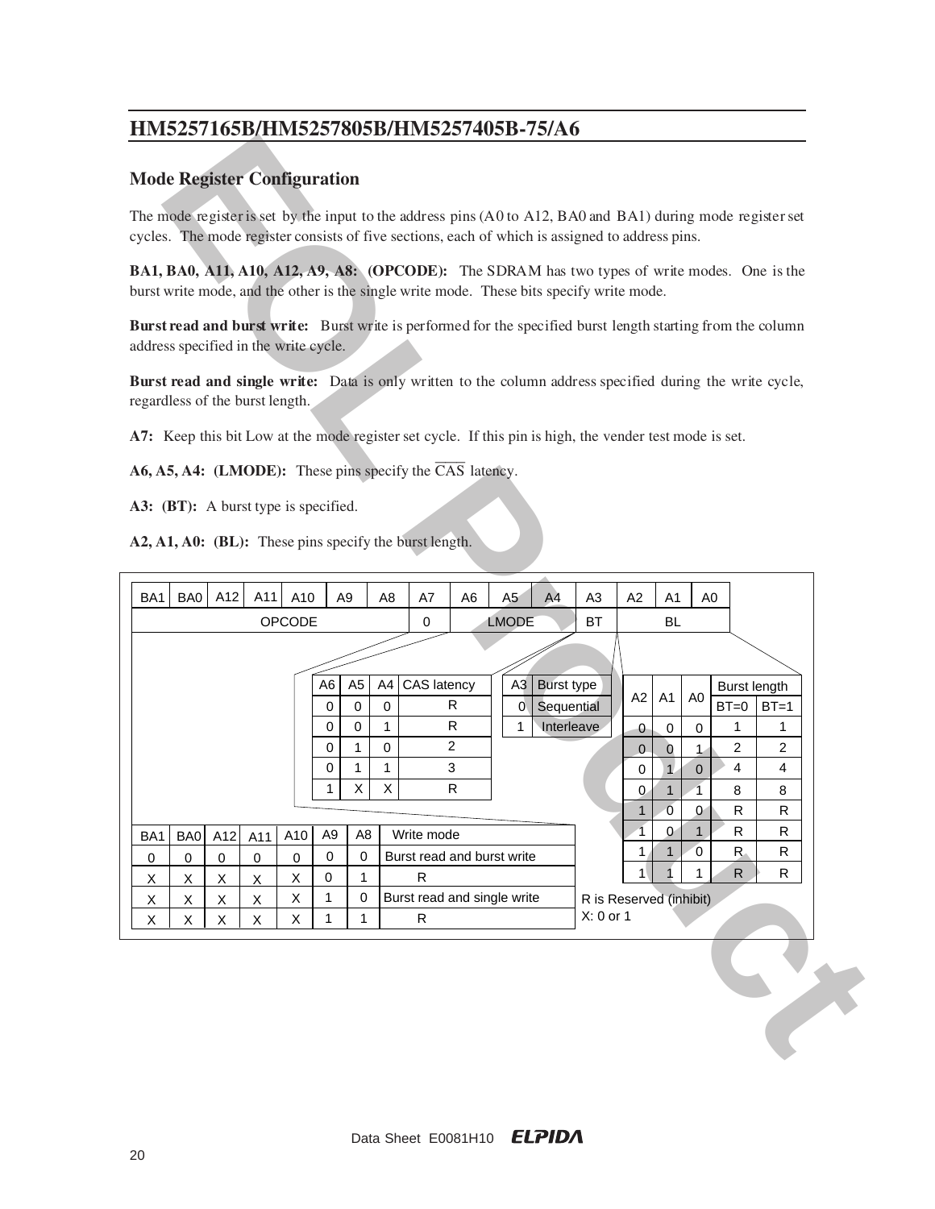## Mode Register Configuration

The mode register is set by the input to the address pins (A0 to A12, BA0 and BA1) during mode register set cycles. The mode register consists of five sections, each of which is assigned to address pins.

**BA1, BA0, A11, A10, A12, A9, A8: (OPCODE):** The SDRAM has two types of write modes. One is the burst write mode, and the other is the single write mode. These bits specify write mode.

**Burst read and burst write:** Burst write is performed for the specified burst length starting from the column address specified in the write cycle.

**Burst read and single write:** Data is only written to the column address specified during the write cycle, regardless of the burst length.

**A7:** Keep this bit Low at the mode register set cycle. If this pin is high, the vender test mode is set.

**A6, A5, A4: (LMODE):** These pins specify the $\overline{\text{CAS}}$ latency.

**A3: (BT):** A burst type is specified.

**A2, A1, A0: (BL):** These pins specify the burst length.

| BA1 | BA0 | A12 | A11 | A10 | A9 | A8 | A7 | A6 | A5 | A4 | A3 | A2 | A1 | A0 |
|---|---|---|---|---|---|---|---|---|---|---|---|---|---|---|
| OPCODE | | | | | | | 0 | LMODE | | | BT | BL | | |

| A6 | A5 | A4 | CAS latency |
|---|---|---|---|
| 0 | 0 | 0 | R |
| 0 | 0 | 1 | R |
| 0 | 1 | 0 | 2 |
| 0 | 1 | 1 | 3 |
| 1 | X | X | R |

| A3 | Burst type |
|---|---|
| 0 | Sequential |
| 1 | Interleave |

| A2 | A1 | A0 | Burst length BT=0 | Burst length BT=1 |
|---|---|---|---|---|
| 0 | 0 | 0 | 1 | 1 |
| 0 | 0 | 1 | 2 | 2 |
| 0 | 1 | 0 | 4 | 4 |
| 0 | 1 | 1 | 8 | 8 |
| 1 | 0 | 0 | R | R |
| 1 | 0 | 1 | R | R |
| 1 | 1 | 0 | R | R |
| 1 | 1 | 1 | R | R |

| BA1 | BA0 | A12 | A11 | A10 | A9 | A8 | Write mode |
|---|---|---|---|---|---|---|---|
| 0 | 0 | 0 | 0 | 0 | 0 | 0 | Burst read and burst write |
| X | X | X | X | X | 0 | 1 | R |
| X | X | X | X | X | 1 | 0 | Burst read and single write |
| X | X | X | X | X | 1 | 1 | R |

R is Reserved (inhibit)
X: 0 or 1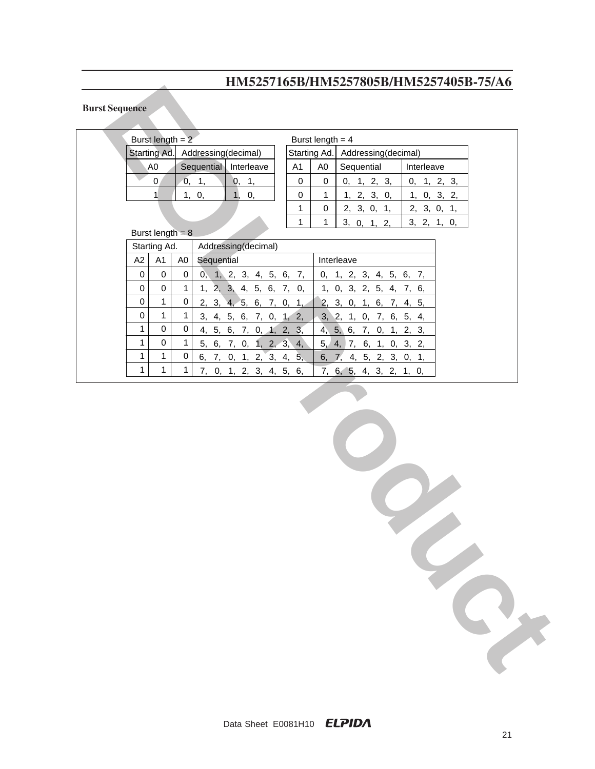## Burst Sequence

Burst length = 2

| Starting Ad. | Addressing(decimal) | |
|---|---|---|
| A0 | Sequential | Interleave |
| 0 | 0, 1, | 0, 1, |
| 1 | 1, 0, | 1, 0, |

Burst length = 4

| Starting Ad. | | Addressing(decimal) | |
|---|---|---|---|
| A1 | A0 | Sequential | Interleave |
| 0 | 0 | 0, 1, 2, 3, | 0, 1, 2, 3, |
| 0 | 1 | 1, 2, 3, 0, | 1, 0, 3, 2, |
| 1 | 0 | 2, 3, 0, 1, | 2, 3, 0, 1, |
| 1 | 1 | 3, 0, 1, 2, | 3, 2, 1, 0, |

Burst length = 8

| Starting Ad. | | | Addressing(decimal) | |
|---|---|---|---|---|
| A2 | A1 | A0 | Sequential | Interleave |
| 0 | 0 | 0 | 0, 1, 2, 3, 4, 5, 6, 7, | 0, 1, 2, 3, 4, 5, 6, 7, |
| 0 | 0 | 1 | 1, 2, 3, 4, 5, 6, 7, 0, | 1, 0, 3, 2, 5, 4, 7, 6, |
| 0 | 1 | 0 | 2, 3, 4, 5, 6, 7, 0, 1, | 2, 3, 0, 1, 6, 7, 4, 5, |
| 0 | 1 | 1 | 3, 4, 5, 6, 7, 0, 1, 2, | 3, 2, 1, 0, 7, 6, 5, 4, |
| 1 | 0 | 0 | 4, 5, 6, 7, 0, 1, 2, 3, | 4, 5, 6, 7, 0, 1, 2, 3, |
| 1 | 0 | 1 | 5, 6, 7, 0, 1, 2, 3, 4, | 5, 4, 7, 6, 1, 0, 3, 2, |
| 1 | 1 | 0 | 6, 7, 0, 1, 2, 3, 4, 5, | 6, 7, 4, 5, 2, 3, 0, 1, |
| 1 | 1 | 1 | 7, 0, 1, 2, 3, 4, 5, 6, | 7, 6, 5, 4, 3, 2, 1, 0, |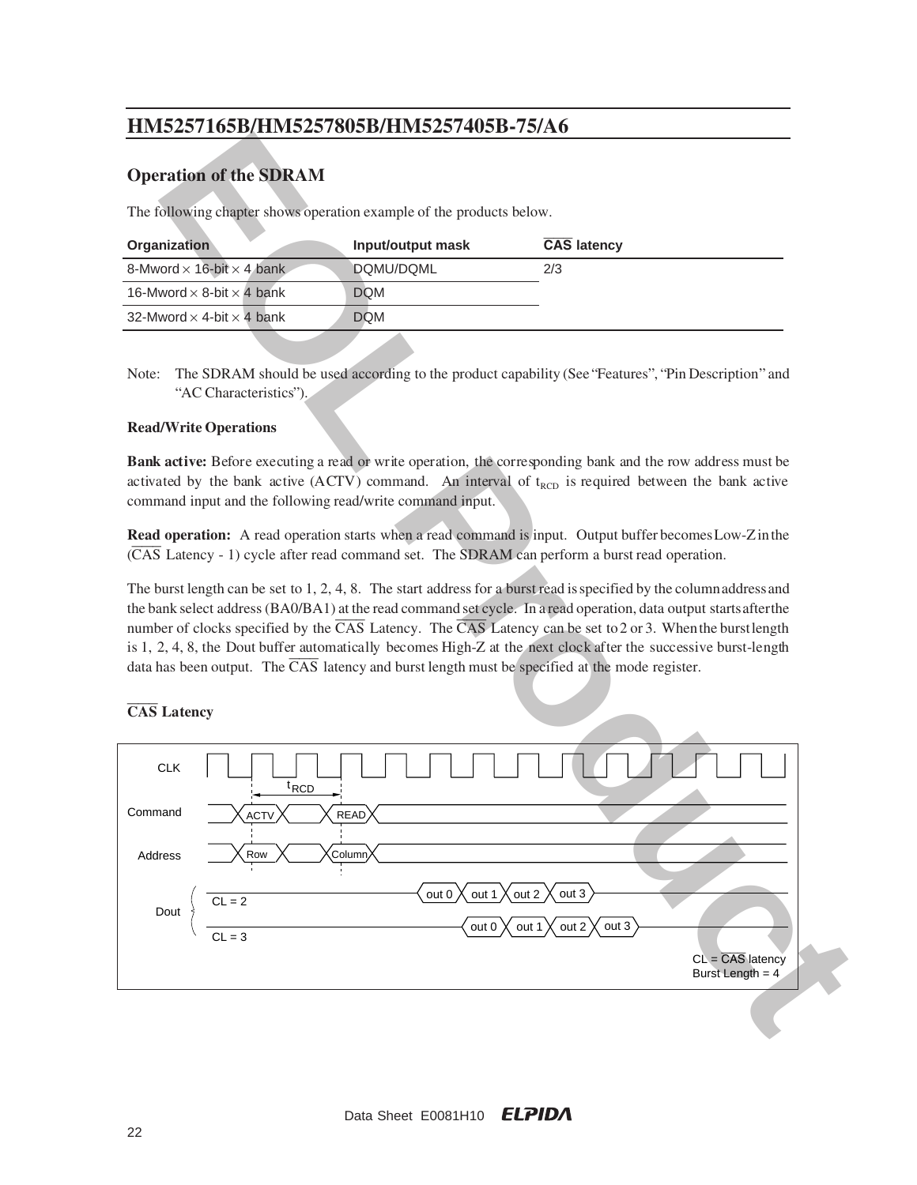## Operation of the SDRAM

The following chapter shows operation example of the products below.

| Organization | Input/output mask | $\overline{\text{CAS}}$ latency |
|---|---|---|
| 8-Mword × 16-bit × 4 bank | DQMU/DQML | 2/3 |
| 16-Mword × 8-bit × 4 bank | DQM | |
| 32-Mword × 4-bit × 4 bank | DQM | |

Note: The SDRAM should be used according to the product capability (See "Features", "Pin Description" and "AC Characteristics").

### Read/Write Operations

**Bank active:** Before executing a read or write operation, the corresponding bank and the row address must be activated by the bank active (ACTV) command. An interval of $t_{RCD}$ is required between the bank active command input and the following read/write command input.

**Read operation:** A read operation starts when a read command is input. Output buffer becomes Low-Z in the ($\overline{\text{CAS}}$ Latency - 1) cycle after read command set. The SDRAM can perform a burst read operation.

The burst length can be set to 1, 2, 4, 8. The start address for a burst read is specified by the column address and the bank select address (BA0/BA1) at the read command set cycle. In a read operation, data output starts after the number of clocks specified by the $\overline{\text{CAS}}$ Latency. The $\overline{\text{CAS}}$ Latency can be set to 2 or 3. When the burst length is 1, 2, 4, 8, the Dout buffer automatically becomes High-Z at the next clock after the successive burst-length data has been output. The $\overline{\text{CAS}}$ latency and burst length must be specified at the mode register.

### $\overline{\text{CAS}}$ Latency

CLK

Command: ACTV, READ ($t_{RCD}$)

Address: Row, Column

Dout: CL = 2: out 0, out 1, out 2, out 3; CL = 3: out 0, out 1, out 2, out 3

CL = $\overline{\text{CAS}}$ latency
Burst Length = 4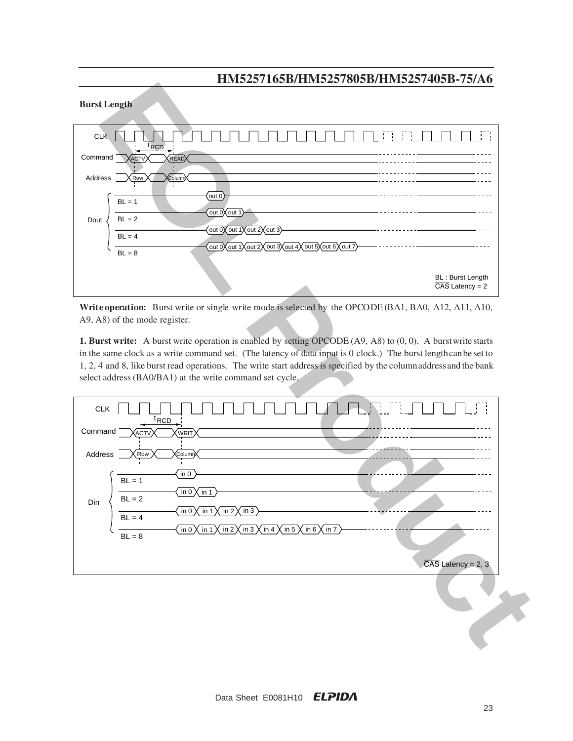**Burst Length**

**Write operation:** Burst write or single write mode is selected by the OPCODE (BA1, BA0, A12, A11, A10, A9, A8) of the mode register.

**1. Burst write:** A burst write operation is enabled by setting OPCODE (A9, A8) to (0, 0). A burst write starts in the same clock as a write command set. (The latency of data input is 0 clock.) The burst length can be set to 1, 2, 4 and 8, like burst read operations. The write start address is specified by the column address and the bank select address (BA0/BA1) at the write command set cycle.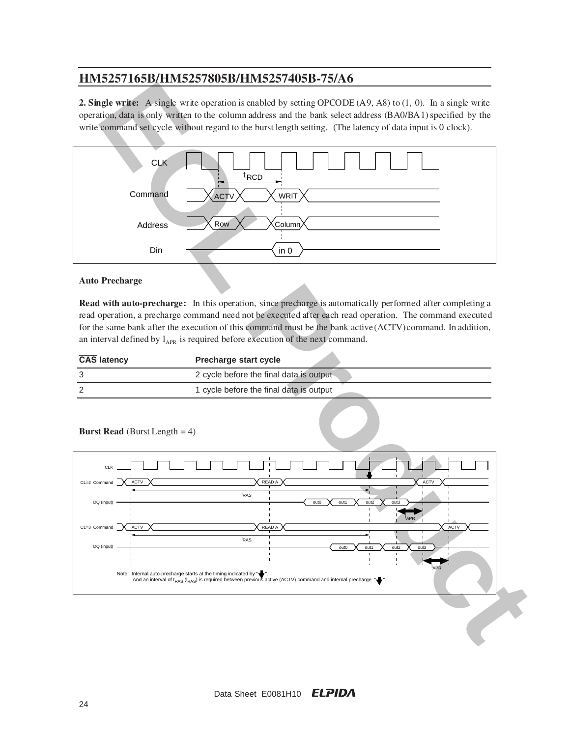**2. Single write:** A single write operation is enabled by setting OPCODE (A9, A8) to (1, 0). In a single write operation, data is only written to the column address and the bank select address (BA0/BA1) specified by the write command set cycle without regard to the burst length setting. (The latency of data input is 0 clock).

CLK

$t_{RCD}$

Command ACTV WRIT

Address Row Column

Din in 0

### Auto Precharge

**Read with auto-precharge:** In this operation, since precharge is automatically performed after completing a read operation, a precharge command need not be executed after each read operation. The command executed for the same bank after the execution of this command must be the bank active (ACTV) command. In addition, an interval defined by $l_{APR}$ is required before execution of the next command.

| CAS latency | Precharge start cycle |
|---|---|
| 3 | 2 cycle before the final data is output |
| 2 | 1 cycle before the final data is output |

**Burst Read** (Burst Length = 4)

CLK

CL=2 Command ACTV READ A ACTV

$l_{RAS}$

DQ (input) out0 out1 out2 out3

$l_{APR}$

CL=3 Command ACTV READ A ACTV

$l_{RAS}$

DQ (input) out0 out1 out2 out3

$l_{APR}$

Note: Internal auto-precharge starts at the timing indicated by "↓".
And an interval of $t_{RAS}$ ($l_{RAS}$) is required between previous active (ACTV) command and internal precharge "↓".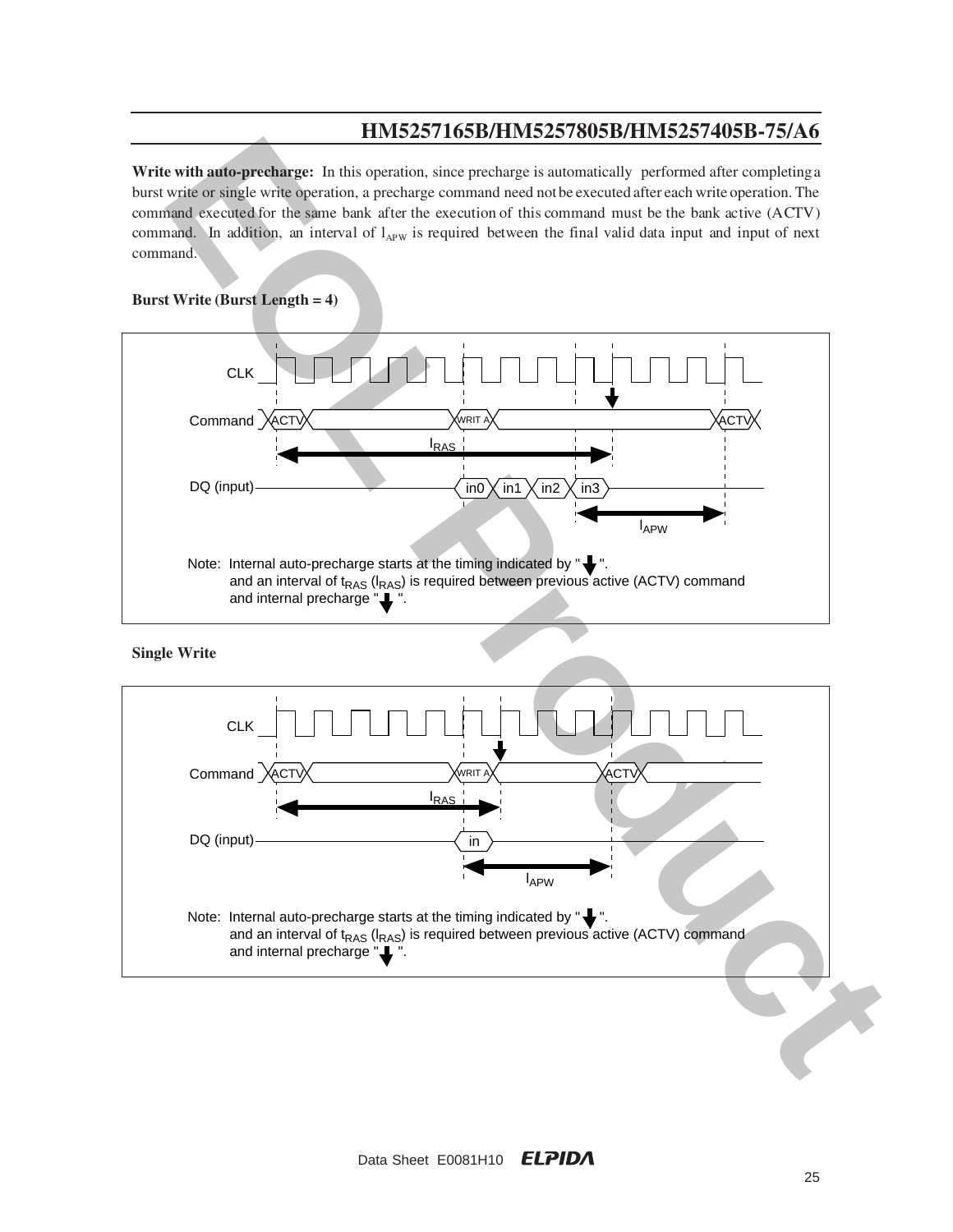**Write with auto-precharge:** In this operation, since precharge is automatically performed after completing a burst write or single write operation, a precharge command need not be executed after each write operation. The command executed for the same bank after the execution of this command must be the bank active (ACTV) command. In addition, an interval of $l_{APW}$ is required between the final valid data input and input of next command.

**Burst Write (Burst Length = 4)**

CLK

Command ACTV WRIT A ACTV

$l_{RAS}$

DQ (input) in0 in1 in2 in3

$l_{APW}$

Note: Internal auto-precharge starts at the timing indicated by "↓".
and an interval of $t_{RAS}$ ($l_{RAS}$) is required between previous active (ACTV) command and internal precharge "↓".

**Single Write**

CLK

Command ACTV WRIT A ACTV

$l_{RAS}$

DQ (input) in

$l_{APW}$

Note: Internal auto-precharge starts at the timing indicated by "↓".
and an interval of $t_{RAS}$ ($l_{RAS}$) is required between previous active (ACTV) command and internal precharge "↓".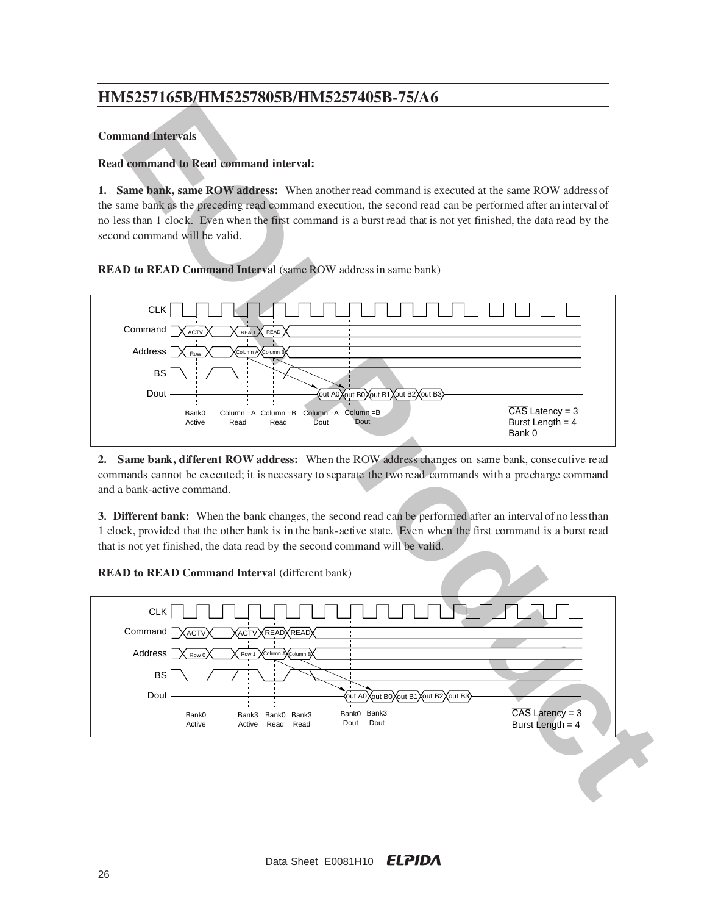## Command Intervals

### Read command to Read command interval:

**1. Same bank, same ROW address:** When another read command is executed at the same ROW address of the same bank as the preceding read command execution, the second read can be performed after an interval of no less than 1 clock. Even when the first command is a burst read that is not yet finished, the data read by the second command will be valid.

**READ to READ Command Interval** (same ROW address in same bank)

CAS Latency = 3
Burst Length = 4
Bank 0

**2. Same bank, different ROW address:** When the ROW address changes on same bank, consecutive read commands cannot be executed; it is necessary to separate the two read commands with a precharge command and a bank-active command.

**3. Different bank:** When the bank changes, the second read can be performed after an interval of no less than 1 clock, provided that the other bank is in the bank-active state. Even when the first command is a burst read that is not yet finished, the data read by the second command will be valid.

**READ to READ Command Interval** (different bank)

CAS Latency = 3
Burst Length = 4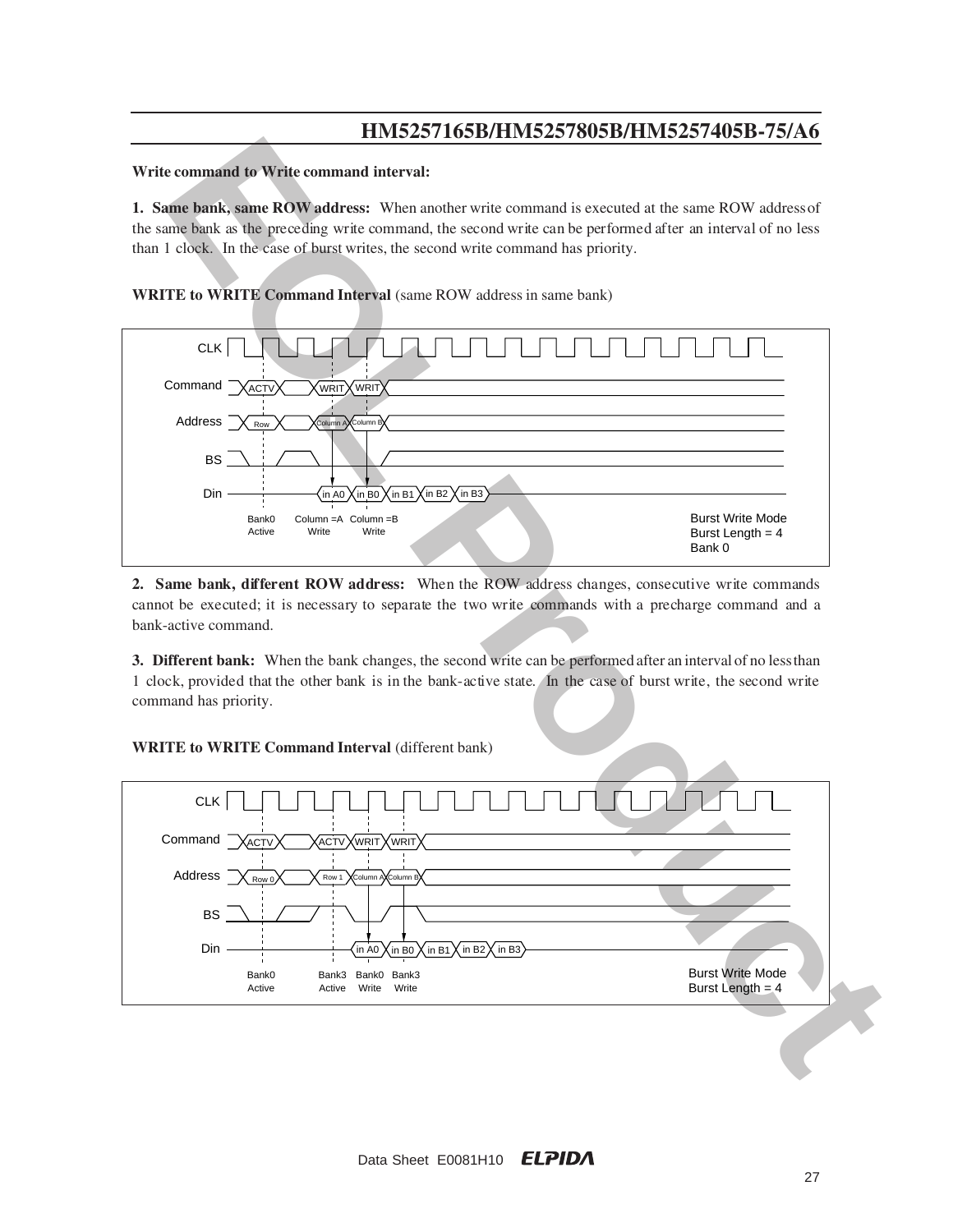**Write command to Write command interval:**

**1. Same bank, same ROW address:** When another write command is executed at the same ROW address of the same bank as the preceding write command, the second write can be performed after an interval of no less than 1 clock. In the case of burst writes, the second write command has priority.

**WRITE to WRITE Command Interval** (same ROW address in same bank)

CLK

Command: ACTV, WRIT, WRIT

Address: Row, Column A, Column B

BS

Din: in A0, in B0, in B1, in B2, in B3

Bank0 Active — Column =A Write — Column =B Write

Burst Write Mode
Burst Length = 4
Bank 0

**2. Same bank, different ROW address:** When the ROW address changes, consecutive write commands cannot be executed; it is necessary to separate the two write commands with a precharge command and a bank-active command.

**3. Different bank:** When the bank changes, the second write can be performed after an interval of no less than 1 clock, provided that the other bank is in the bank-active state. In the case of burst write, the second write command has priority.

**WRITE to WRITE Command Interval** (different bank)

CLK

Command: ACTV, ACTV, WRIT, WRIT

Address: Row 0, Row 1, Column A, Column B

BS

Din: in A0, in B0, in B1, in B2, in B3

Bank0 Active — Bank3 Active — Bank0 Write — Bank3 Write

Burst Write Mode
Burst Length = 4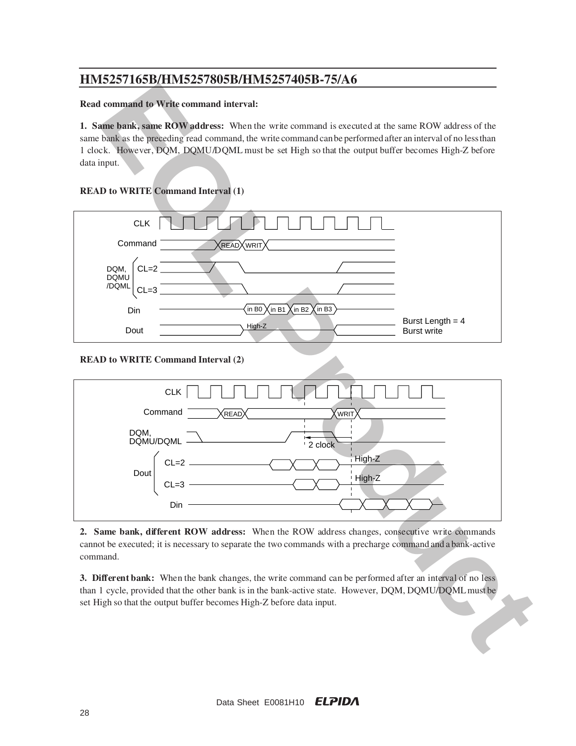**Read command to Write command interval:**

**1. Same bank, same ROW address:** When the write command is executed at the same ROW address of the same bank as the preceding read command, the write command can be performed after an interval of no less than 1 clock. However, DQM, DQMU/DQML must be set High so that the output buffer becomes High-Z before data input.

**READ to WRITE Command Interval (1)**

**READ to WRITE Command Interval (2)**

**2. Same bank, different ROW address:** When the ROW address changes, consecutive write commands cannot be executed; it is necessary to separate the two commands with a precharge command and a bank-active command.

**3. Different bank:** When the bank changes, the write command can be performed after an interval of no less than 1 cycle, provided that the other bank is in the bank-active state. However, DQM, DQMU/DQML must be set High so that the output buffer becomes High-Z before data input.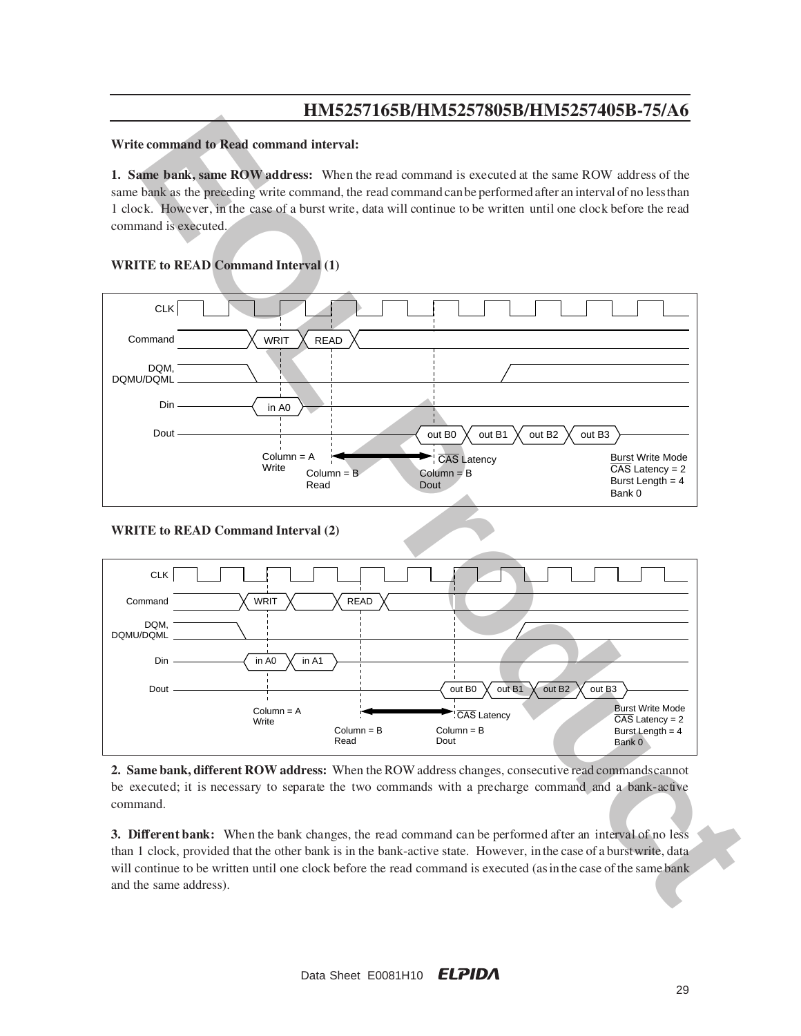**Write command to Read command interval:**

**1. Same bank, same ROW address:** When the read command is executed at the same ROW address of the same bank as the preceding write command, the read command can be performed after an interval of no less than 1 clock. However, in the case of a burst write, data will continue to be written until one clock before the read command is executed.

**WRITE to READ Command Interval (1)**

CLK

Command: WRIT, READ

DQM, DQMU/DQML

Din: in A0

Dout: out B0, out B1, out B2, out B3

Column = A Write

Column = B Read

Column = B Dout

CAS Latency

Burst Write Mode
CAS Latency = 2
Burst Length = 4
Bank 0

**WRITE to READ Command Interval (2)**

CLK

Command: WRIT, READ

DQM, DQMU/DQML

Din: in A0, in A1

Dout: out B0, out B1, out B2, out B3

Column = A Write

Column = B Read

Column = B Dout

CAS Latency

Burst Write Mode
CAS Latency = 2
Burst Length = 4
Bank 0

**2. Same bank, different ROW address:** When the ROW address changes, consecutive read commands cannot be executed; it is necessary to separate the two commands with a precharge command and a bank-active command.

**3. Different bank:** When the bank changes, the read command can be performed after an interval of no less than 1 clock, provided that the other bank is in the bank-active state. However, in the case of a burst write, data will continue to be written until one clock before the read command is executed (as in the case of the same bank and the same address).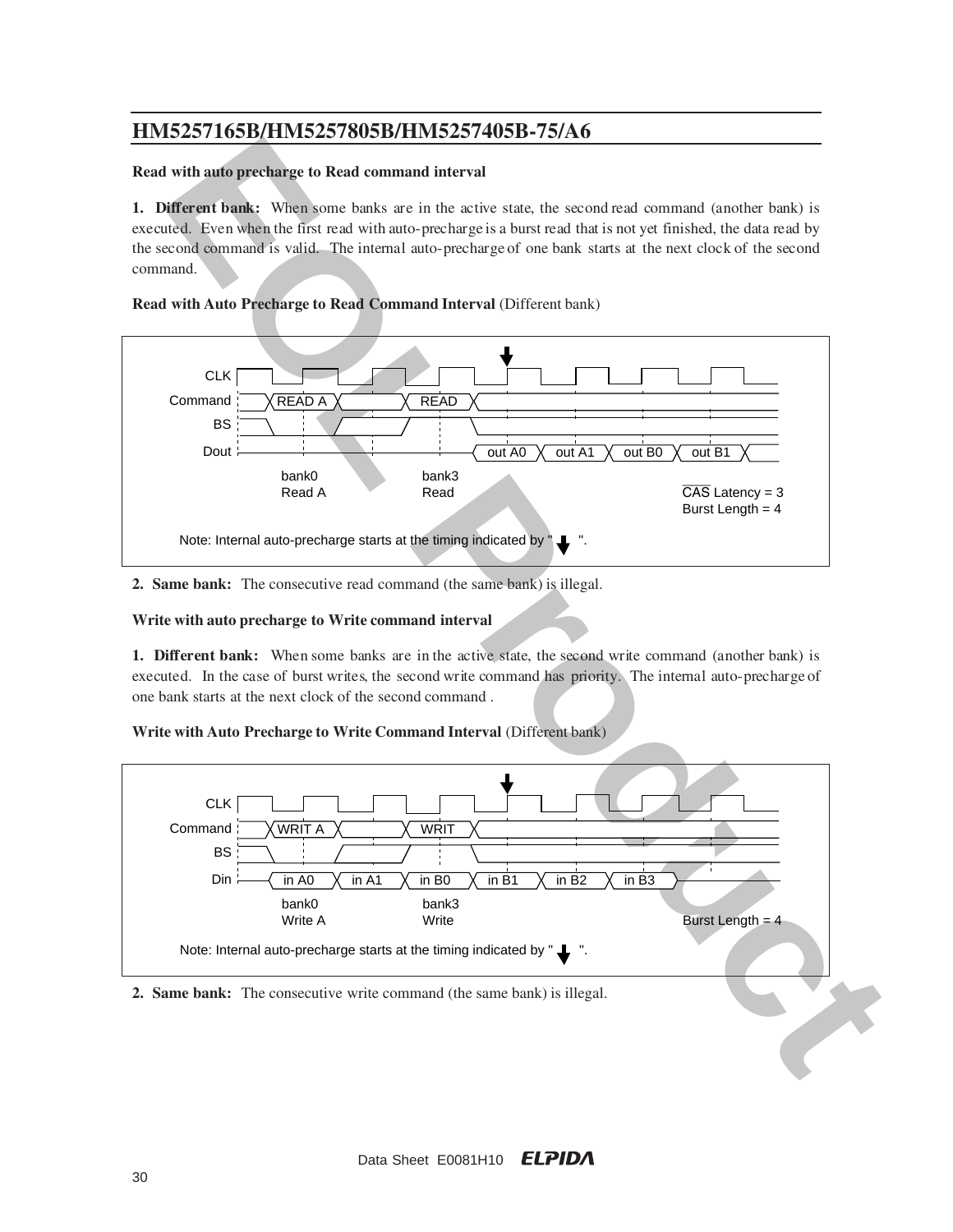### Read with auto precharge to Read command interval

**1. Different bank:** When some banks are in the active state, the second read command (another bank) is executed. Even when the first read with auto-precharge is a burst read that is not yet finished, the data read by the second command is valid. The internal auto-precharge of one bank starts at the next clock of the second command.

**Read with Auto Precharge to Read Command Interval** (Different bank)

CLK
Command: READ A, READ
BS
Dout: out A0, out A1, out B0, out B1

bank0 Read A — bank3 Read

$\overline{CAS}$ Latency = 3
Burst Length = 4

Note: Internal auto-precharge starts at the timing indicated by " ↓ ".

**2. Same bank:** The consecutive read command (the same bank) is illegal.

### Write with auto precharge to Write command interval

**1. Different bank:** When some banks are in the active state, the second write command (another bank) is executed. In the case of burst writes, the second write command has priority. The internal auto-precharge of one bank starts at the next clock of the second command .

**Write with Auto Precharge to Write Command Interval** (Different bank)

CLK
Command: WRIT A, WRIT
BS
Din: in A0, in A1, in B0, in B1, in B2, in B3

bank0 Write A — bank3 Write

Burst Length = 4

Note: Internal auto-precharge starts at the timing indicated by " ↓ ".

**2. Same bank:** The consecutive write command (the same bank) is illegal.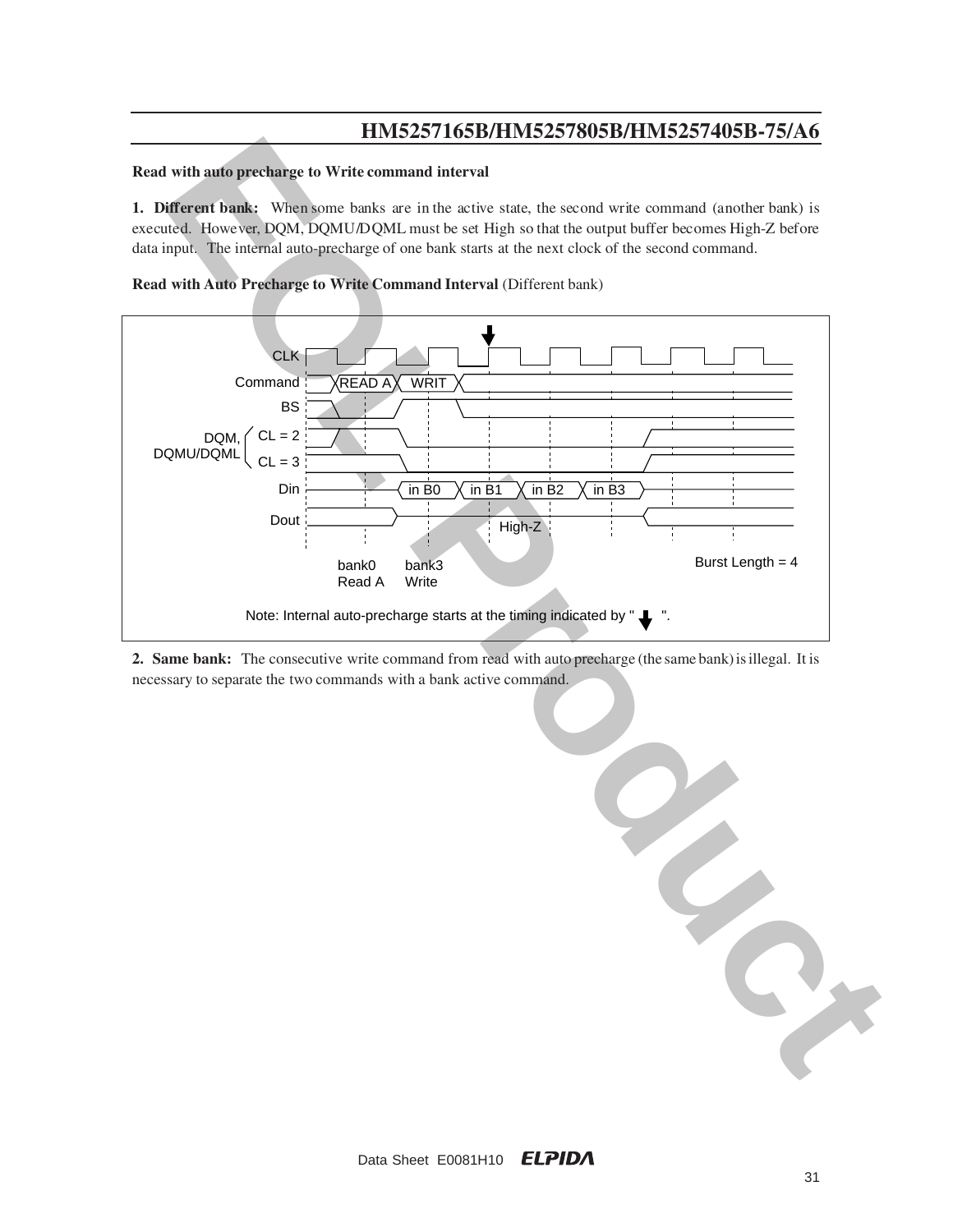**Read with auto precharge to Write command interval**

**1. Different bank:** When some banks are in the active state, the second write command (another bank) is executed. However, DQM, DQMU/DQML must be set High so that the output buffer becomes High-Z before data input. The internal auto-precharge of one bank starts at the next clock of the second command.

**Read with Auto Precharge to Write Command Interval** (Different bank)

CLK

Command READ A WRIT

BS

DQM, DQMU/DQML CL = 2

CL = 3

Din in B0 in B1 in B2 in B3

Dout High-Z

bank0 Read A bank3 Write

Burst Length = 4

Note: Internal auto-precharge starts at the timing indicated by " ↓ ".

**2. Same bank:** The consecutive write command from read with auto precharge (the same bank) is illegal. It is necessary to separate the two commands with a bank active command.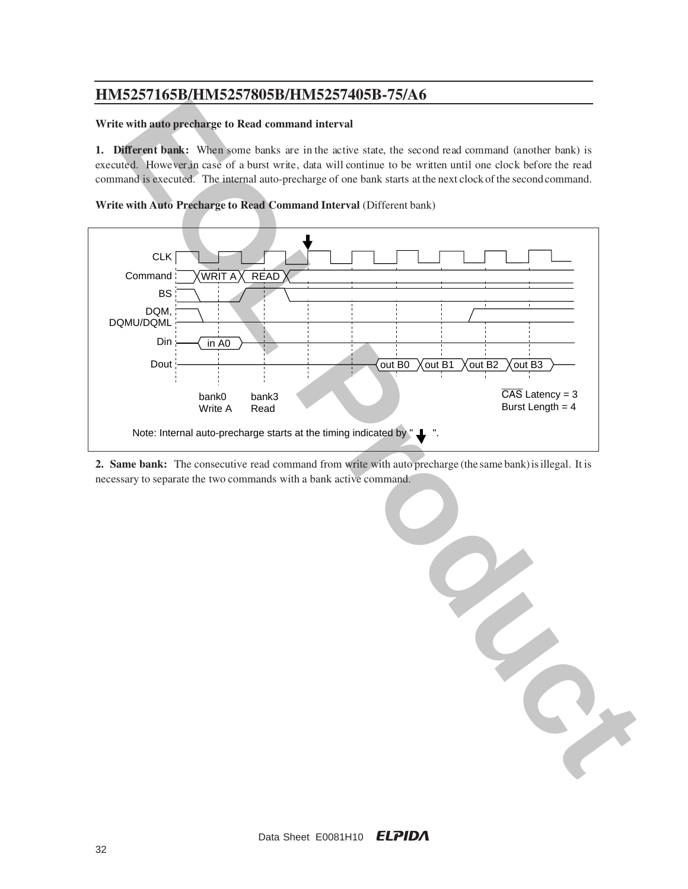## Write with auto precharge to Read command interval

**1. Different bank:** When some banks are in the active state, the second read command (another bank) is executed. However,in case of a burst write, data will continue to be written until one clock before the read command is executed. The internal auto-precharge of one bank starts at the next clock of the second command.

**Write with Auto Precharge to Read Command Interval** (Different bank)

CLK
Command: WRIT A, READ
BS
DQM, DQMU/DQML
Din: in A0
Dout: out B0, out B1, out B2, out B3

bank0 Write A | bank3 Read

$\overline{CAS}$ Latency = 3
Burst Length = 4

Note: Internal auto-precharge starts at the timing indicated by " ↓ ".

**2. Same bank:** The consecutive read command from write with auto precharge (the same bank) is illegal. It is necessary to separate the two commands with a bank active command.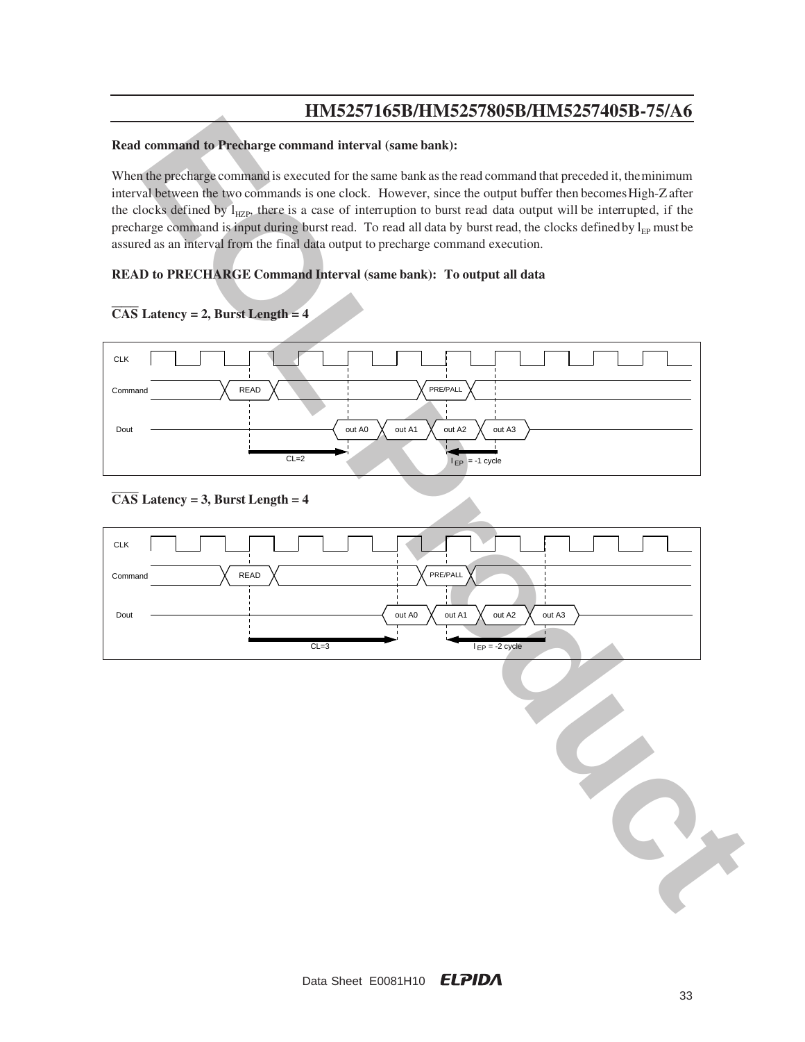**Read command to Precharge command interval (same bank):**

When the precharge command is executed for the same bank as the read command that preceded it, the minimum interval between the two commands is one clock. However, since the output buffer then becomes High-Z after the clocks defined by $l_{HZP}$, there is a case of interruption to burst read data output will be interrupted, if the precharge command is input during burst read. To read all data by burst read, the clocks defined by $l_{EP}$ must be assured as an interval from the final data output to precharge command execution.

**READ to PRECHARGE Command Interval (same bank): To output all data**

**$\overline{\text{CAS}}$ Latency = 2, Burst Length = 4**

CLK

Command: READ, PRE/PALL

Dout: out A0, out A1, out A2, out A3

CL=2

$l_{EP}$ = -1 cycle

**$\overline{\text{CAS}}$ Latency = 3, Burst Length = 4**

CLK

Command: READ, PRE/PALL

Dout: out A0, out A1, out A2, out A3

CL=3

$l_{EP}$ = -2 cycle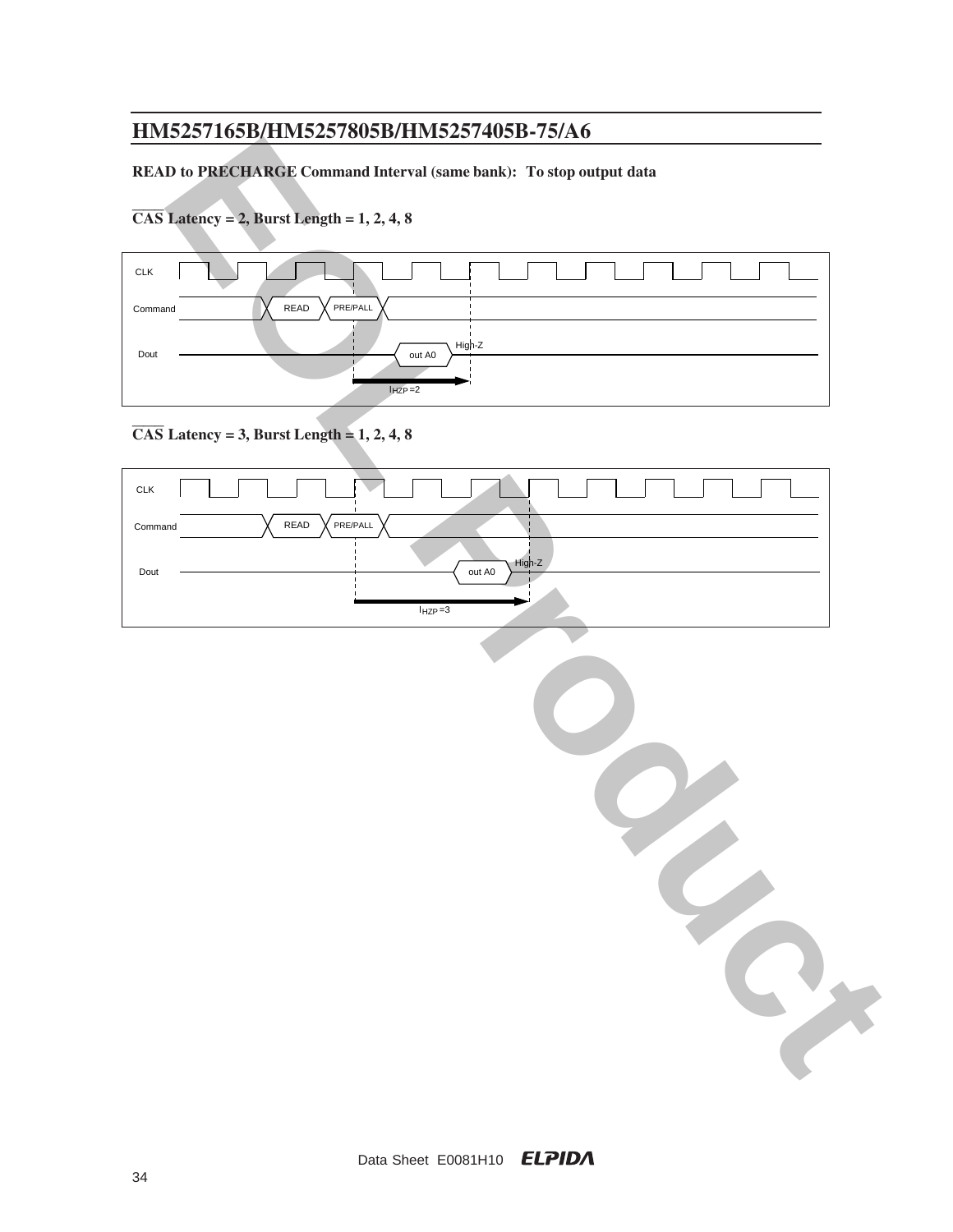**READ to PRECHARGE Command Interval (same bank): To stop output data**

**$\overline{\text{CAS}}$ Latency = 2, Burst Length = 1, 2, 4, 8**

CLK

Command READ PRE/PALL

Dout out A0 High-Z

$l_{HZP} = 2$

**$\overline{\text{CAS}}$ Latency = 3, Burst Length = 1, 2, 4, 8**

CLK

Command READ PRE/PALL

Dout out A0 High-Z

$l_{HZP} = 3$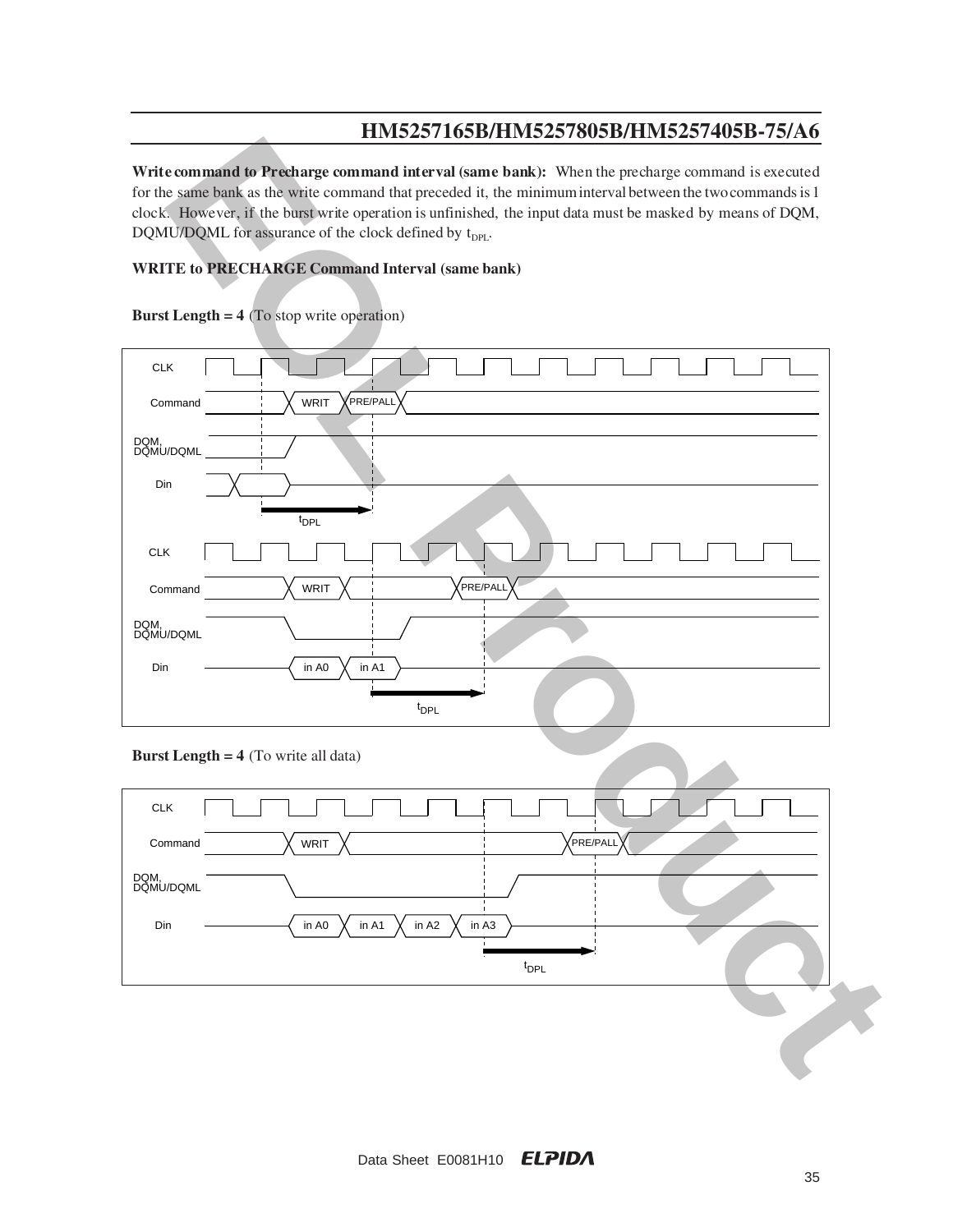**Write command to Precharge command interval (same bank):** When the precharge command is executed for the same bank as the write command that preceded it, the minimum interval between the two commands is 1 clock. However, if the burst write operation is unfinished, the input data must be masked by means of DQM, DQMU/DQML for assurance of the clock defined by $t_{DPL}$.

**WRITE to PRECHARGE Command Interval (same bank)**

**Burst Length = 4** (To stop write operation)

**Burst Length = 4** (To write all data)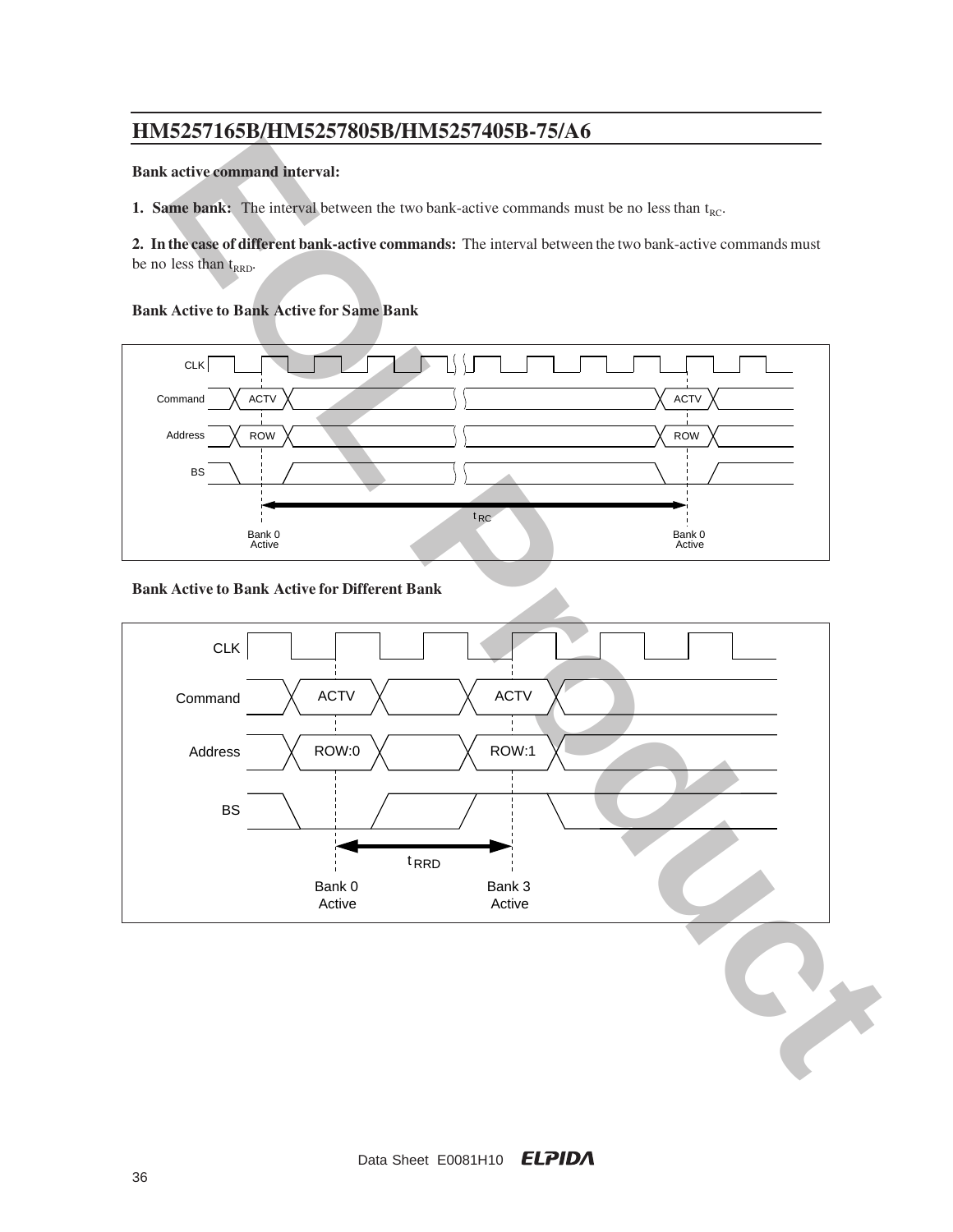**Bank active command interval:**

**1. Same bank:** The interval between the two bank-active commands must be no less than $t_{RC}$.

**2. In the case of different bank-active commands:** The interval between the two bank-active commands must be no less than $t_{RRD}$.

**Bank Active to Bank Active for Same Bank**

**Bank Active to Bank Active for Different Bank**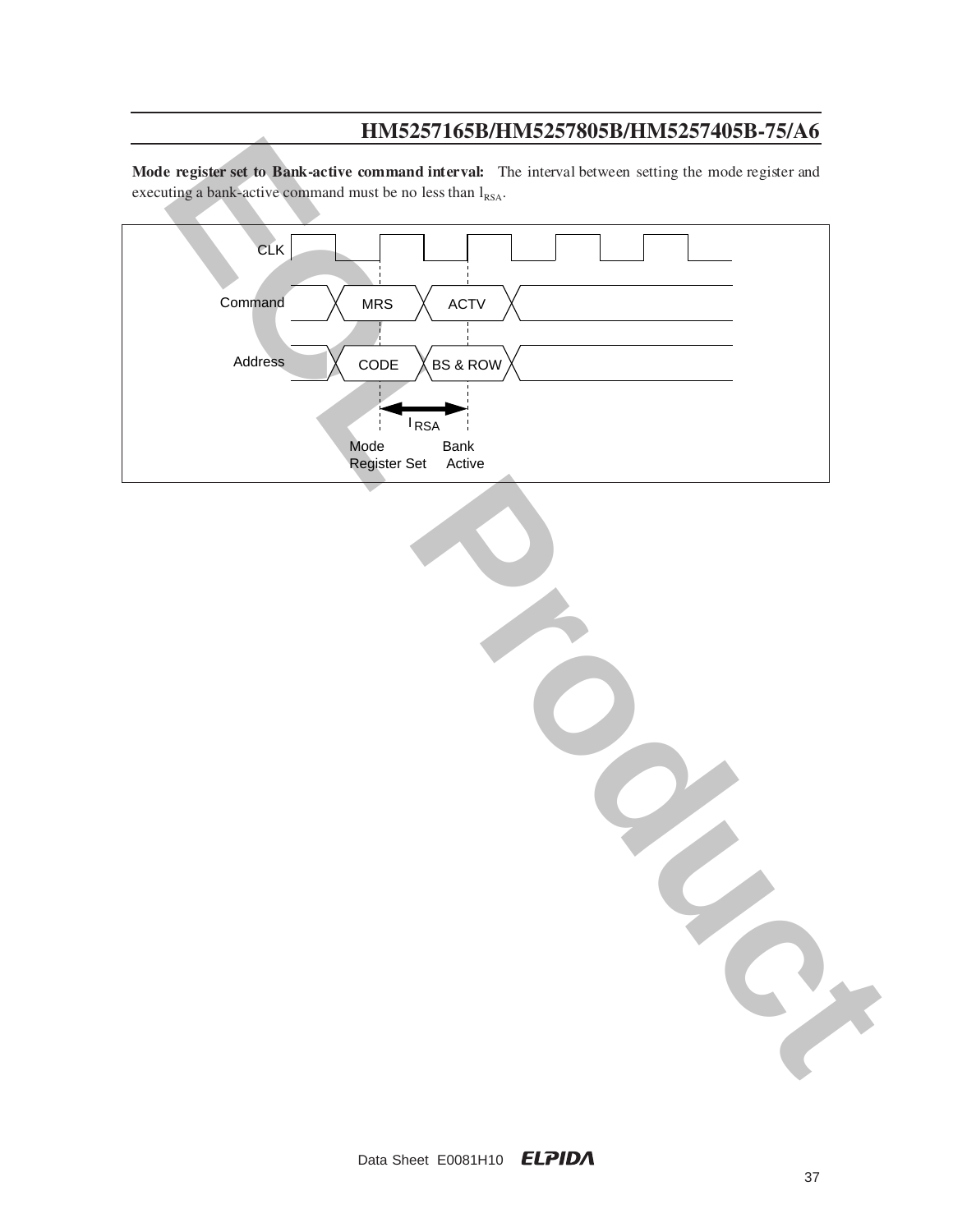**Mode register set to Bank-active command interval:** The interval between setting the mode register and executing a bank-active command must be no less than $l_{RSA}$.

CLK

Command MRS ACTV

Address CODE BS & ROW

$l_{RSA}$

Mode Register Set Bank Active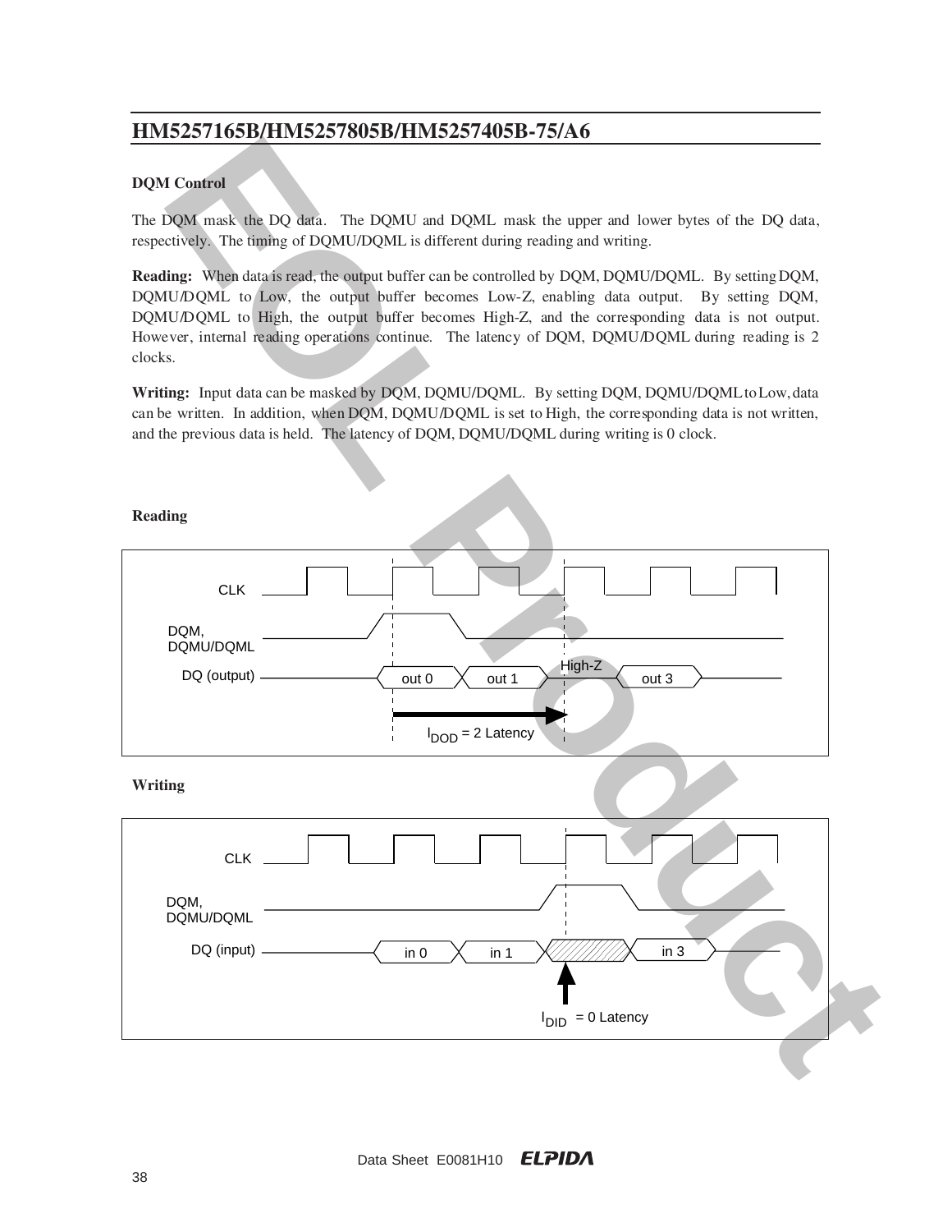### DQM Control

The DQM mask the DQ data. The DQMU and DQML mask the upper and lower bytes of the DQ data, respectively. The timing of DQMU/DQML is different during reading and writing.

**Reading:** When data is read, the output buffer can be controlled by DQM, DQMU/DQML. By setting DQM, DQMU/DQML to Low, the output buffer becomes Low-Z, enabling data output. By setting DQM, DQMU/DQML to High, the output buffer becomes High-Z, and the corresponding data is not output. However, internal reading operations continue. The latency of DQM, DQMU/DQML during reading is 2 clocks.

**Writing:** Input data can be masked by DQM, DQMU/DQML. By setting DQM, DQMU/DQML to Low, data can be written. In addition, when DQM, DQMU/DQML is set to High, the corresponding data is not written, and the previous data is held. The latency of DQM, DQMU/DQML during writing is 0 clock.

**Reading**

CLK

DQM, DQMU/DQML

DQ (output): out 0, out 1, High-Z, out 3

$l_{DOD}$ = 2 Latency

**Writing**

CLK

DQM, DQMU/DQML

DQ (input): in 0, in 1, in 3

$l_{DID}$ = 0 Latency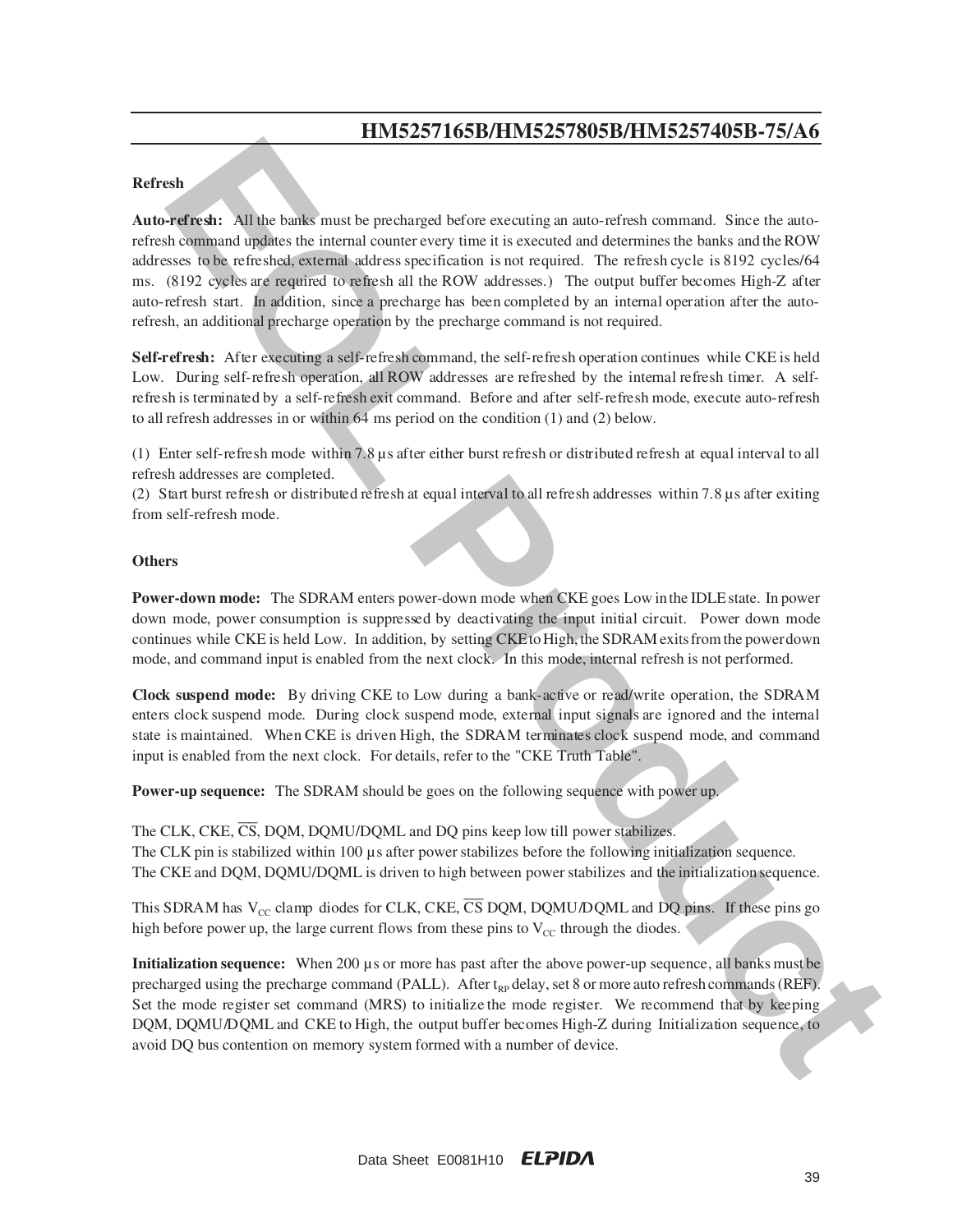## Refresh

**Auto-refresh:** All the banks must be precharged before executing an auto-refresh command. Since the auto-refresh command updates the internal counter every time it is executed and determines the banks and the ROW addresses to be refreshed, external address specification is not required. The refresh cycle is 8192 cycles/64 ms. (8192 cycles are required to refresh all the ROW addresses.) The output buffer becomes High-Z after auto-refresh start. In addition, since a precharge has been completed by an internal operation after the auto-refresh, an additional precharge operation by the precharge command is not required.

**Self-refresh:** After executing a self-refresh command, the self-refresh operation continues while CKE is held Low. During self-refresh operation, all ROW addresses are refreshed by the internal refresh timer. A self-refresh is terminated by a self-refresh exit command. Before and after self-refresh mode, execute auto-refresh to all refresh addresses in or within 64 ms period on the condition (1) and (2) below.

(1) Enter self-refresh mode within 7.8 µs after either burst refresh or distributed refresh at equal interval to all refresh addresses are completed.
(2) Start burst refresh or distributed refresh at equal interval to all refresh addresses within 7.8 µs after exiting from self-refresh mode.

## Others

**Power-down mode:** The SDRAM enters power-down mode when CKE goes Low in the IDLE state. In power down mode, power consumption is suppressed by deactivating the input initial circuit. Power down mode continues while CKE is held Low. In addition, by setting CKE to High, the SDRAM exits from the power down mode, and command input is enabled from the next clock. In this mode, internal refresh is not performed.

**Clock suspend mode:** By driving CKE to Low during a bank-active or read/write operation, the SDRAM enters clock suspend mode. During clock suspend mode, external input signals are ignored and the internal state is maintained. When CKE is driven High, the SDRAM terminates clock suspend mode, and command input is enabled from the next clock. For details, refer to the "CKE Truth Table".

**Power-up sequence:** The SDRAM should be goes on the following sequence with power up.

The CLK, CKE, $\overline{CS}$, DQM, DQMU/DQML and DQ pins keep low till power stabilizes.
The CLK pin is stabilized within 100 µs after power stabilizes before the following initialization sequence.
The CKE and DQM, DQMU/DQML is driven to high between power stabilizes and the initialization sequence.

This SDRAM has $V_{CC}$ clamp diodes for CLK, CKE, $\overline{CS}$ DQM, DQMU/DQML and DQ pins. If these pins go high before power up, the large current flows from these pins to $V_{CC}$ through the diodes.

**Initialization sequence:** When 200 µs or more has past after the above power-up sequence, all banks must be precharged using the precharge command (PALL). After $t_{RP}$ delay, set 8 or more auto refresh commands (REF). Set the mode register set command (MRS) to initialize the mode register. We recommend that by keeping DQM, DQMU/DQML and CKE to High, the output buffer becomes High-Z during Initialization sequence, to avoid DQ bus contention on memory system formed with a number of device.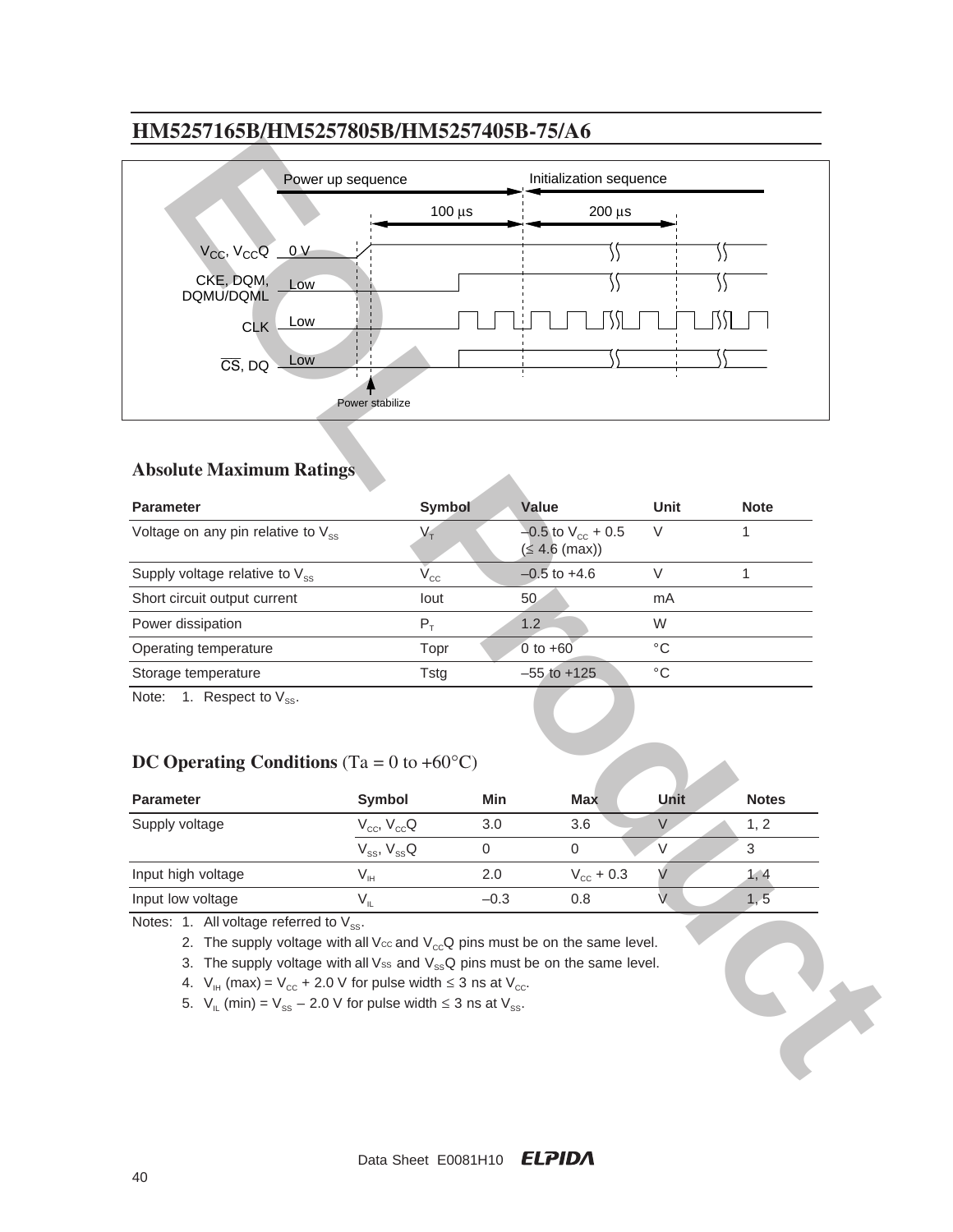## HM5257165B/HM5257805B/HM5257405B-75/A6

Power up sequence — Initialization sequence

100 µs — 200 µs

$V_{CC}$, $V_{CC}Q$ 0 V

CKE, DQM, DQMU/DQML Low

CLK Low

$\overline{CS}$, DQ Low

Power stabilize

## Absolute Maximum Ratings

| Parameter | Symbol | Value | Unit | Note |
|---|---|---|---|---|
| Voltage on any pin relative to $V_{SS}$ | $V_T$ | –0.5 to $V_{CC}$ + 0.5 (≤ 4.6 (max)) | V | 1 |
| Supply voltage relative to $V_{SS}$ | $V_{CC}$ | –0.5 to +4.6 | V | 1 |
| Short circuit output current | Iout | 50 | mA | |
| Power dissipation | $P_T$ | 1.2 | W | |
| Operating temperature | Topr | 0 to +60 | °C | |
| Storage temperature | Tstg | –55 to +125 | °C | |

Note: 1. Respect to $V_{SS}$.

## DC Operating Conditions (Ta = 0 to +60°C)

| Parameter | Symbol | Min | Max | Unit | Notes |
|---|---|---|---|---|---|
| Supply voltage | $V_{CC}$, $V_{CC}Q$ | 3.0 | 3.6 | V | 1, 2 |
| | $V_{SS}$, $V_{SS}Q$ | 0 | 0 | V | 3 |
| Input high voltage | $V_{IH}$ | 2.0 | $V_{CC}$ + 0.3 | V | 1, 4 |
| Input low voltage | $V_{IL}$ | –0.3 | 0.8 | V | 1, 5 |

Notes: 1. All voltage referred to $V_{SS}$.

2. The supply voltage with all $V_{CC}$ and $V_{CC}Q$ pins must be on the same level.
3. The supply voltage with all $V_{SS}$ and $V_{SS}Q$ pins must be on the same level.
4. $V_{IH}$ (max) = $V_{CC}$ + 2.0 V for pulse width ≤ 3 ns at $V_{CC}$.
5. $V_{IL}$ (min) = $V_{SS}$ – 2.0 V for pulse width ≤ 3 ns at $V_{SS}$.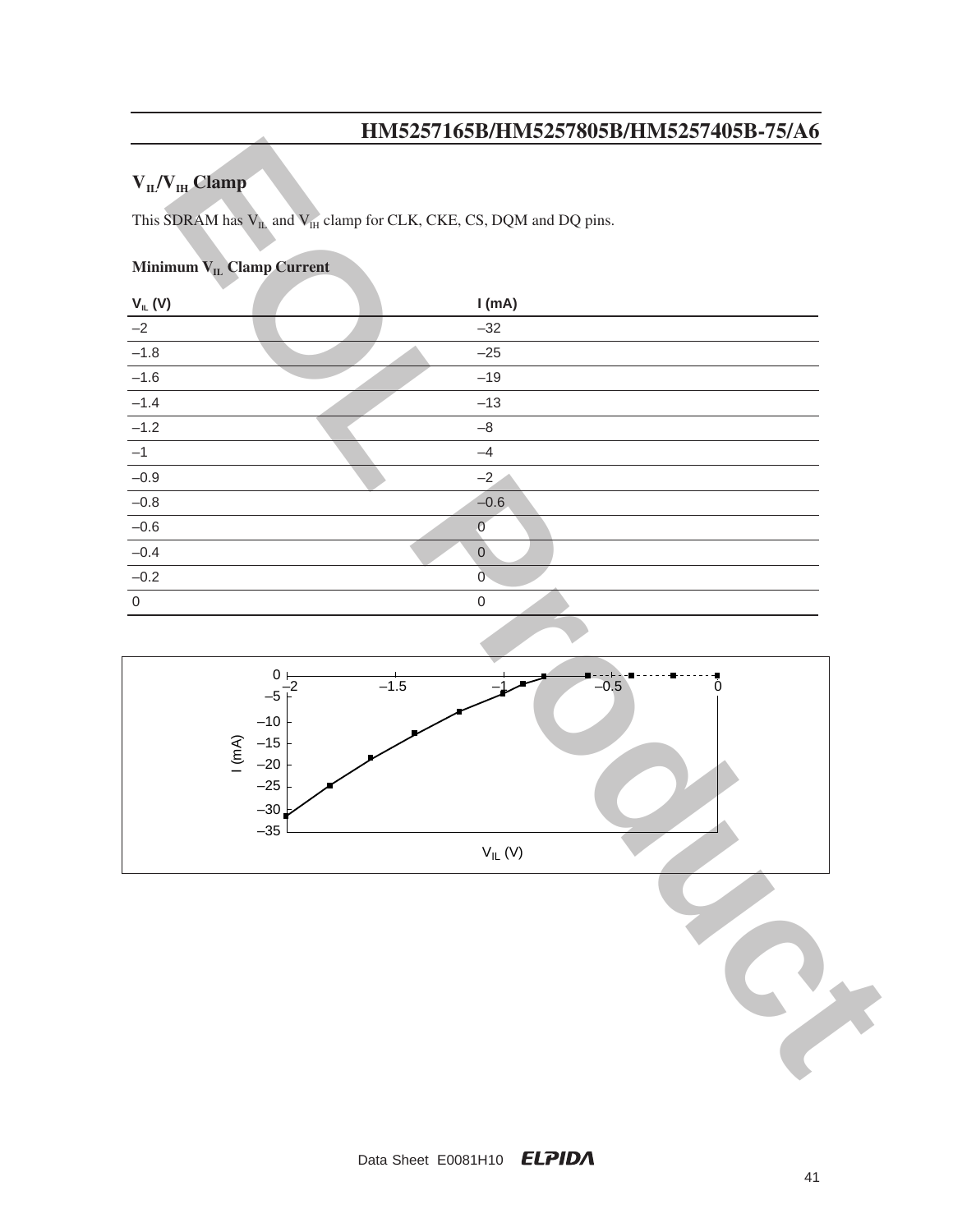## $V_{IL}/V_{IH}$ Clamp

This SDRAM has $V_{IL}$ and $V_{IH}$ clamp for CLK, CKE, CS, DQM and DQ pins.

### Minimum $V_{IL}$ Clamp Current

| $V_{IL}$ (V) | I (mA) |
|---|---|
| –2 | –32 |
| –1.8 | –25 |
| –1.6 | –19 |
| –1.4 | –13 |
| –1.2 | –8 |
| –1 | –4 |
| –0.9 | –2 |
| –0.8 | –0.6 |
| –0.6 | 0 |
| –0.4 | 0 |
| –0.2 | 0 |
| 0 | 0 |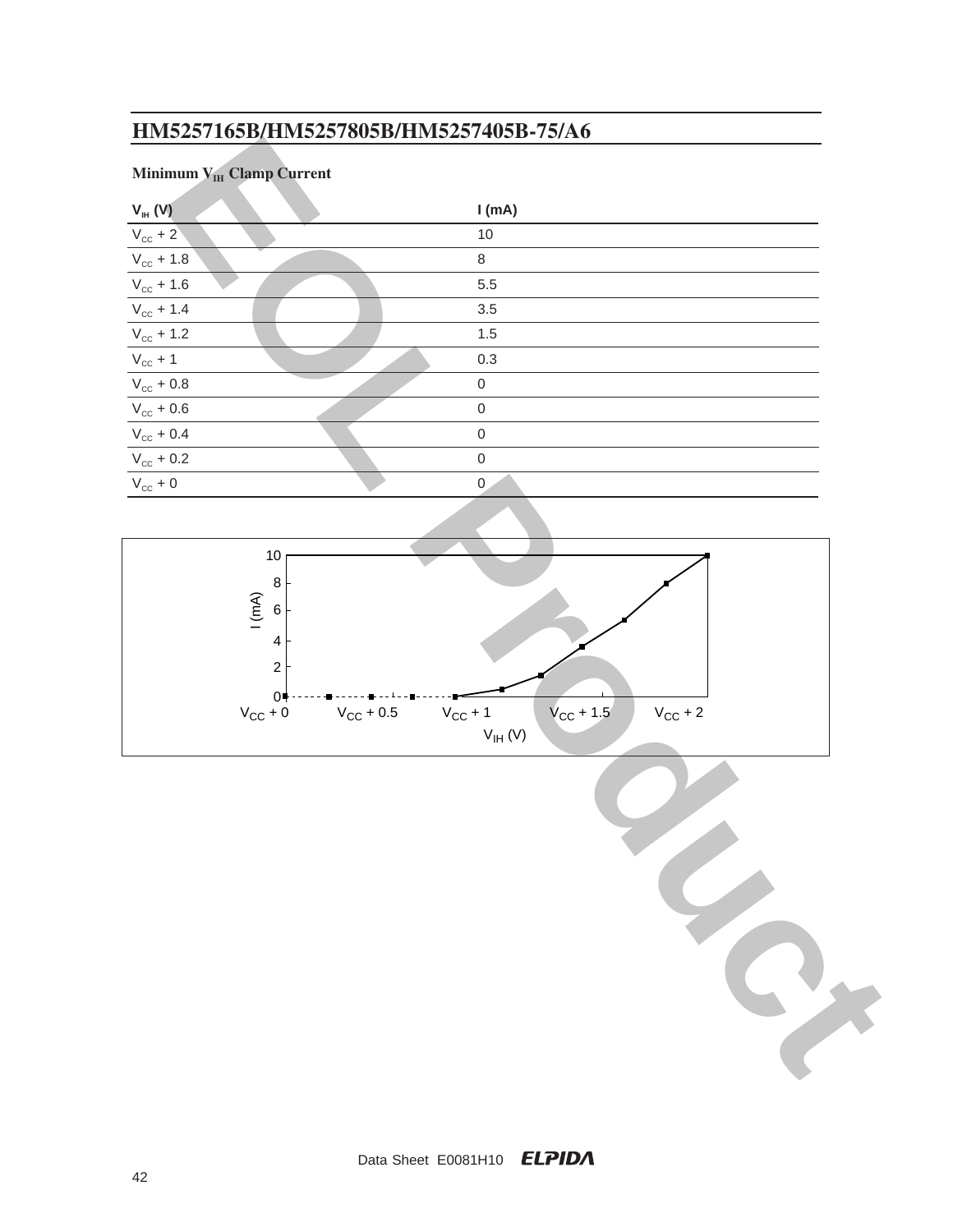## Minimum $V_{IH}$ Clamp Current

| $V_{IH}$ (V) | I (mA) |
|---|---|
| $V_{CC}$ + 2 | 10 |
| $V_{CC}$ + 1.8 | 8 |
| $V_{CC}$ + 1.6 | 5.5 |
| $V_{CC}$ + 1.4 | 3.5 |
| $V_{CC}$ + 1.2 | 1.5 |
| $V_{CC}$ + 1 | 0.3 |
| $V_{CC}$ + 0.8 | 0 |
| $V_{CC}$ + 0.6 | 0 |
| $V_{CC}$ + 0.4 | 0 |
| $V_{CC}$ + 0.2 | 0 |
| $V_{CC}$ + 0 | 0 |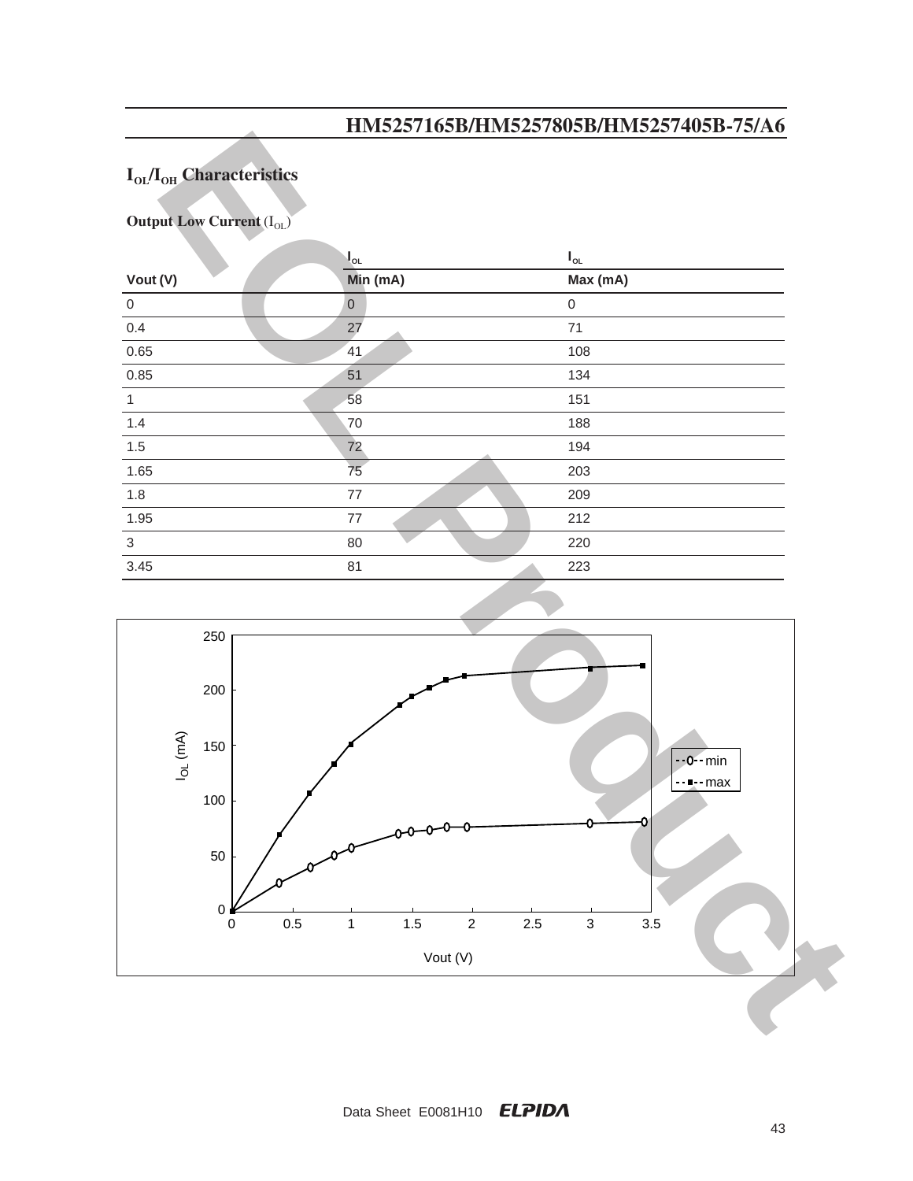## $I_{OL}$/$I_{OH}$ Characteristics

**Output Low Current** ($I_{OL}$)

| Vout (V) | $I_{OL}$ Min (mA) | $I_{OL}$ Max (mA) |
|---|---|---|
| 0 | 0 | 0 |
| 0.4 | 27 | 71 |
| 0.65 | 41 | 108 |
| 0.85 | 51 | 134 |
| 1 | 58 | 151 |
| 1.4 | 70 | 188 |
| 1.5 | 72 | 194 |
| 1.65 | 75 | 203 |
| 1.8 | 77 | 209 |
| 1.95 | 77 | 212 |
| 3 | 80 | 220 |
| 3.45 | 81 | 223 |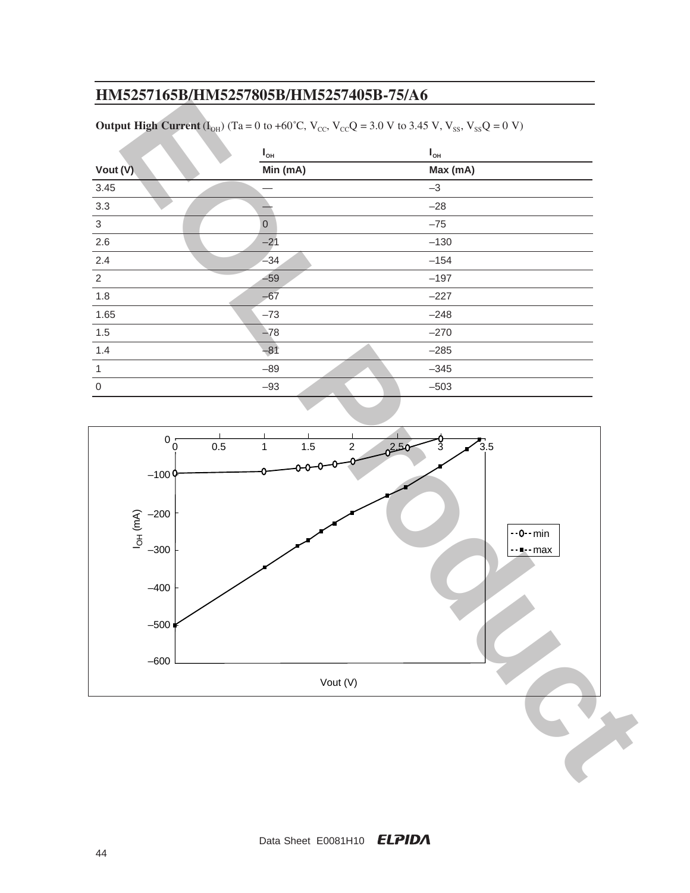**Output High Current** ($I_{OH}$) (Ta = 0 to +60˚C, $V_{CC}$, $V_{CC}Q$ = 3.0 V to 3.45 V, $V_{SS}$, $V_{SS}Q$ = 0 V)

| Vout (V) | $I_{OH}$ Min (mA) | $I_{OH}$ Max (mA) |
|---|---|---|
| 3.45 | — | –3 |
| 3.3 | — | –28 |
| 3 | 0 | –75 |
| 2.6 | –21 | –130 |
| 2.4 | –34 | –154 |
| 2 | –59 | –197 |
| 1.8 | –67 | –227 |
| 1.65 | –73 | –248 |
| 1.5 | –78 | –270 |
| 1.4 | –81 | –285 |
| 1 | –89 | –345 |
| 0 | –93 | –503 |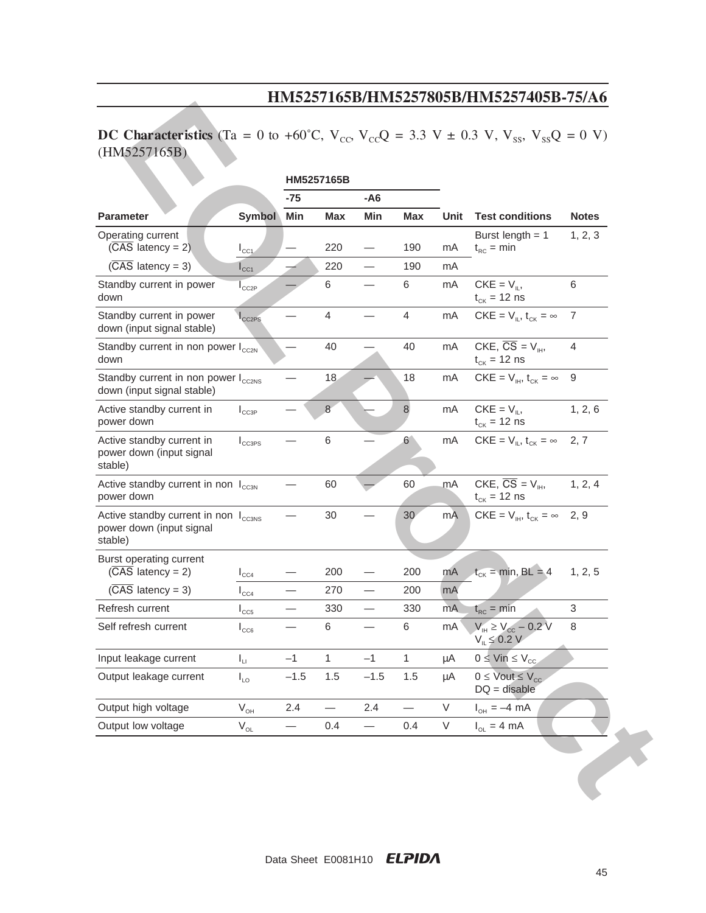**DC Characteristics** (Ta = 0 to +60°C, $V_{CC}$, $V_{CC}Q$ = 3.3 V ± 0.3 V, $V_{SS}$, $V_{SS}Q$ = 0 V) (HM5257165B)

| | | HM5257165B | | | | | | |
|---|---|---|---|---|---|---|---|---|
| | | -75 | | -A6 | | | | |
| **Parameter** | **Symbol** | **Min** | **Max** | **Min** | **Max** | **Unit** | **Test conditions** | **Notes** |
| Operating current ($\overline{CAS}$ latency = 2) | $I_{CC1}$ | — | 220 | — | 190 | mA | Burst length = 1 $t_{RC}$ = min | 1, 2, 3 |
| ($\overline{CAS}$ latency = 3) | $I_{CC1}$ | — | 220 | — | 190 | mA | | |
| Standby current in power down | $I_{CC2P}$ | — | 6 | — | 6 | mA | CKE = $V_{IL}$, $t_{CK}$ = 12 ns | 6 |
| Standby current in power down (input signal stable) | $I_{CC2PS}$ | — | 4 | — | 4 | mA | CKE = $V_{IL}$, $t_{CK}$ = ∞ | 7 |
| Standby current in non power down | $I_{CC2N}$ | — | 40 | — | 40 | mA | CKE, $\overline{CS}$ = $V_{IH}$, $t_{CK}$ = 12 ns | 4 |
| Standby current in non power down (input signal stable) | $I_{CC2NS}$ | — | 18 | — | 18 | mA | CKE = $V_{IH}$, $t_{CK}$ = ∞ | 9 |
| Active standby current in power down | $I_{CC3P}$ | — | 8 | — | 8 | mA | CKE = $V_{IL}$, $t_{CK}$ = 12 ns | 1, 2, 6 |
| Active standby current in power down (input signal stable) | $I_{CC3PS}$ | — | 6 | — | 6 | mA | CKE = $V_{IL}$, $t_{CK}$ = ∞ | 2, 7 |
| Active standby current in non power down | $I_{CC3N}$ | — | 60 | — | 60 | mA | CKE, $\overline{CS}$ = $V_{IH}$, $t_{CK}$ = 12 ns | 1, 2, 4 |
| Active standby current in non power down (input signal stable) | $I_{CC3NS}$ | — | 30 | — | 30 | mA | CKE = $V_{IH}$, $t_{CK}$ = ∞ | 2, 9 |
| Burst operating current ($\overline{CAS}$ latency = 2) | $I_{CC4}$ | — | 200 | — | 200 | mA | $t_{CK}$ = min, BL = 4 | 1, 2, 5 |
| ($\overline{CAS}$ latency = 3) | $I_{CC4}$ | — | 270 | — | 200 | mA | | |
| Refresh current | $I_{CC5}$ | — | 330 | — | 330 | mA | $t_{RC}$ = min | 3 |
| Self refresh current | $I_{CC6}$ | — | 6 | — | 6 | mA | $V_{IH} \geq V_{CC} - 0.2$ V $V_{IL} \leq 0.2$ V | 8 |
| Input leakage current | $I_{LI}$ | –1 | 1 | –1 | 1 | µA | $0 \leq Vin \leq V_{CC}$ | |
| Output leakage current | $I_{LO}$ | –1.5 | 1.5 | –1.5 | 1.5 | µA | $0 \leq Vout \leq V_{CC}$ DQ = disable | |
| Output high voltage | $V_{OH}$ | 2.4 | — | 2.4 | — | V | $I_{OH}$ = –4 mA | |
| Output low voltage | $V_{OL}$ | — | 0.4 | — | 0.4 | V | $I_{OL}$ = 4 mA | |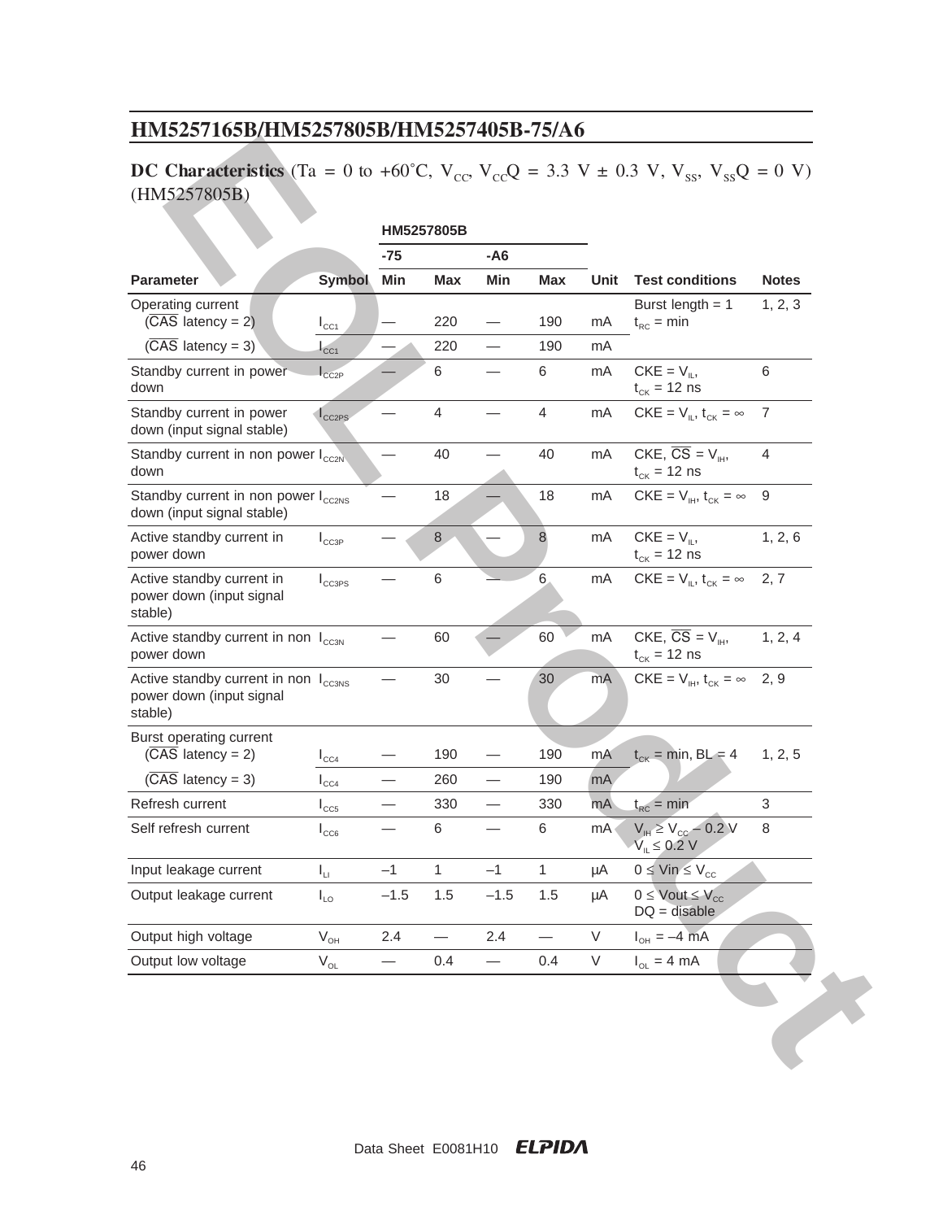## DC Characteristics (Ta = 0 to +60°C, $V_{CC}$, $V_{CC}Q$ = 3.3 V ± 0.3 V, $V_{SS}$, $V_{SS}Q$ = 0 V) (HM5257805B)

| | | HM5257805B | | | | | | |
|---|---|---|---|---|---|---|---|---|
| | | -75 | | -A6 | | | | |
| **Parameter** | **Symbol** | **Min** | **Max** | **Min** | **Max** | **Unit** | **Test conditions** | **Notes** |
| Operating current ($\overline{CAS}$ latency = 2) | $I_{CC1}$ | — | 220 | — | 190 | mA | Burst length = 1, $t_{RC}$ = min | 1, 2, 3 |
| ($\overline{CAS}$ latency = 3) | $I_{CC1}$ | — | 220 | — | 190 | mA | | |
| Standby current in power down | $I_{CC2P}$ | — | 6 | — | 6 | mA | CKE = $V_{IL}$, $t_{CK}$ = 12 ns | 6 |
| Standby current in power down (input signal stable) | $I_{CC2PS}$ | — | 4 | — | 4 | mA | CKE = $V_{IL}$, $t_{CK}$ = ∞ | 7 |
| Standby current in non power down | $I_{CC2N}$ | — | 40 | — | 40 | mA | CKE, $\overline{CS}$ = $V_{IH}$, $t_{CK}$ = 12 ns | 4 |
| Standby current in non power down (input signal stable) | $I_{CC2NS}$ | — | 18 | — | 18 | mA | CKE = $V_{IH}$, $t_{CK}$ = ∞ | 9 |
| Active standby current in power down | $I_{CC3P}$ | — | 8 | — | 8 | mA | CKE = $V_{IL}$, $t_{CK}$ = 12 ns | 1, 2, 6 |
| Active standby current in power down (input signal stable) | $I_{CC3PS}$ | — | 6 | — | 6 | mA | CKE = $V_{IL}$, $t_{CK}$ = ∞ | 2, 7 |
| Active standby current in non power down | $I_{CC3N}$ | — | 60 | — | 60 | mA | CKE, $\overline{CS}$ = $V_{IH}$, $t_{CK}$ = 12 ns | 1, 2, 4 |
| Active standby current in non power down (input signal stable) | $I_{CC3NS}$ | — | 30 | — | 30 | mA | CKE = $V_{IH}$, $t_{CK}$ = ∞ | 2, 9 |
| Burst operating current ($\overline{CAS}$ latency = 2) | $I_{CC4}$ | — | 190 | — | 190 | mA | $t_{CK}$ = min, BL = 4 | 1, 2, 5 |
| ($\overline{CAS}$ latency = 3) | $I_{CC4}$ | — | 260 | — | 190 | mA | | |
| Refresh current | $I_{CC5}$ | — | 330 | — | 330 | mA | $t_{RC}$ = min | 3 |
| Self refresh current | $I_{CC6}$ | — | 6 | — | 6 | mA | $V_{IH} \geq V_{CC} - 0.2$ V, $V_{IL} \leq 0.2$ V | 8 |
| Input leakage current | $I_{LI}$ | –1 | 1 | –1 | 1 | µA | $0 \leq Vin \leq V_{CC}$ | |
| Output leakage current | $I_{LO}$ | –1.5 | 1.5 | –1.5 | 1.5 | µA | $0 \leq Vout \leq V_{CC}$, DQ = disable | |
| Output high voltage | $V_{OH}$ | 2.4 | — | 2.4 | — | V | $I_{OH}$ = –4 mA | |
| Output low voltage | $V_{OL}$ | — | 0.4 | — | 0.4 | V | $I_{OL}$ = 4 mA | |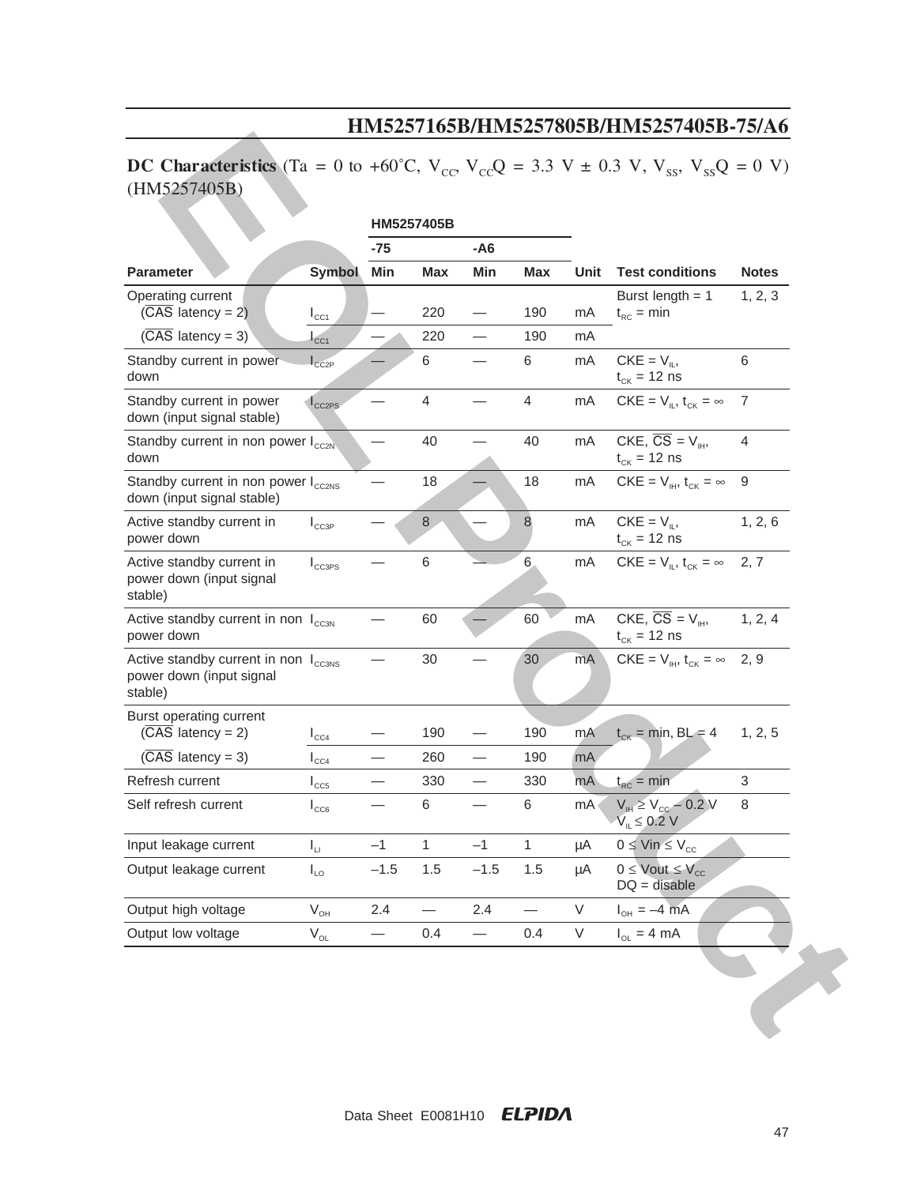**DC Characteristics** (Ta = 0 to +60°C, $V_{CC}$, $V_{CC}Q$ = 3.3 V ± 0.3 V, $V_{SS}$, $V_{SS}Q$ = 0 V) (HM5257405B)

| | | HM5257405B | | | | | | |
|---|---|---|---|---|---|---|---|---|
| | | -75 | | -A6 | | | | |
| **Parameter** | **Symbol** | **Min** | **Max** | **Min** | **Max** | **Unit** | **Test conditions** | **Notes** |
| Operating current ($\overline{CAS}$ latency = 2) | $I_{CC1}$ | — | 220 | — | 190 | mA | Burst length = 1 $t_{RC}$ = min | 1, 2, 3 |
| ($\overline{CAS}$ latency = 3) | $I_{CC1}$ | — | 220 | — | 190 | mA | | |
| Standby current in power down | $I_{CC2P}$ | — | 6 | — | 6 | mA | CKE = $V_{IL}$, $t_{CK}$ = 12 ns | 6 |
| Standby current in power down (input signal stable) | $I_{CC2PS}$ | — | 4 | — | 4 | mA | CKE = $V_{IL}$, $t_{CK}$ = ∞ | 7 |
| Standby current in non power down | $I_{CC2N}$ | — | 40 | — | 40 | mA | CKE, $\overline{CS}$ = $V_{IH}$, $t_{CK}$ = 12 ns | 4 |
| Standby current in non power down (input signal stable) | $I_{CC2NS}$ | — | 18 | — | 18 | mA | CKE = $V_{IH}$, $t_{CK}$ = ∞ | 9 |
| Active standby current in power down | $I_{CC3P}$ | — | 8 | — | 8 | mA | CKE = $V_{IL}$, $t_{CK}$ = 12 ns | 1, 2, 6 |
| Active standby current in power down (input signal stable) | $I_{CC3PS}$ | — | 6 | — | 6 | mA | CKE = $V_{IL}$, $t_{CK}$ = ∞ | 2, 7 |
| Active standby current in non power down | $I_{CC3N}$ | — | 60 | — | 60 | mA | CKE, $\overline{CS}$ = $V_{IH}$, $t_{CK}$ = 12 ns | 1, 2, 4 |
| Active standby current in non power down (input signal stable) | $I_{CC3NS}$ | — | 30 | — | 30 | mA | CKE = $V_{IH}$, $t_{CK}$ = ∞ | 2, 9 |
| Burst operating current ($\overline{CAS}$ latency = 2) | $I_{CC4}$ | — | 190 | — | 190 | mA | $t_{CK}$ = min, BL = 4 | 1, 2, 5 |
| ($\overline{CAS}$ latency = 3) | $I_{CC4}$ | — | 260 | — | 190 | mA | | |
| Refresh current | $I_{CC5}$ | — | 330 | — | 330 | mA | $t_{RC}$ = min | 3 |
| Self refresh current | $I_{CC6}$ | — | 6 | — | 6 | mA | $V_{IH} \geq V_{CC} - 0.2$ V $V_{IL} \leq 0.2$ V | 8 |
| Input leakage current | $I_{LI}$ | –1 | 1 | –1 | 1 | µA | $0 \leq Vin \leq V_{CC}$ | |
| Output leakage current | $I_{LO}$ | –1.5 | 1.5 | –1.5 | 1.5 | µA | $0 \leq Vout \leq V_{CC}$ DQ = disable | |
| Output high voltage | $V_{OH}$ | 2.4 | — | 2.4 | — | V | $I_{OH}$ = –4 mA | |
| Output low voltage | $V_{OL}$ | — | 0.4 | — | 0.4 | V | $I_{OL}$ = 4 mA | |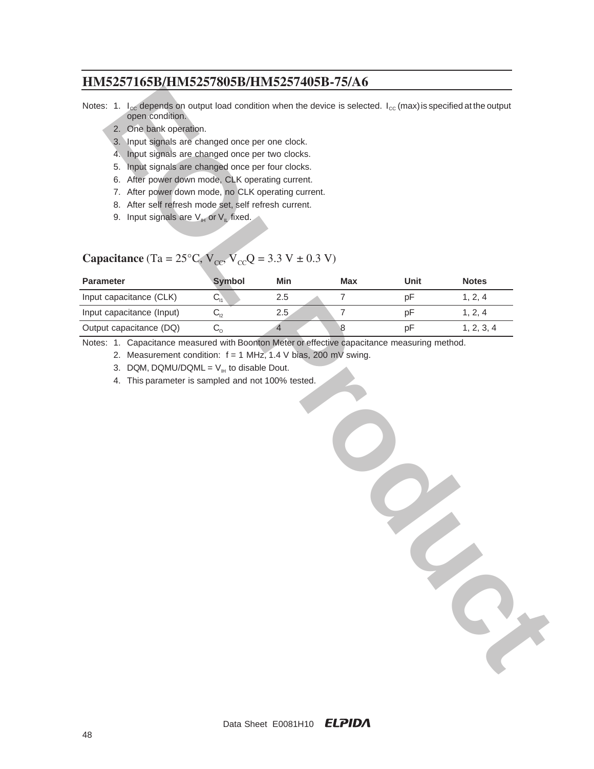Notes: 1. $I_{CC}$ depends on output load condition when the device is selected. $I_{CC}$ (max) is specified at the output open condition.
2. One bank operation.
3. Input signals are changed once per one clock.
4. Input signals are changed once per two clocks.
5. Input signals are changed once per four clocks.
6. After power down mode, CLK operating current.
7. After power down mode, no CLK operating current.
8. After self refresh mode set, self refresh current.
9. Input signals are $V_{IH}$ or $V_{IL}$ fixed.

## Capacitance (Ta = 25°C, $V_{CC}$, $V_{CC}Q$ = 3.3 V ± 0.3 V)

| Parameter | Symbol | Min | Max | Unit | Notes |
|---|---|---|---|---|---|
| Input capacitance (CLK) | $C_{I1}$ | 2.5 | 7 | pF | 1, 2, 4 |
| Input capacitance (Input) | $C_{I2}$ | 2.5 | 7 | pF | 1, 2, 4 |
| Output capacitance (DQ) | $C_O$ | 4 | 8 | pF | 1, 2, 3, 4 |

Notes: 1. Capacitance measured with Boonton Meter or effective capacitance measuring method.
2. Measurement condition: f = 1 MHz, 1.4 V bias, 200 mV swing.
3. DQM, DQMU/DQML = $V_{IH}$ to disable Dout.
4. This parameter is sampled and not 100% tested.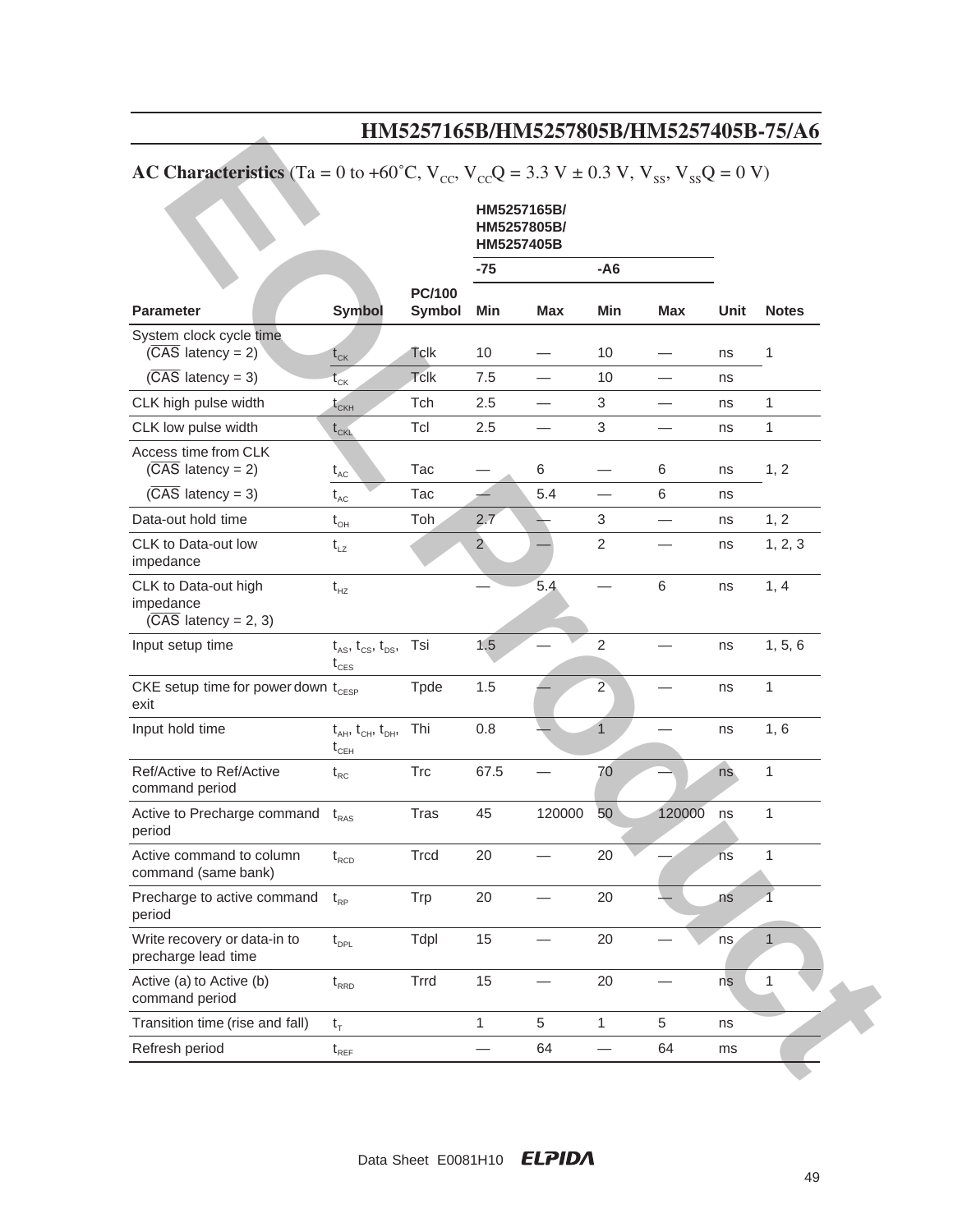## AC Characteristics (Ta = 0 to +60°C, $V_{CC}$, $V_{CC}Q$ = 3.3 V ± 0.3 V, $V_{SS}$, $V_{SS}Q$ = 0 V)

| | | | HM5257165B/ HM5257805B/ HM5257405B | | | | | |
|---|---|---|---|---|---|---|---|---|
| | | | -75 | | -A6 | | | |
| Parameter | Symbol | PC/100 Symbol | Min | Max | Min | Max | Unit | Notes |
| System clock cycle time ($\overline{CAS}$ latency = 2) | $t_{CK}$ | Tclk | 10 | — | 10 | — | ns | 1 |
| ($\overline{CAS}$ latency = 3) | $t_{CK}$ | Tclk | 7.5 | — | 10 | — | ns | |
| CLK high pulse width | $t_{CKH}$ | Tch | 2.5 | — | 3 | — | ns | 1 |
| CLK low pulse width | $t_{CKL}$ | Tcl | 2.5 | — | 3 | — | ns | 1 |
| Access time from CLK ($\overline{CAS}$ latency = 2) | $t_{AC}$ | Tac | — | 6 | — | 6 | ns | 1, 2 |
| ($\overline{CAS}$ latency = 3) | $t_{AC}$ | Tac | — | 5.4 | — | 6 | ns | |
| Data-out hold time | $t_{OH}$ | Toh | 2.7 | — | 3 | — | ns | 1, 2 |
| CLK to Data-out low impedance | $t_{LZ}$ | | 2 | — | 2 | — | ns | 1, 2, 3 |
| CLK to Data-out high impedance ($\overline{CAS}$ latency = 2, 3) | $t_{HZ}$ | | — | 5.4 | — | 6 | ns | 1, 4 |
| Input setup time | $t_{AS}$, $t_{CS}$, $t_{DS}$, $t_{CES}$ | Tsi | 1.5 | — | 2 | — | ns | 1, 5, 6 |
| CKE setup time for power down exit | $t_{CESP}$ | Tpde | 1.5 | — | 2 | — | ns | 1 |
| Input hold time | $t_{AH}$, $t_{CH}$, $t_{DH}$, $t_{CEH}$ | Thi | 0.8 | — | 1 | — | ns | 1, 6 |
| Ref/Active to Ref/Active command period | $t_{RC}$ | Trc | 67.5 | — | 70 | — | ns | 1 |
| Active to Precharge command period | $t_{RAS}$ | Tras | 45 | 120000 | 50 | 120000 | ns | 1 |
| Active command to column command (same bank) | $t_{RCD}$ | Trcd | 20 | — | 20 | — | ns | 1 |
| Precharge to active command period | $t_{RP}$ | Trp | 20 | — | 20 | — | ns | 1 |
| Write recovery or data-in to precharge lead time | $t_{DPL}$ | Tdpl | 15 | — | 20 | — | ns | 1 |
| Active (a) to Active (b) command period | $t_{RRD}$ | Trrd | 15 | — | 20 | — | ns | 1 |
| Transition time (rise and fall) | $t_T$ | | 1 | 5 | 1 | 5 | ns | |
| Refresh period | $t_{REF}$ | | — | 64 | — | 64 | ms | |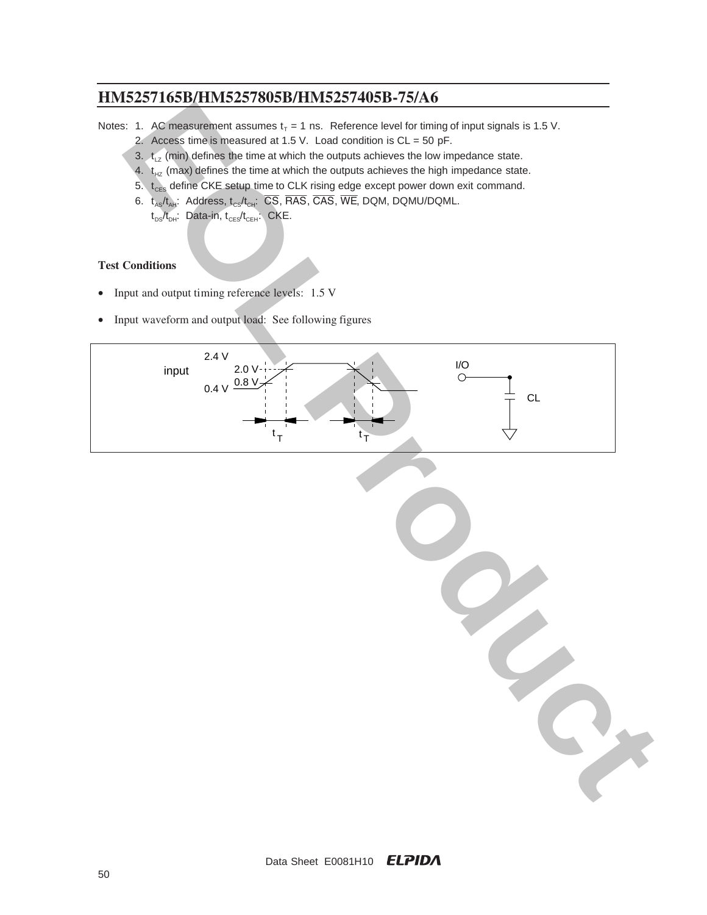Notes: 1. AC measurement assumes $t_T$ = 1 ns. Reference level for timing of input signals is 1.5 V.

2. Access time is measured at 1.5 V. Load condition is CL = 50 pF.
3. $t_{LZ}$ (min) defines the time at which the outputs achieves the low impedance state.
4. $t_{HZ}$ (max) defines the time at which the outputs achieves the high impedance state.
5. $t_{CES}$ define CKE setup time to CLK rising edge except power down exit command.
6. $t_{AS}/t_{AH}$: Address, $t_{CS}/t_{CH}$: $\overline{CS}$, $\overline{RAS}$, $\overline{CAS}$, $\overline{WE}$, DQM, DQMU/DQML.
   $t_{DS}/t_{DH}$: Data-in, $t_{CES}/t_{CEH}$: CKE.

**Test Conditions**

- Input and output timing reference levels: 1.5 V
- Input waveform and output load: See following figures

input 2.4 V 2.0 V 0.8 V 0.4 V $t_T$ $t_T$ I/O CL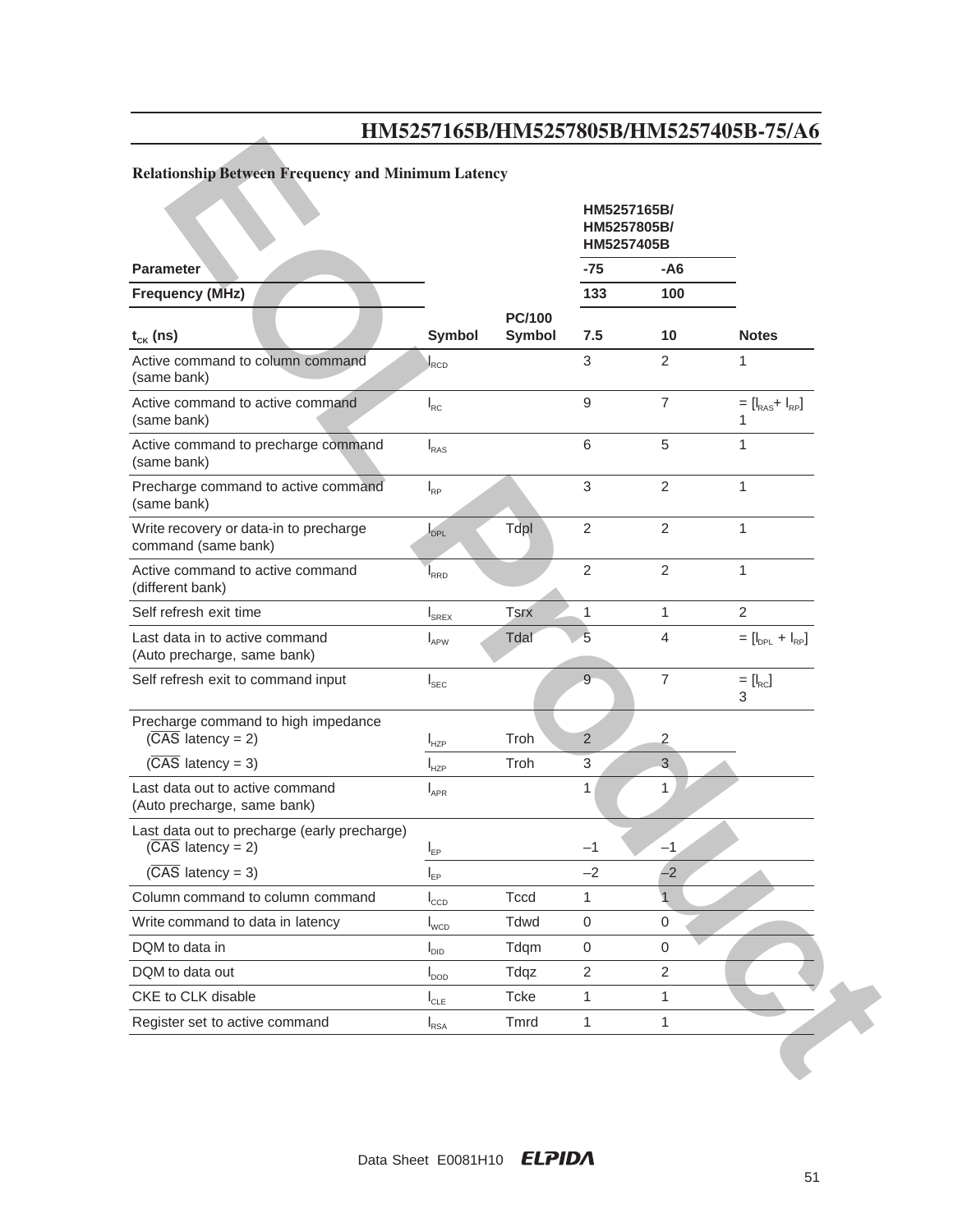**Relationship Between Frequency and Minimum Latency**

| Parameter | | | HM5257165B/ HM5257805B/ HM5257405B | | |
|---|---|---|---|---|---|
| | | | -75 | -A6 | |
| Frequency (MHz) | | | 133 | 100 | |
| $t_{CK}$ (ns) | Symbol | PC/100 Symbol | 7.5 | 10 | Notes |
| Active command to column command (same bank) | $l_{RCD}$ | | 3 | 2 | 1 |
| Active command to active command (same bank) | $l_{RC}$ | | 9 | 7 | = [$l_{RAS}$+ $l_{RP}$] 1 |
| Active command to precharge command (same bank) | $l_{RAS}$ | | 6 | 5 | 1 |
| Precharge command to active command (same bank) | $l_{RP}$ | | 3 | 2 | 1 |
| Write recovery or data-in to precharge command (same bank) | $l_{DPL}$ | Tdpl | 2 | 2 | 1 |
| Active command to active command (different bank) | $l_{RRD}$ | | 2 | 2 | 1 |
| Self refresh exit time | $l_{SREX}$ | Tsrx | 1 | 1 | 2 |
| Last data in to active command (Auto precharge, same bank) | $l_{APW}$ | Tdal | 5 | 4 | = [$l_{DPL}$ + $l_{RP}$] |
| Self refresh exit to command input | $l_{SEC}$ | | 9 | 7 | = [$l_{RC}$] 3 |
| Precharge command to high impedance ($\overline{CAS}$ latency = 2) | $l_{HZP}$ | Troh | 2 | 2 | |
| ($\overline{CAS}$ latency = 3) | $l_{HZP}$ | Troh | 3 | 3 | |
| Last data out to active command (Auto precharge, same bank) | $l_{APR}$ | | 1 | 1 | |
| Last data out to precharge (early precharge) ($\overline{CAS}$ latency = 2) | $l_{EP}$ | | –1 | –1 | |
| ($\overline{CAS}$ latency = 3) | $l_{EP}$ | | –2 | –2 | |
| Column command to column command | $l_{CCD}$ | Tccd | 1 | 1 | |
| Write command to data in latency | $l_{WCD}$ | Tdwd | 0 | 0 | |
| DQM to data in | $l_{DID}$ | Tdqm | 0 | 0 | |
| DQM to data out | $l_{DOD}$ | Tdqz | 2 | 2 | |
| CKE to CLK disable | $l_{CLE}$ | Tcke | 1 | 1 | |
| Register set to active command | $l_{RSA}$ | Tmrd | 1 | 1 | |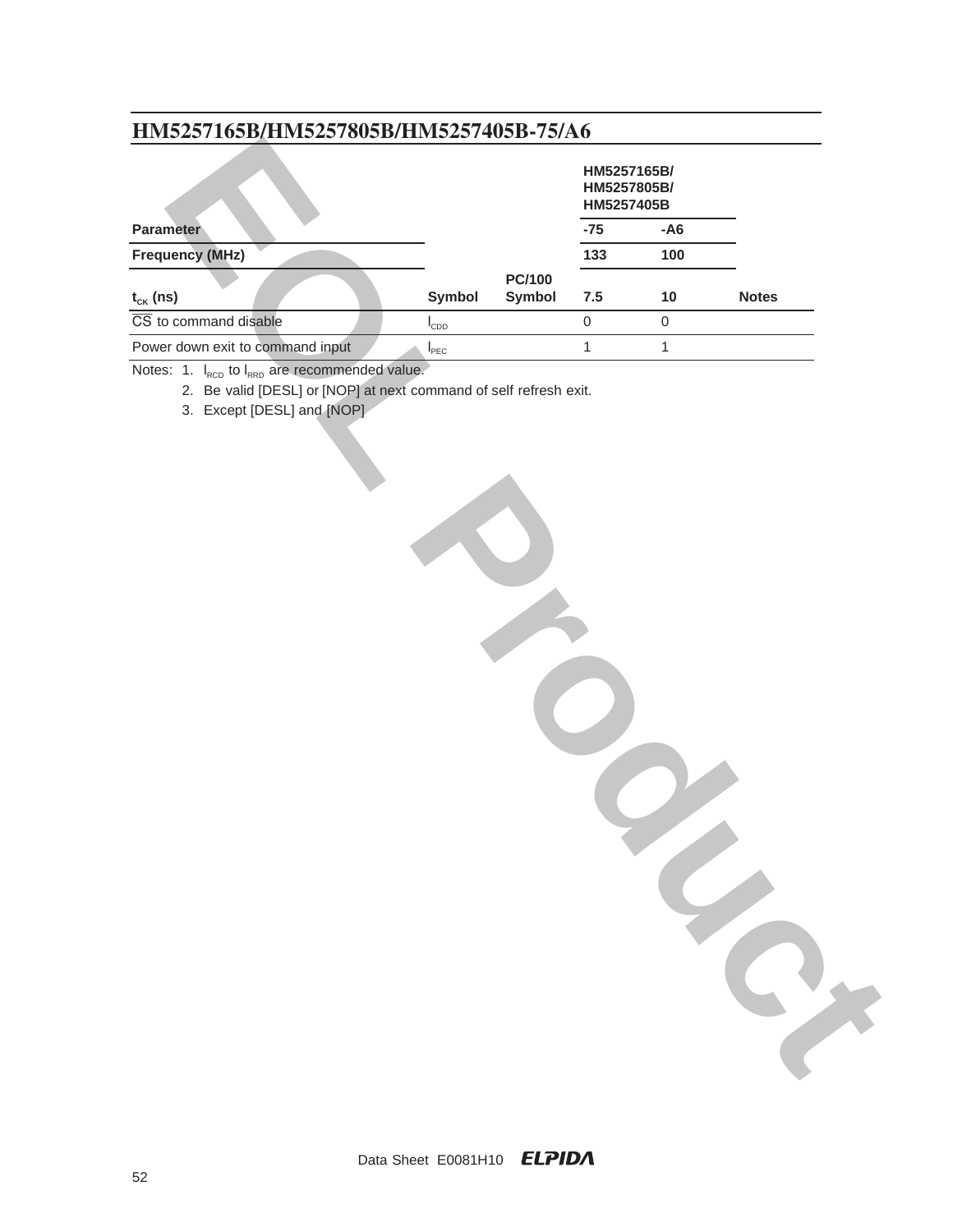## HM5257165B/HM5257805B/HM5257405B-75/A6

| Parameter | | | HM5257165B/ HM5257805B/ HM5257405B | | |
|---|---|---|---|---|---|
| | | | -75 | -A6 | |
| Frequency (MHz) | | | 133 | 100 | |
| $t_{CK}$ (ns) | Symbol | PC/100 Symbol | 7.5 | 10 | Notes |
| $\overline{CS}$ to command disable | $l_{CDD}$ | | 0 | 0 | |
| Power down exit to command input | $l_{PEC}$ | | 1 | 1 | |

Notes: 1. $l_{RCD}$ to $l_{RRD}$ are recommended value.

2. Be valid [DESL] or [NOP] at next command of self refresh exit.

3. Except [DESL] and [NOP]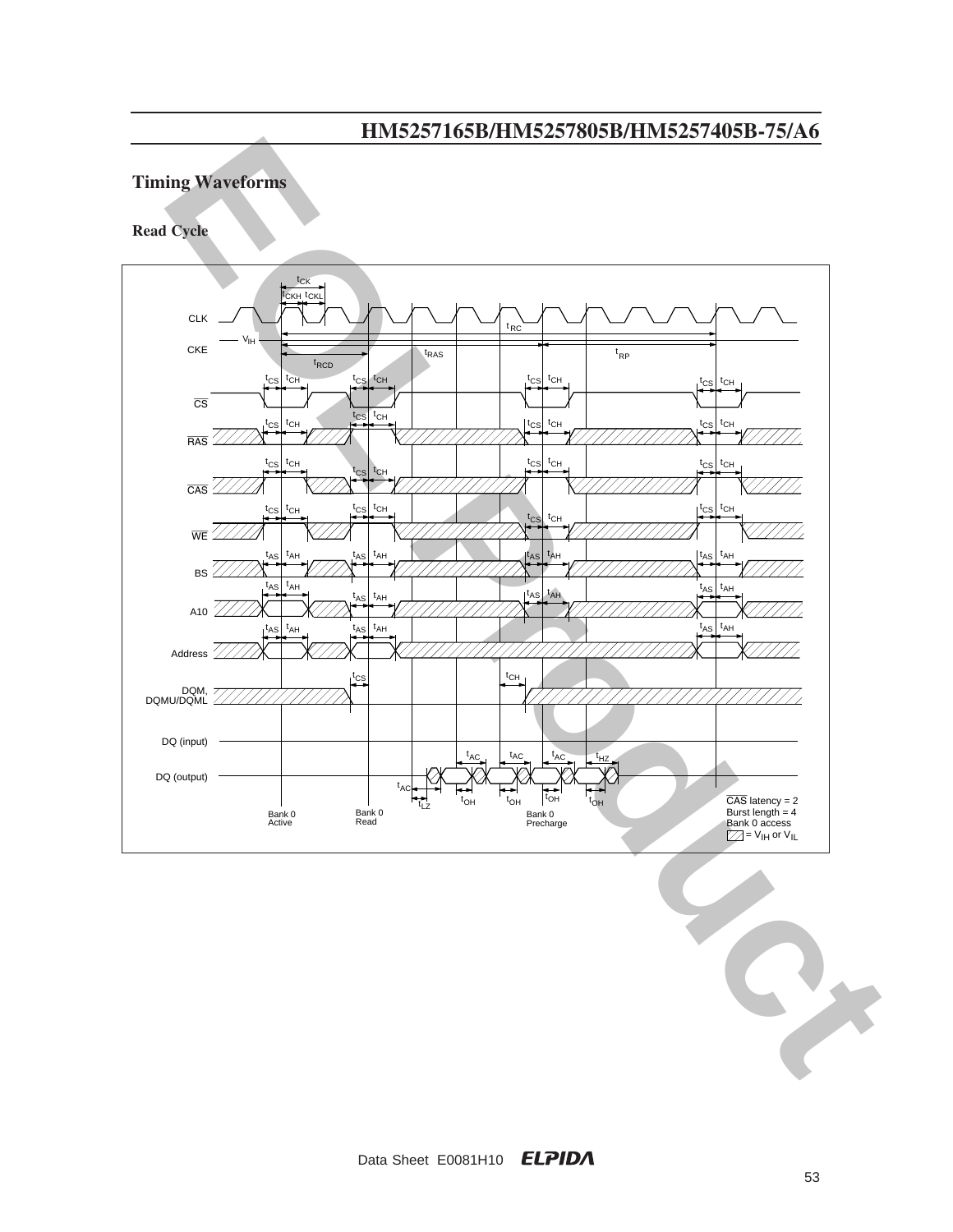## Timing Waveforms

### Read Cycle

CLK, CKE, $\overline{CS}$, $\overline{RAS}$, $\overline{CAS}$, $\overline{WE}$, BS, A10, Address, DQM, DQMU/DQML, DQ (input), DQ (output)

$t_{CK}$, $t_{CKH}$, $t_{CKL}$, $V_{IH}$, $t_{RC}$, $t_{RAS}$, $t_{RCD}$, $t_{RP}$, $t_{CS}$, $t_{CH}$, $t_{AS}$, $t_{AH}$, $t_{AC}$, $t_{LZ}$, $t_{OH}$, $t_{HZ}$

Bank 0 Active

Bank 0 Read

Bank 0 Precharge

$\overline{CAS}$ latency = 2
Burst length = 4
Bank 0 access
(hatched) = $V_{IH}$ or $V_{IL}$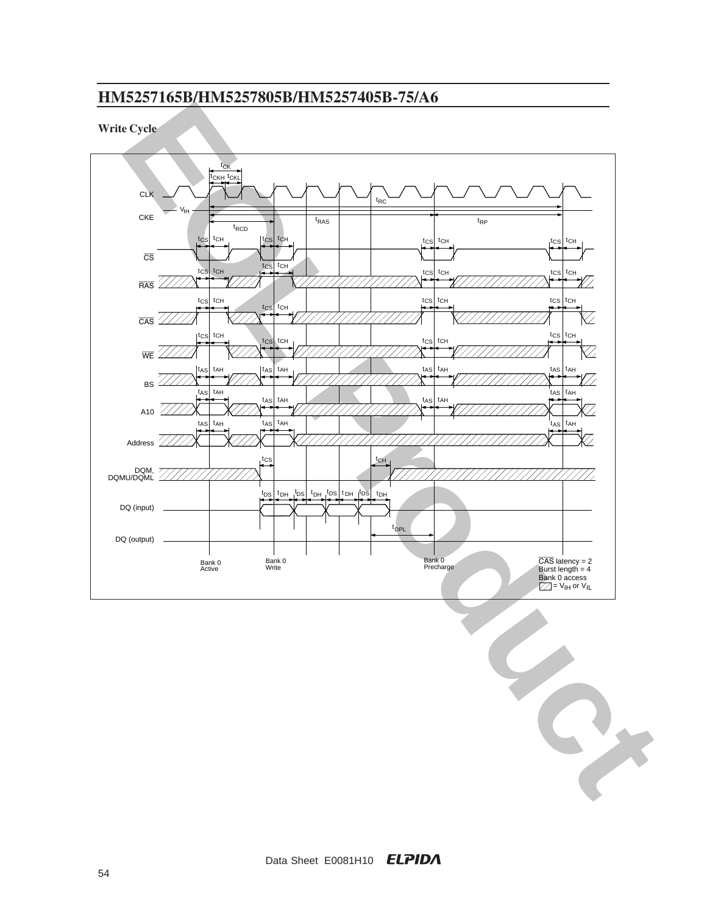## Write Cycle

CLK, CKE ($V_{IH}$), $\overline{CS}$, $\overline{RAS}$, $\overline{CAS}$, $\overline{WE}$, BS, A10, Address, DQM, DQMU/DQML, DQ (input), DQ (output)

$t_{CK}$, $t_{CKH}$, $t_{CKL}$, $t_{RC}$, $t_{RAS}$, $t_{RP}$, $t_{RCD}$, $t_{CS}$, $t_{CH}$, $t_{AS}$, $t_{AH}$, $t_{DS}$, $t_{DH}$, $t_{DPL}$

Bank 0 Active | Bank 0 Write | Bank 0 Precharge

$\overline{CAS}$ latency = 2
Burst length = 4
Bank 0 access
(hatched) = $V_{IH}$ or $V_{IL}$

Data Sheet E0081H10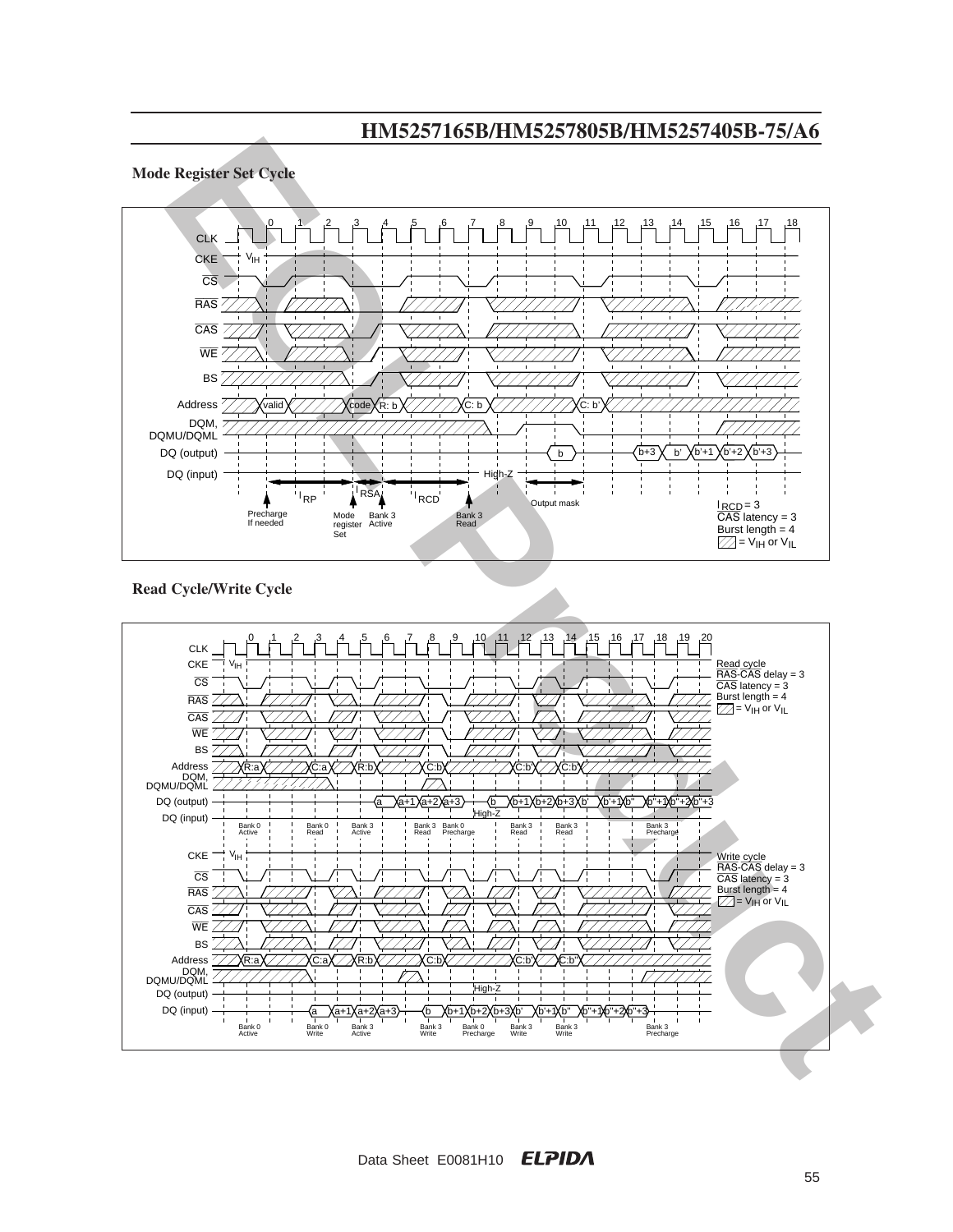## Mode Register Set Cycle

CLK: 0 1 2 3 4 5 6 7 8 9 10 11 12 13 14 15 16 17 18

CKE: $V_{IH}$

Signals: CLK, CKE, $\overline{CS}$, $\overline{RAS}$, $\overline{CAS}$, $\overline{WE}$, BS, Address, DQM, DQMU/DQML, DQ (output), DQ (input)

Address: valid, code, R: b, C: b, C: b'

DQ (output): b, b+3, b', b'+1, b'+2, b'+3

DQ (input): High-Z

$t_{RP}$, $t_{RSA}$, $t_{RCD}$, Output mask

Precharge If needed; Mode register Set; Bank 3 Active; Bank 3 Read

$t_{RCD}$ = 3
$\overline{CAS}$ latency = 3
Burst length = 4
▨ = $V_{IH}$ or $V_{IL}$

## Read Cycle/Write Cycle

CLK: 0 1 2 3 4 5 6 7 8 9 10 11 12 13 14 15 16 17 18 19 20

Read cycle
$\overline{RAS}$-$\overline{CAS}$ delay = 3
$\overline{CAS}$ latency = 3
Burst length = 4
▨ = $V_{IH}$ or $V_{IL}$

Signals: CKE ($V_{IH}$), $\overline{CS}$, $\overline{RAS}$, $\overline{CAS}$, $\overline{WE}$, BS, Address, DQM, DQMU/DQML, DQ (output), DQ (input)

Address: R:a, C:a, R:b, C:b, C:b', C:b"

DQ (output): a, a+1, a+2, a+3, b, b+1, b+2, b+3, b', b'+1, b", b"+1, b"+2, b"+3

DQ (input): High-Z

Bank 0 Active; Bank 0 Read; Bank 3 Active; Bank 3 Read; Bank 0 Precharge; Bank 3 Read; Bank 3 Read; Bank 3 Precharge

Write cycle
$\overline{RAS}$-$\overline{CAS}$ delay = 3
$\overline{CAS}$ latency = 3
Burst length = 4
▨ = $V_{IH}$ or $V_{IL}$

Signals: CKE ($V_{IH}$), $\overline{CS}$, $\overline{RAS}$, $\overline{CAS}$, $\overline{WE}$, BS, Address, DQM, DQMU/DQML, DQ (output), DQ (input)

Address: R:a, C:a, R:b, C:b, C:b', C:b"

DQ (output): High-Z

DQ (input): a, a+1, a+2, a+3, b, b+1, b+2, b+3, b', b'+1, b", b"+1, b"+2, b"+3

Bank 0 Active; Bank 0 Write; Bank 3 Active; Bank 3 Write; Bank 0 Precharge; Bank 3 Write; Bank 3 Write; Bank 3 Precharge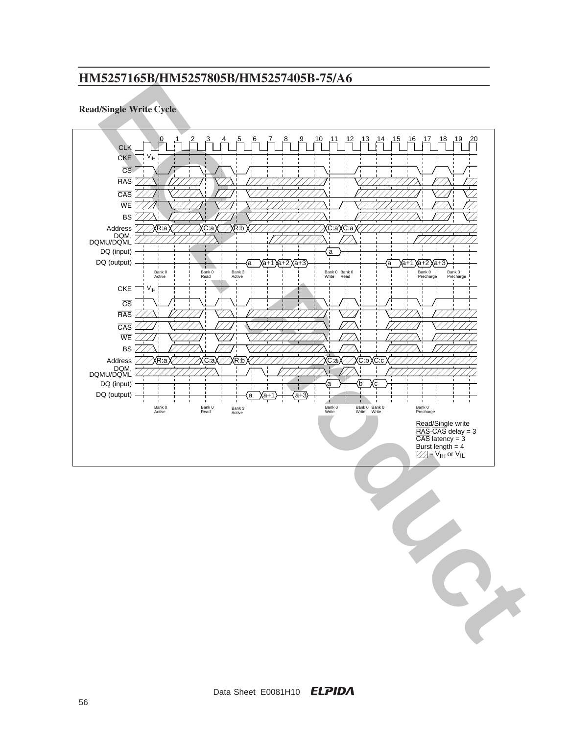## Read/Single Write Cycle

Read/Single write
$\overline{RAS}$-$\overline{CAS}$ delay = 3
$\overline{CAS}$ latency = 3
Burst length = 4
= $V_{IH}$ or $V_{IL}$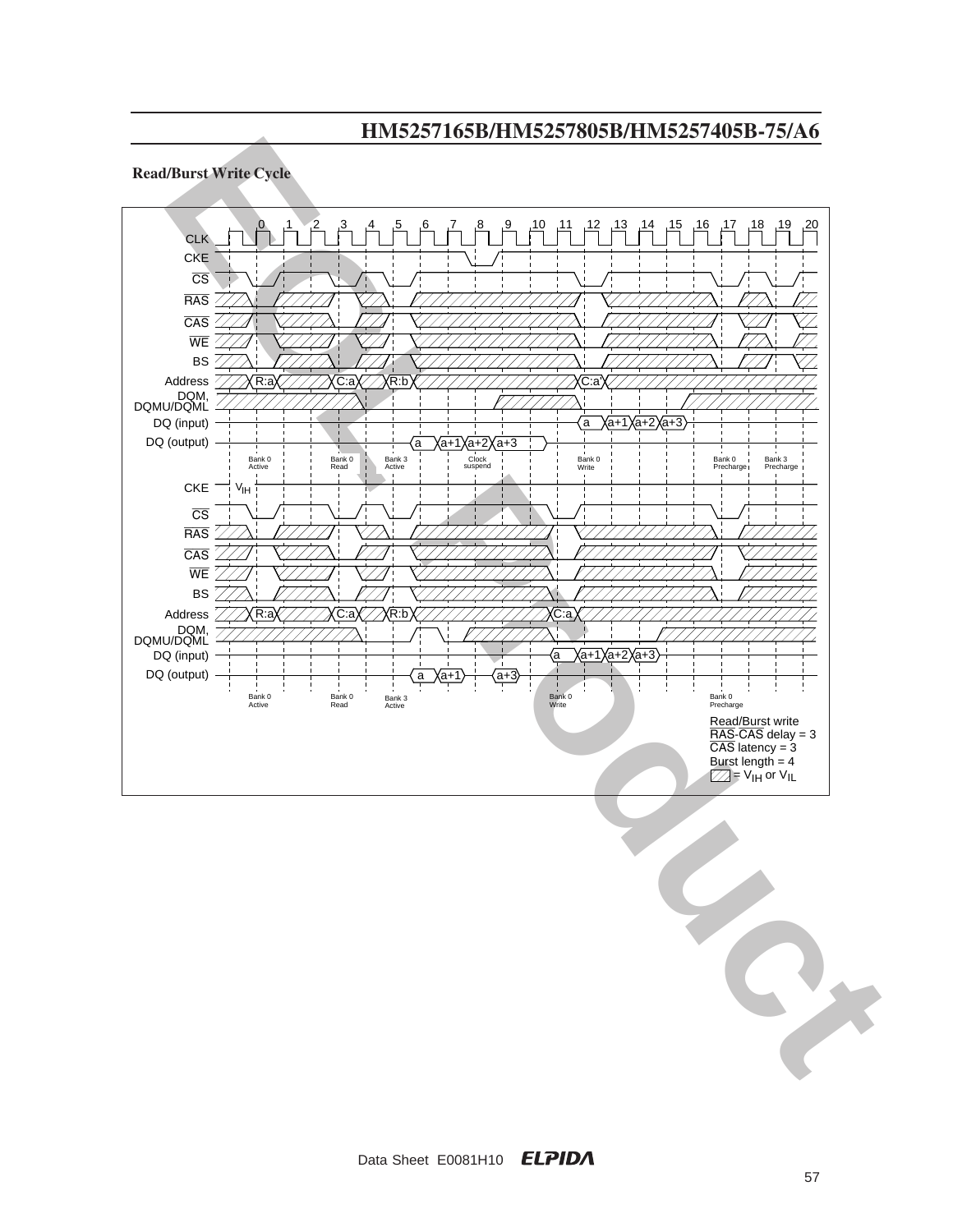## Read/Burst Write Cycle

CLK 0 1 2 3 4 5 6 7 8 9 10 11 12 13 14 15 16 17 18 19 20

CKE

CS

RAS

CAS

WE

BS

Address R:a C:a R:b C:a

DQM, DQMU/DQML

DQ (input) a a+1 a+2 a+3

DQ (output) a a+1 a+2 a+3

Bank 0 Active · Bank 0 Read · Bank 3 Active · Clock suspend · Bank 0 Write · Bank 0 Precharge · Bank 3 Precharge

CKE $V_{IH}$

CS

RAS

CAS

WE

BS

Address R:a C:a R:b C:a

DQM, DQMU/DQML

DQ (input) a a+1 a+2 a+3

DQ (output) a a+1 a+3

Bank 0 Active · Bank 0 Read · Bank 3 Active · Bank 0 Write · Bank 0 Precharge

Read/Burst write
RAS-CAS delay = 3
CAS latency = 3
Burst length = 4
= $V_{IH}$ or $V_{IL}$

Data Sheet E0081H10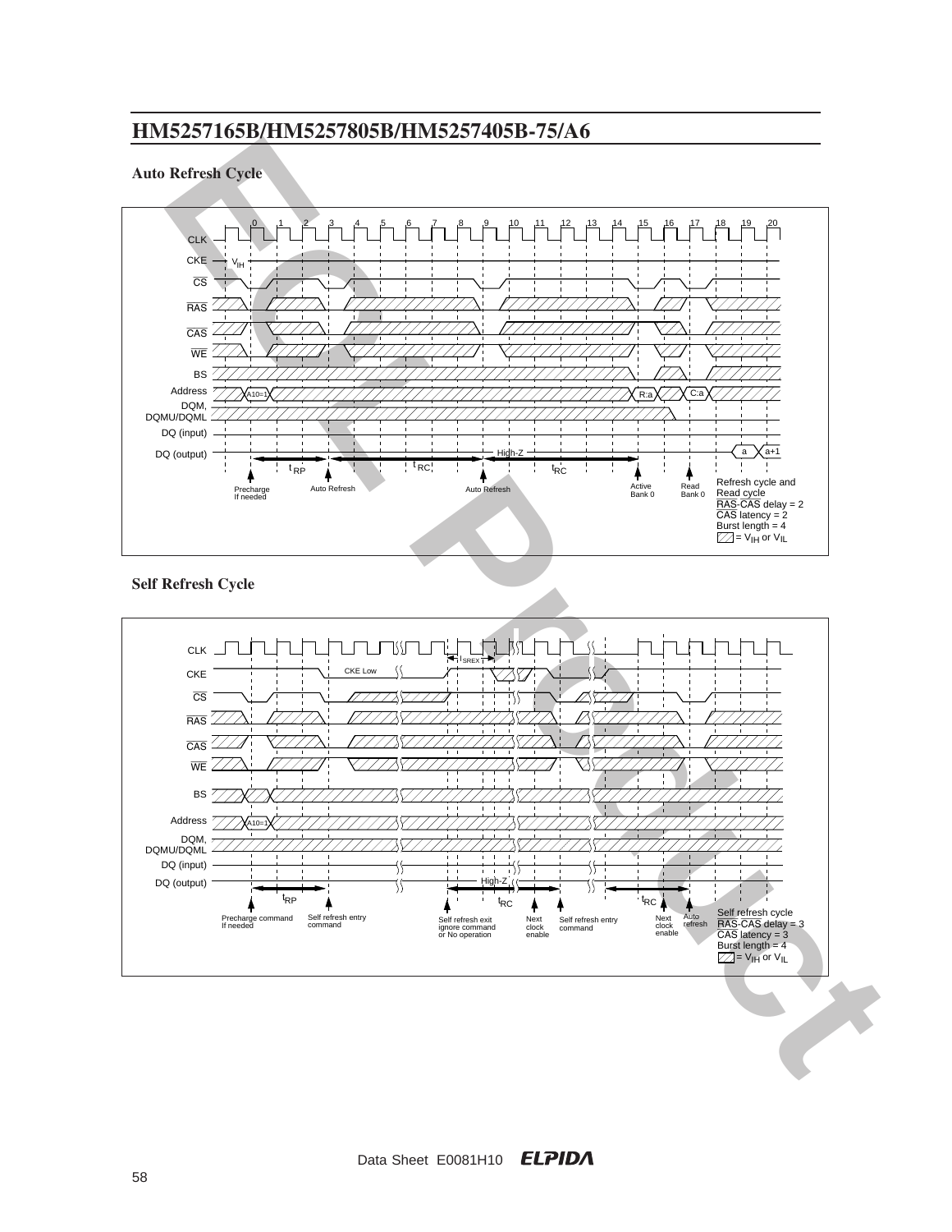## Auto Refresh Cycle

Refresh cycle and
Read cycle
RAS-CAS delay = 2
CAS latency = 2
Burst length = 4
= $V_{IH}$ or $V_{IL}$

## Self Refresh Cycle

Self refresh cycle
RAS-CAS delay = 3
CAS latency = 3
Burst length = 4
= $V_{IH}$ or $V_{IL}$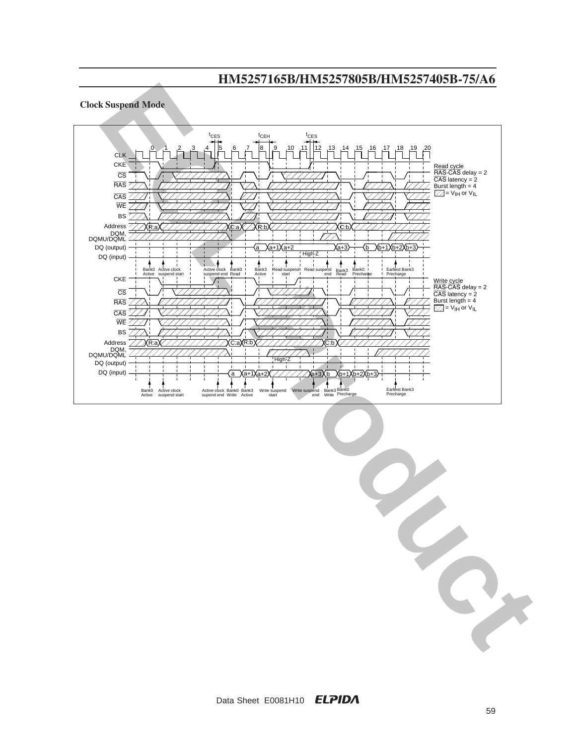## Clock Suspend Mode

**Read cycle**
$\overline{RAS}$-$\overline{CAS}$ delay = 2
$\overline{CAS}$ latency = 2
Burst length = 4
▨ = $V_{IH}$ or $V_{IL}$

**Write cycle**
$\overline{RAS}$-$\overline{CAS}$ delay = 2
$\overline{CAS}$ latency = 2
Burst length = 4
▨ = $V_{IH}$ or $V_{IL}$

Read cycle events: Bank0 Active; Active clock suspend start; Active clock suspend end; Bank0 Read; Bank3 Active; Read suspend start; Read suspend end; Bank3 Read; Bank0 Precharge; Earliest Bank3 Precharge

Write cycle events: Bank0 Active; Active clock suspend start; Active clock supend end; Bank0 Write; Bank3 Active; Write suspend start; Write suspend end; Bank3 Write; Bank0 Precharge; Earliest Bank3 Precharge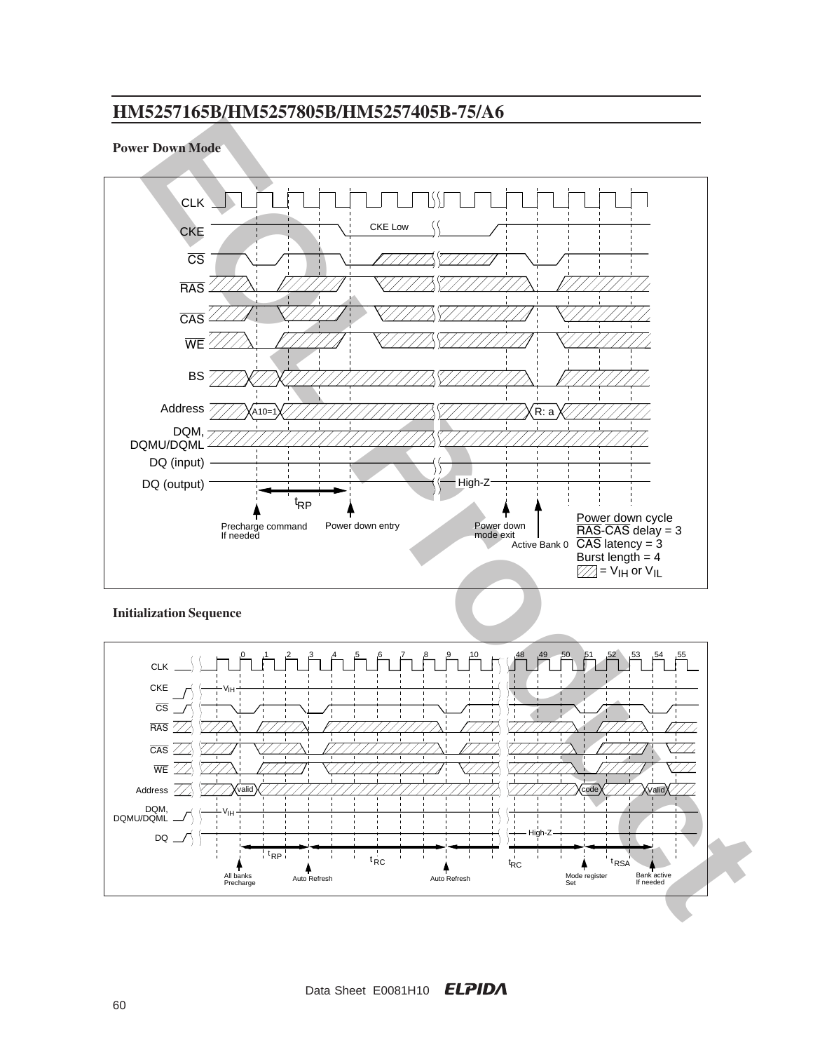## Power Down Mode

CLK

CKE — CKE Low

$\overline{CS}$

$\overline{RAS}$

$\overline{CAS}$

$\overline{WE}$

BS

Address — A10=1 — R: a

DQM, DQMU/DQML

DQ (input)

DQ (output) — High-Z

$t_{RP}$

Precharge command If needed — Power down entry — Power down mode exit — Active Bank 0

Power down cycle
$\overline{RAS}$-$\overline{CAS}$ delay = 3
$\overline{CAS}$ latency = 3
Burst length = 4
= $V_{IH}$ or $V_{IL}$

## Initialization Sequence

CLK — 0 1 2 3 4 5 6 7 8 9 10 48 49 50 51 52 53 54 55

CKE — $V_{IH}$

$\overline{CS}$

$\overline{RAS}$

$\overline{CAS}$

$\overline{WE}$

Address — valid — code — Valid

DQM, DQMU/DQML — $V_{IH}$

DQ — High-Z

$t_{RP}$ — $t_{RC}$ — $t_{RC}$ — $t_{RSA}$

All banks Precharge — Auto Refresh — Auto Refresh — Mode register Set — Bank active If needed

Data Sheet E0081H10 ELPIDA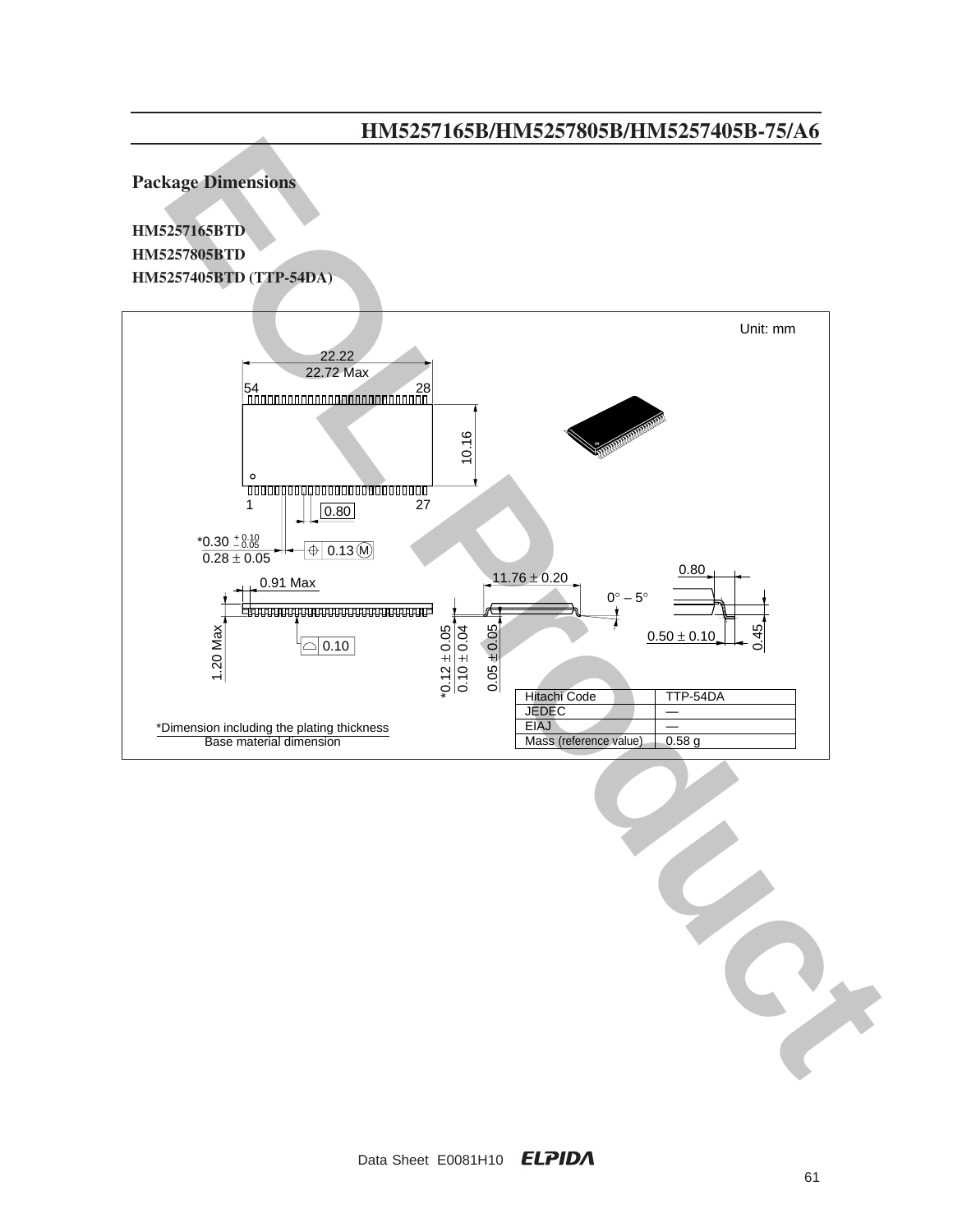## Package Dimensions

**HM5257165BTD**
**HM5257805BTD**
**HM5257405BTD (TTP-54DA)**

Unit: mm

22.22
22.72 Max

54 28

10.16

1 27

0.80

*0.30 +0.10 −0.05
0.28 ± 0.05

0.13 M

0.91 Max

11.76 ± 0.20

0.80

0° – 5°

1.20 Max

0.10

*0.12 ± 0.05
0.10 ± 0.04
0.05 ± 0.05

0.50 ± 0.10

0.45

| Hitachi Code | TTP-54DA |
|---|---|
| JEDEC | — |
| EIAJ | — |
| Mass (reference value) | 0.58 g |

*Dimension including the plating thickness
Base material dimension

Data Sheet E0081H10 ELPIDA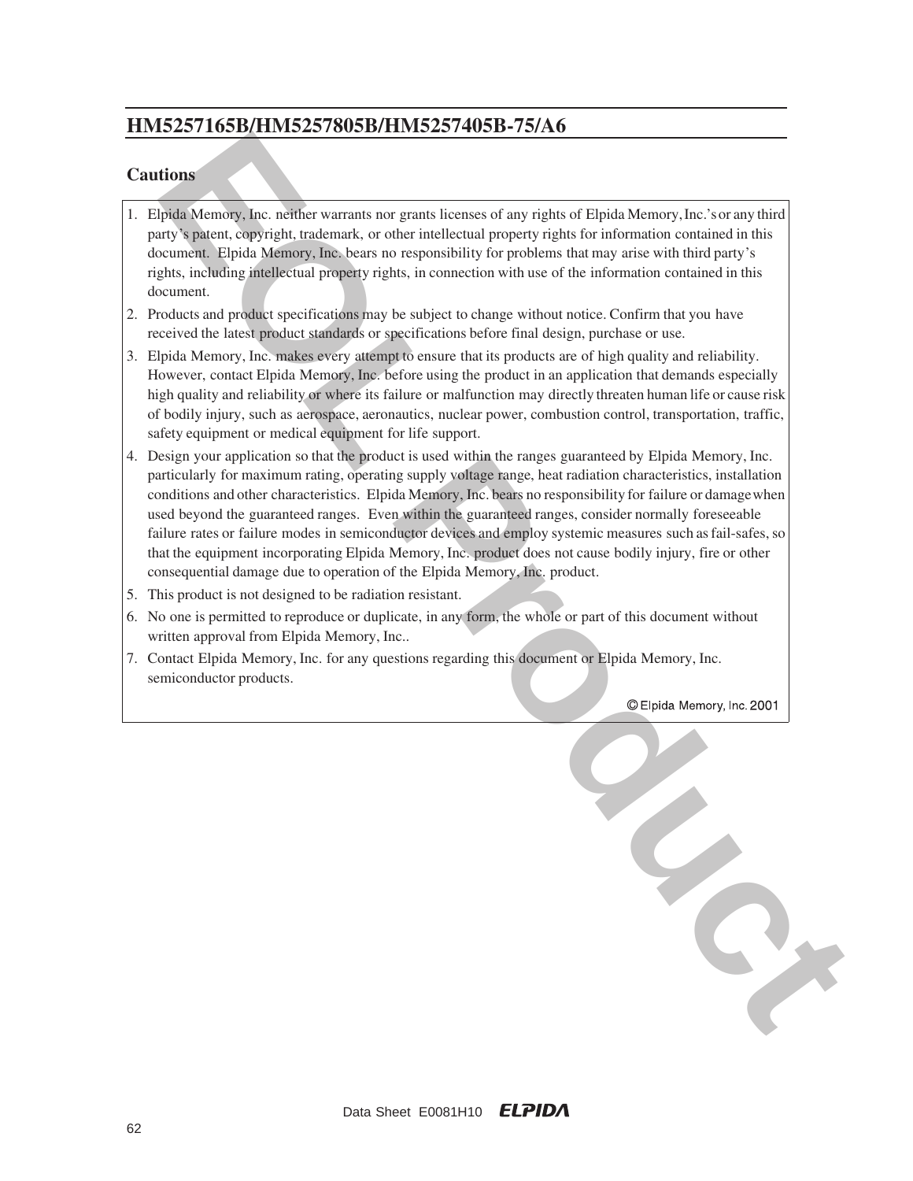## Cautions

1. Elpida Memory, Inc. neither warrants nor grants licenses of any rights of Elpida Memory, Inc.'s or any third party's patent, copyright, trademark, or other intellectual property rights for information contained in this document. Elpida Memory, Inc. bears no responsibility for problems that may arise with third party's rights, including intellectual property rights, in connection with use of the information contained in this document.
2. Products and product specifications may be subject to change without notice. Confirm that you have received the latest product standards or specifications before final design, purchase or use.
3. Elpida Memory, Inc. makes every attempt to ensure that its products are of high quality and reliability. However, contact Elpida Memory, Inc. before using the product in an application that demands especially high quality and reliability or where its failure or malfunction may directly threaten human life or cause risk of bodily injury, such as aerospace, aeronautics, nuclear power, combustion control, transportation, traffic, safety equipment or medical equipment for life support.
4. Design your application so that the product is used within the ranges guaranteed by Elpida Memory, Inc. particularly for maximum rating, operating supply voltage range, heat radiation characteristics, installation conditions and other characteristics. Elpida Memory, Inc. bears no responsibility for failure or damage when used beyond the guaranteed ranges. Even within the guaranteed ranges, consider normally foreseeable failure rates or failure modes in semiconductor devices and employ systemic measures such as fail-safes, so that the equipment incorporating Elpida Memory, Inc. product does not cause bodily injury, fire or other consequential damage due to operation of the Elpida Memory, Inc. product.
5. This product is not designed to be radiation resistant.
6. No one is permitted to reproduce or duplicate, in any form, the whole or part of this document without written approval from Elpida Memory, Inc..
7. Contact Elpida Memory, Inc. for any questions regarding this document or Elpida Memory, Inc. semiconductor products.

© Elpida Memory, Inc. 2001

EOL Product